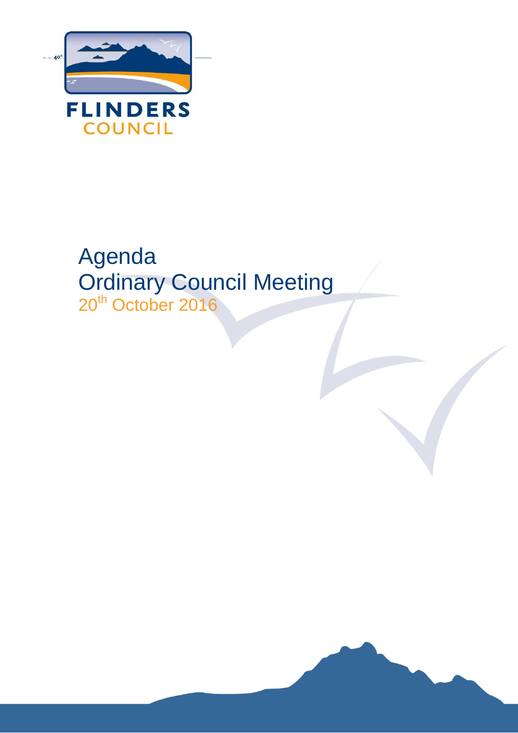FLINDERS
COUNCIL

# Agenda
# Ordinary Council Meeting

20th October 2016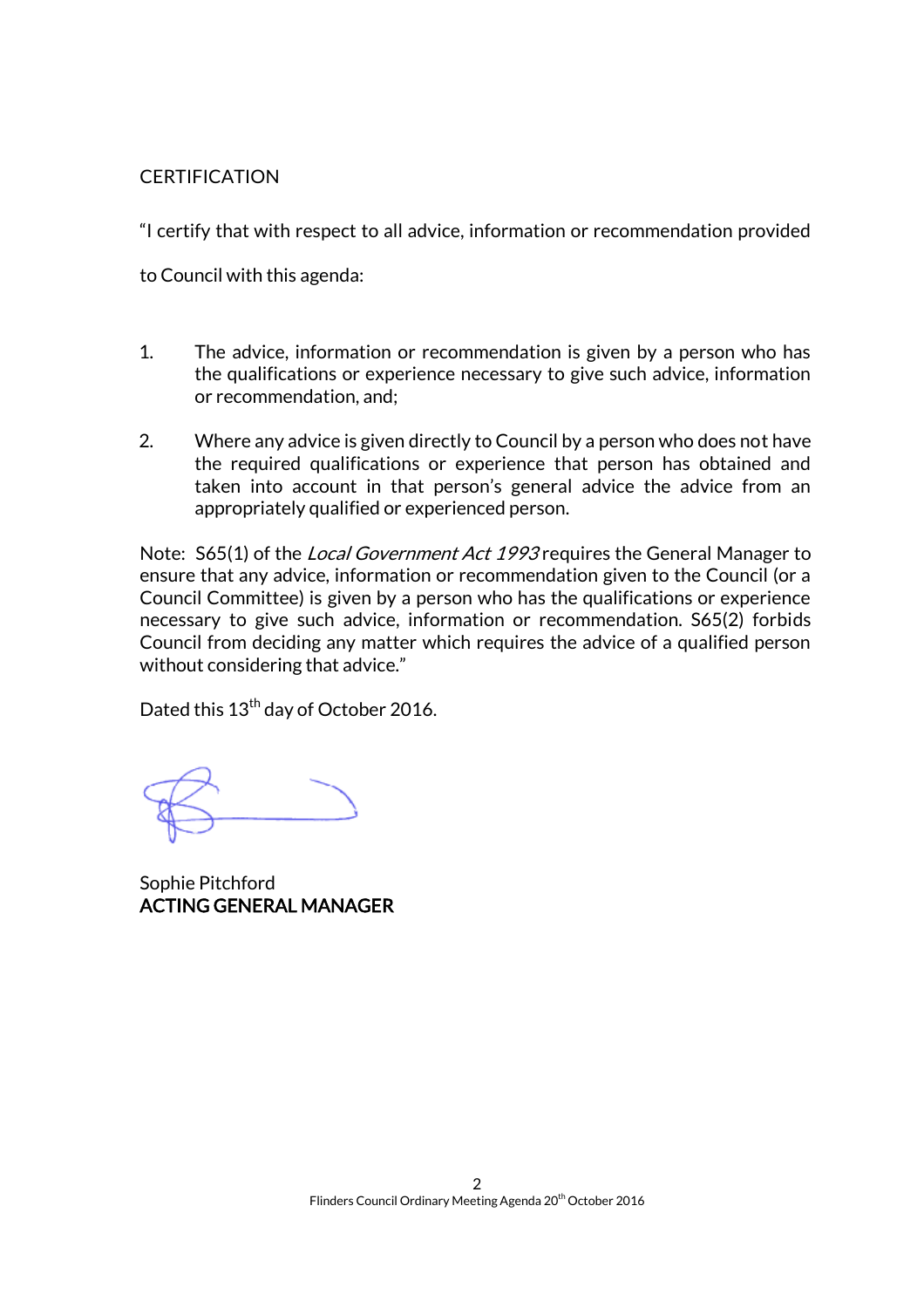CERTIFICATION

"I certify that with respect to all advice, information or recommendation provided to Council with this agenda:

1. The advice, information or recommendation is given by a person who has the qualifications or experience necessary to give such advice, information or recommendation, and;

2. Where any advice is given directly to Council by a person who does not have the required qualifications or experience that person has obtained and taken into account in that person's general advice the advice from an appropriately qualified or experienced person.

Note: S65(1) of the *Local Government Act 1993* requires the General Manager to ensure that any advice, information or recommendation given to the Council (or a Council Committee) is given by a person who has the qualifications or experience necessary to give such advice, information or recommendation. S65(2) forbids Council from deciding any matter which requires the advice of a qualified person without considering that advice."

Dated this 13th day of October 2016.

Sophie Pitchford
**ACTING GENERAL MANAGER**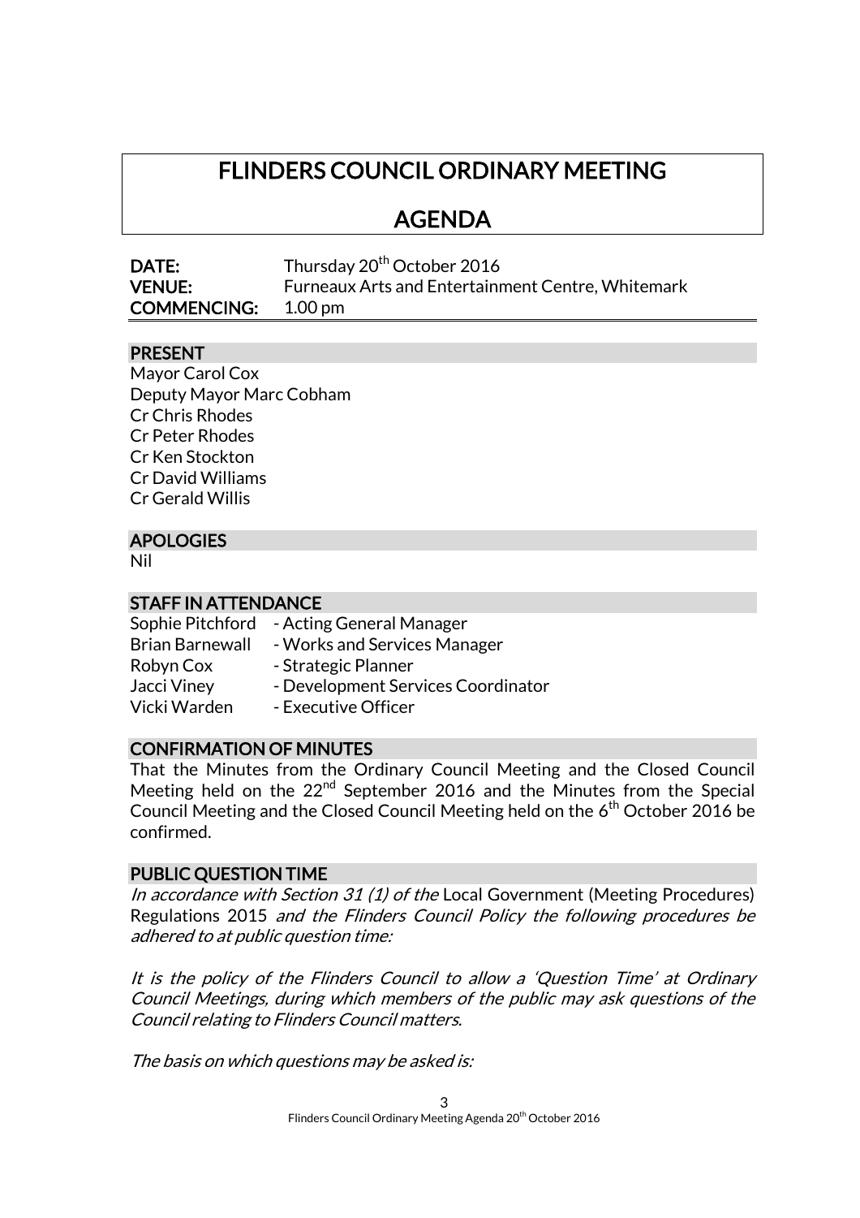# FLINDERS COUNCIL ORDINARY MEETING

# AGENDA

**DATE:** Thursday 20th October 2016
**VENUE:** Furneaux Arts and Entertainment Centre, Whitemark
**COMMENCING:** 1.00 pm

## PRESENT

Mayor Carol Cox
Deputy Mayor Marc Cobham
Cr Chris Rhodes
Cr Peter Rhodes
Cr Ken Stockton
Cr David Williams
Cr Gerald Willis

## APOLOGIES

Nil

## STAFF IN ATTENDANCE

| | |
|---|---|
| Sophie Pitchford | - Acting General Manager |
| Brian Barnewall | - Works and Services Manager |
| Robyn Cox | - Strategic Planner |
| Jacci Viney | - Development Services Coordinator |
| Vicki Warden | - Executive Officer |

## CONFIRMATION OF MINUTES

That the Minutes from the Ordinary Council Meeting and the Closed Council Meeting held on the 22nd September 2016 and the Minutes from the Special Council Meeting and the Closed Council Meeting held on the 6th October 2016 be confirmed.

## PUBLIC QUESTION TIME

*In accordance with Section 31 (1) of the* Local Government (Meeting Procedures) Regulations 2015 *and the Flinders Council Policy the following procedures be adhered to at public question time:*

*It is the policy of the Flinders Council to allow a 'Question Time' at Ordinary Council Meetings, during which members of the public may ask questions of the Council relating to Flinders Council matters.*

*The basis on which questions may be asked is:*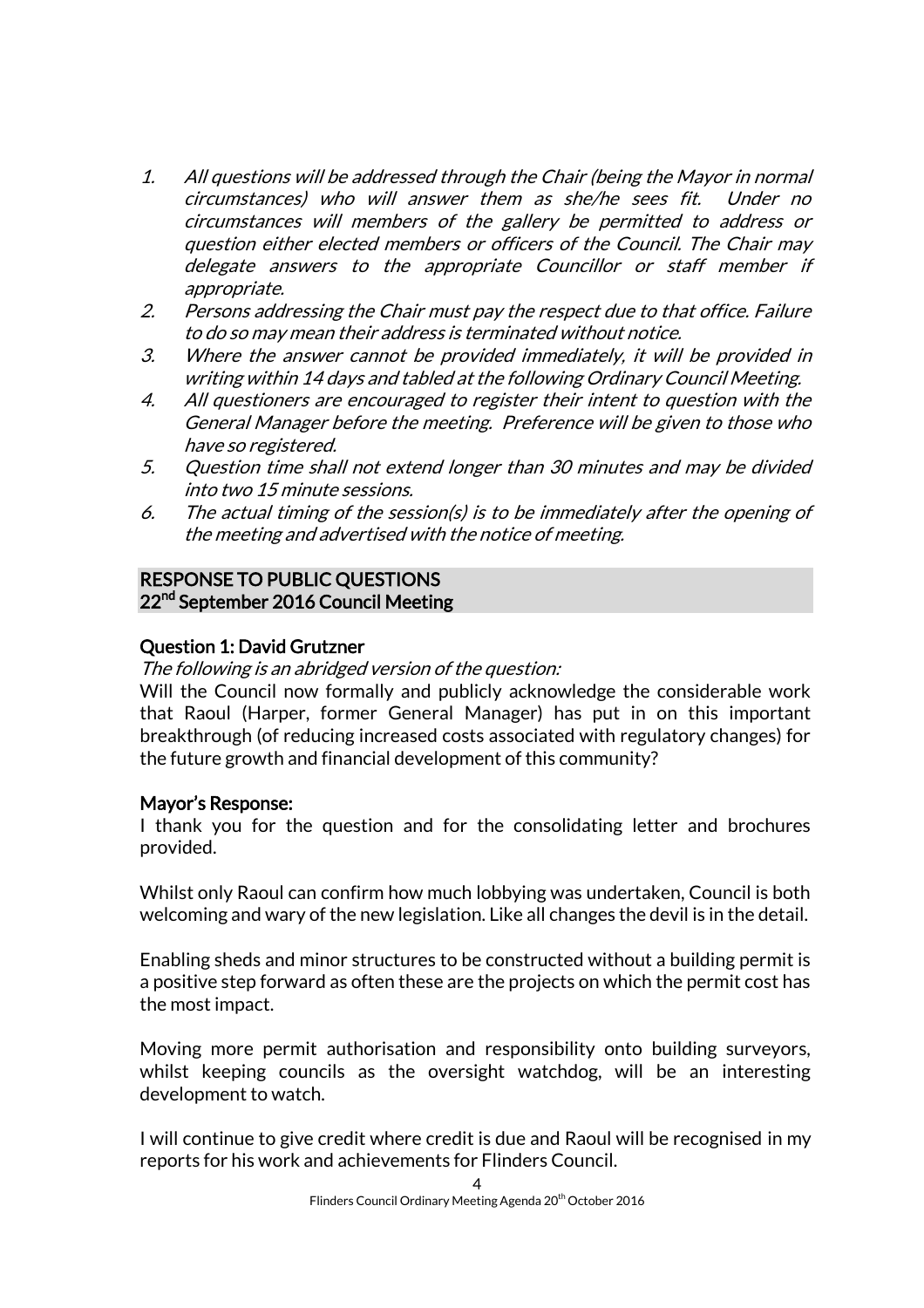1. *All questions will be addressed through the Chair (being the Mayor in normal circumstances) who will answer them as she/he sees fit. Under no circumstances will members of the gallery be permitted to address or question either elected members or officers of the Council. The Chair may delegate answers to the appropriate Councillor or staff member if appropriate.*
2. *Persons addressing the Chair must pay the respect due to that office. Failure to do so may mean their address is terminated without notice.*
3. *Where the answer cannot be provided immediately, it will be provided in writing within 14 days and tabled at the following Ordinary Council Meeting.*
4. *All questioners are encouraged to register their intent to question with the General Manager before the meeting. Preference will be given to those who have so registered.*
5. *Question time shall not extend longer than 30 minutes and may be divided into two 15 minute sessions.*
6. *The actual timing of the session(s) is to be immediately after the opening of the meeting and advertised with the notice of meeting.*

## RESPONSE TO PUBLIC QUESTIONS
## 22nd September 2016 Council Meeting

**Question 1: David Grutzner**

*The following is an abridged version of the question:*

Will the Council now formally and publicly acknowledge the considerable work that Raoul (Harper, former General Manager) has put in on this important breakthrough (of reducing increased costs associated with regulatory changes) for the future growth and financial development of this community?

**Mayor's Response:**

I thank you for the question and for the consolidating letter and brochures provided.

Whilst only Raoul can confirm how much lobbying was undertaken, Council is both welcoming and wary of the new legislation. Like all changes the devil is in the detail.

Enabling sheds and minor structures to be constructed without a building permit is a positive step forward as often these are the projects on which the permit cost has the most impact.

Moving more permit authorisation and responsibility onto building surveyors, whilst keeping councils as the oversight watchdog, will be an interesting development to watch.

I will continue to give credit where credit is due and Raoul will be recognised in my reports for his work and achievements for Flinders Council.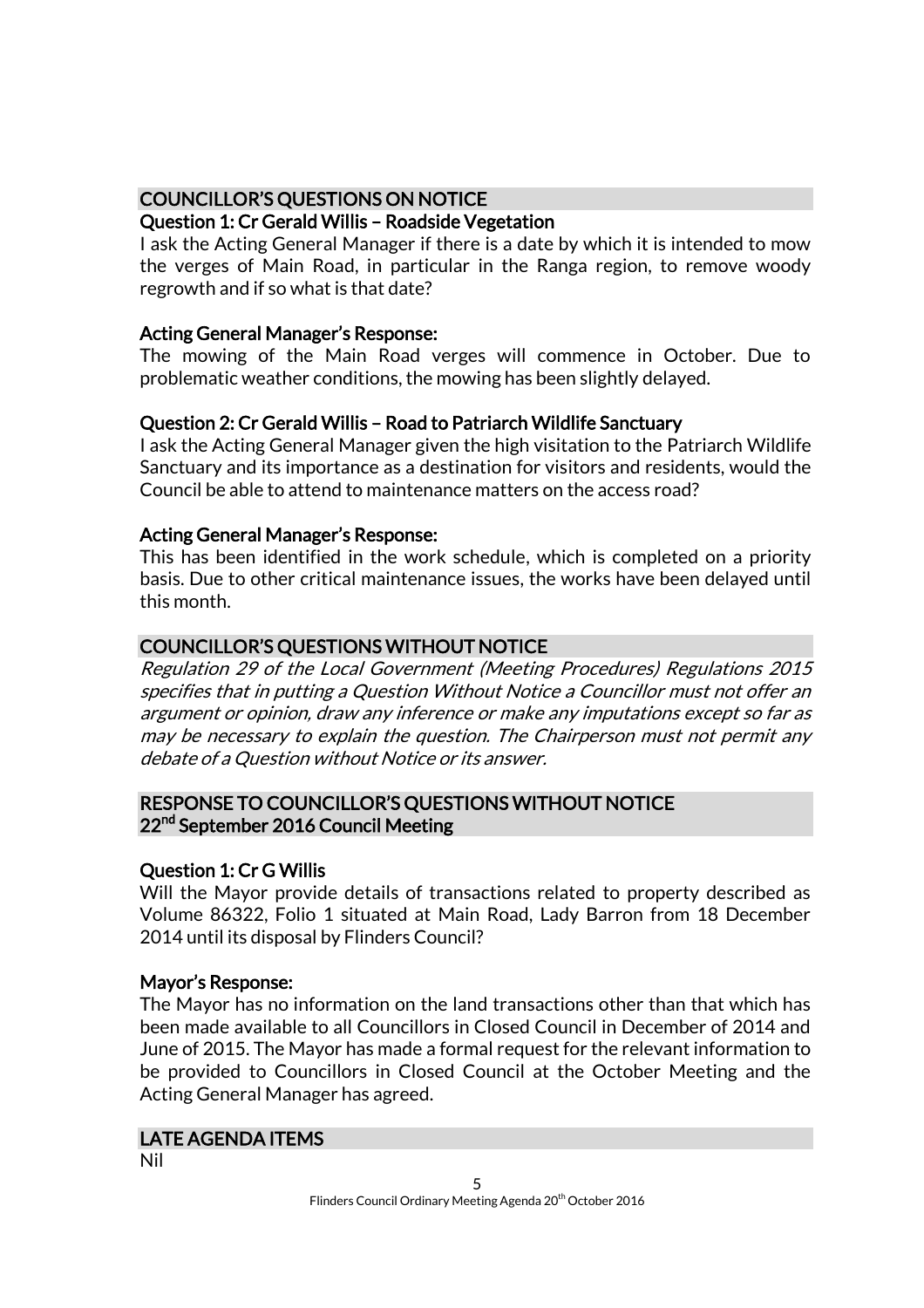## COUNCILLOR'S QUESTIONS ON NOTICE

### Question 1: Cr Gerald Willis – Roadside Vegetation

I ask the Acting General Manager if there is a date by which it is intended to mow the verges of Main Road, in particular in the Ranga region, to remove woody regrowth and if so what is that date?

### Acting General Manager's Response:

The mowing of the Main Road verges will commence in October. Due to problematic weather conditions, the mowing has been slightly delayed.

### Question 2: Cr Gerald Willis – Road to Patriarch Wildlife Sanctuary

I ask the Acting General Manager given the high visitation to the Patriarch Wildlife Sanctuary and its importance as a destination for visitors and residents, would the Council be able to attend to maintenance matters on the access road?

### Acting General Manager's Response:

This has been identified in the work schedule, which is completed on a priority basis. Due to other critical maintenance issues, the works have been delayed until this month.

## COUNCILLOR'S QUESTIONS WITHOUT NOTICE

*Regulation 29 of the Local Government (Meeting Procedures) Regulations 2015 specifies that in putting a Question Without Notice a Councillor must not offer an argument or opinion, draw any inference or make any imputations except so far as may be necessary to explain the question. The Chairperson must not permit any debate of a Question without Notice or its answer.*

## RESPONSE TO COUNCILLOR'S QUESTIONS WITHOUT NOTICE 22nd September 2016 Council Meeting

### Question 1: Cr G Willis

Will the Mayor provide details of transactions related to property described as Volume 86322, Folio 1 situated at Main Road, Lady Barron from 18 December 2014 until its disposal by Flinders Council?

### Mayor's Response:

The Mayor has no information on the land transactions other than that which has been made available to all Councillors in Closed Council in December of 2014 and June of 2015. The Mayor has made a formal request for the relevant information to be provided to Councillors in Closed Council at the October Meeting and the Acting General Manager has agreed.

## LATE AGENDA ITEMS

Nil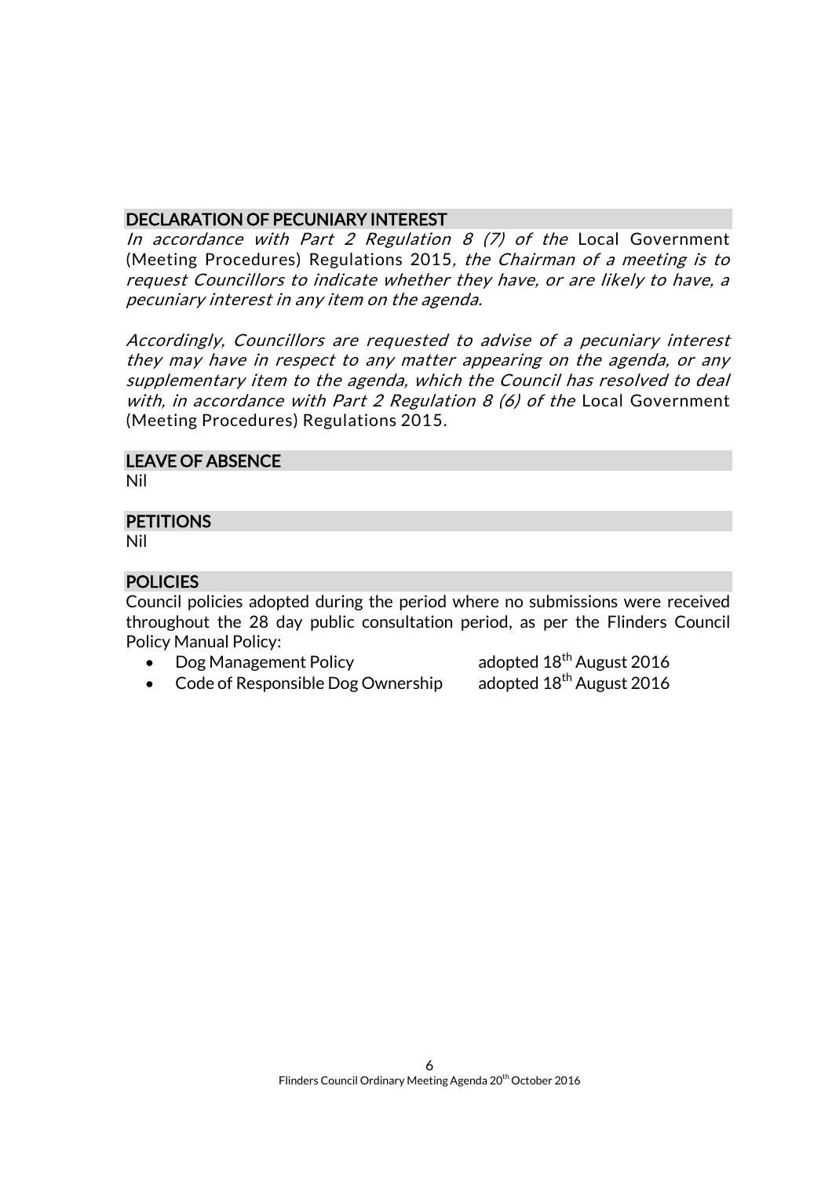## DECLARATION OF PECUNIARY INTEREST

*In accordance with Part 2 Regulation 8 (7) of the* Local Government (Meeting Procedures) Regulations 2015*, the Chairman of a meeting is to request Councillors to indicate whether they have, or are likely to have, a pecuniary interest in any item on the agenda.*

*Accordingly, Councillors are requested to advise of a pecuniary interest they may have in respect to any matter appearing on the agenda, or any supplementary item to the agenda, which the Council has resolved to deal with, in accordance with Part 2 Regulation 8 (6) of the* Local Government (Meeting Procedures) Regulations 2015.

## LEAVE OF ABSENCE

Nil

## PETITIONS

Nil

## POLICIES

Council policies adopted during the period where no submissions were received throughout the 28 day public consultation period, as per the Flinders Council Policy Manual Policy:

- Dog Management Policy adopted 18th August 2016
- Code of Responsible Dog Ownership adopted 18th August 2016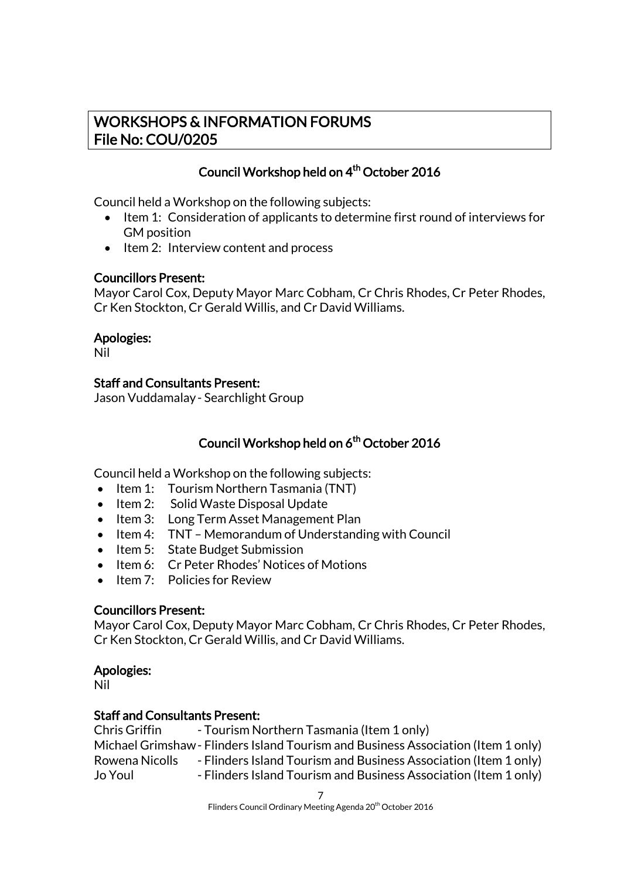# WORKSHOPS & INFORMATION FORUMS
# File No: COU/0205

## Council Workshop held on 4th October 2016

Council held a Workshop on the following subjects:

- Item 1: Consideration of applicants to determine first round of interviews for GM position
- Item 2: Interview content and process

**Councillors Present:**
Mayor Carol Cox, Deputy Mayor Marc Cobham, Cr Chris Rhodes, Cr Peter Rhodes, Cr Ken Stockton, Cr Gerald Willis, and Cr David Williams.

**Apologies:**
Nil

**Staff and Consultants Present:**
Jason Vuddamalay - Searchlight Group

## Council Workshop held on 6th October 2016

Council held a Workshop on the following subjects:

- Item 1: Tourism Northern Tasmania (TNT)
- Item 2: Solid Waste Disposal Update
- Item 3: Long Term Asset Management Plan
- Item 4: TNT – Memorandum of Understanding with Council
- Item 5: State Budget Submission
- Item 6: Cr Peter Rhodes' Notices of Motions
- Item 7: Policies for Review

**Councillors Present:**
Mayor Carol Cox, Deputy Mayor Marc Cobham, Cr Chris Rhodes, Cr Peter Rhodes, Cr Ken Stockton, Cr Gerald Willis, and Cr David Williams.

**Apologies:**
Nil

**Staff and Consultants Present:**
Chris Griffin - Tourism Northern Tasmania (Item 1 only)
Michael Grimshaw - Flinders Island Tourism and Business Association (Item 1 only)
Rowena Nicolls - Flinders Island Tourism and Business Association (Item 1 only)
Jo Youl - Flinders Island Tourism and Business Association (Item 1 only)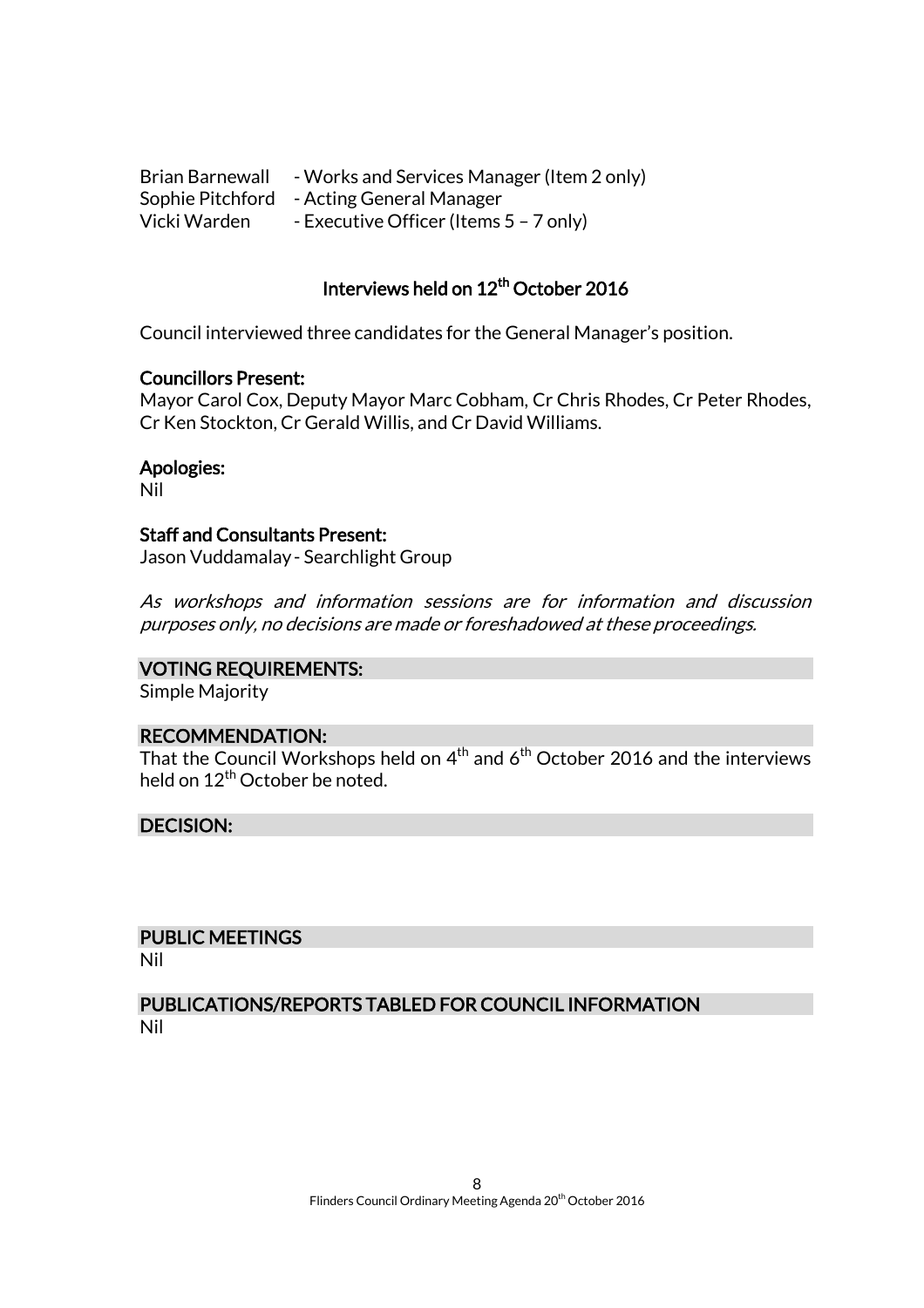Brian Barnewall - Works and Services Manager (Item 2 only)
Sophie Pitchford - Acting General Manager
Vicki Warden - Executive Officer (Items 5 – 7 only)

## Interviews held on 12th October 2016

Council interviewed three candidates for the General Manager's position.

**Councillors Present:**
Mayor Carol Cox, Deputy Mayor Marc Cobham, Cr Chris Rhodes, Cr Peter Rhodes, Cr Ken Stockton, Cr Gerald Willis, and Cr David Williams.

**Apologies:**
Nil

**Staff and Consultants Present:**
Jason Vuddamalay - Searchlight Group

*As workshops and information sessions are for information and discussion purposes only, no decisions are made or foreshadowed at these proceedings.*

**VOTING REQUIREMENTS:**
Simple Majority

**RECOMMENDATION:**
That the Council Workshops held on 4th and 6th October 2016 and the interviews held on 12th October be noted.

**DECISION:**

**PUBLIC MEETINGS**
Nil

**PUBLICATIONS/REPORTS TABLED FOR COUNCIL INFORMATION**
Nil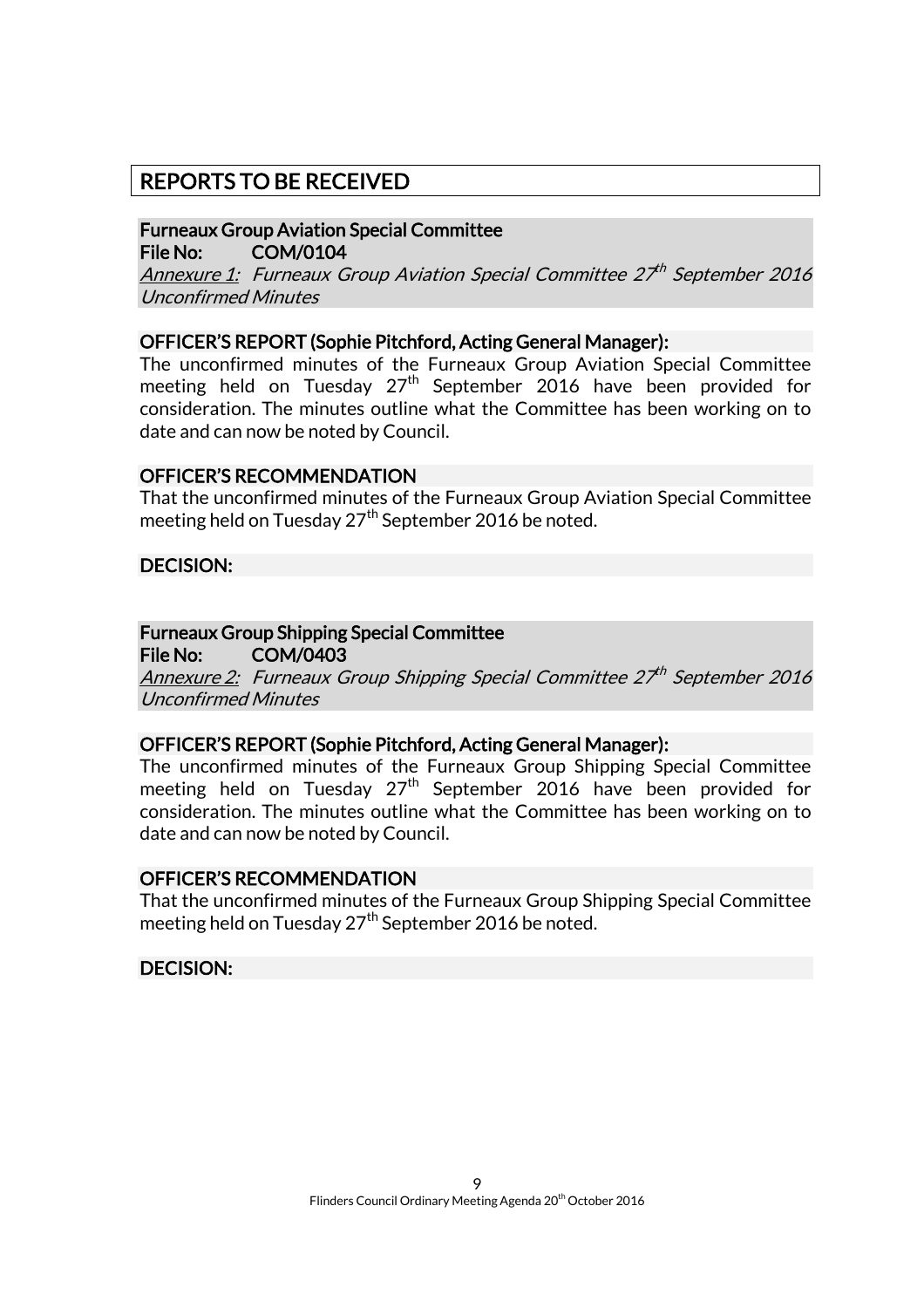# REPORTS TO BE RECEIVED

## Furneaux Group Aviation Special Committee

**File No: COM/0104**

*<u>Annexure 1:</u> Furneaux Group Aviation Special Committee 27th September 2016 Unconfirmed Minutes*

### OFFICER'S REPORT (Sophie Pitchford, Acting General Manager):

The unconfirmed minutes of the Furneaux Group Aviation Special Committee meeting held on Tuesday 27th September 2016 have been provided for consideration. The minutes outline what the Committee has been working on to date and can now be noted by Council.

### OFFICER'S RECOMMENDATION

That the unconfirmed minutes of the Furneaux Group Aviation Special Committee meeting held on Tuesday 27th September 2016 be noted.

### DECISION:

## Furneaux Group Shipping Special Committee

**File No: COM/0403**

*<u>Annexure 2:</u> Furneaux Group Shipping Special Committee 27th September 2016 Unconfirmed Minutes*

### OFFICER'S REPORT (Sophie Pitchford, Acting General Manager):

The unconfirmed minutes of the Furneaux Group Shipping Special Committee meeting held on Tuesday 27th September 2016 have been provided for consideration. The minutes outline what the Committee has been working on to date and can now be noted by Council.

### OFFICER'S RECOMMENDATION

That the unconfirmed minutes of the Furneaux Group Shipping Special Committee meeting held on Tuesday 27th September 2016 be noted.

### DECISION: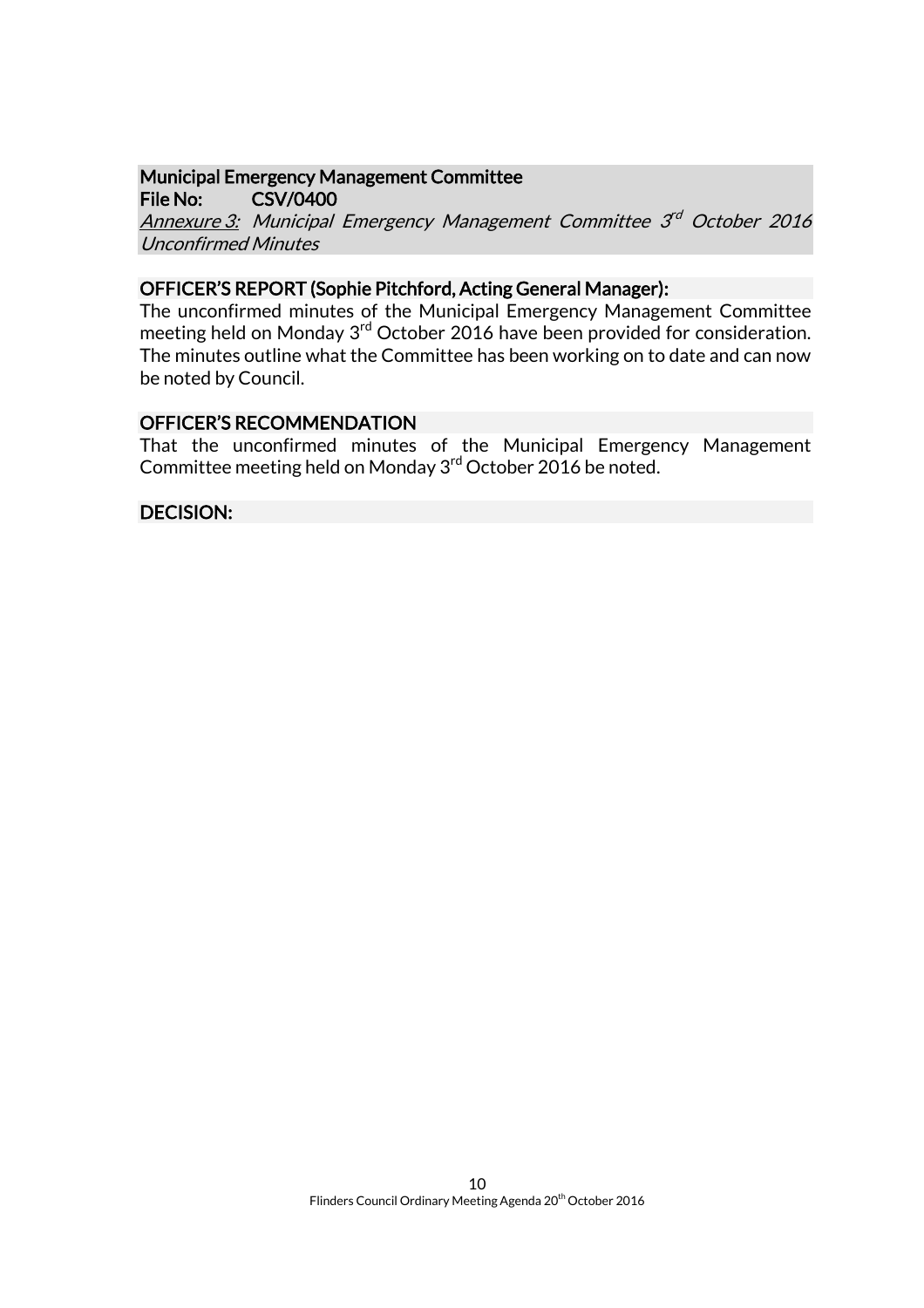**Municipal Emergency Management Committee**
**File No: CSV/0400**
*Annexure 3: Municipal Emergency Management Committee 3rd October 2016 Unconfirmed Minutes*

**OFFICER'S REPORT (Sophie Pitchford, Acting General Manager):**

The unconfirmed minutes of the Municipal Emergency Management Committee meeting held on Monday 3rd October 2016 have been provided for consideration. The minutes outline what the Committee has been working on to date and can now be noted by Council.

**OFFICER'S RECOMMENDATION**

That the unconfirmed minutes of the Municipal Emergency Management Committee meeting held on Monday 3rd October 2016 be noted.

**DECISION:**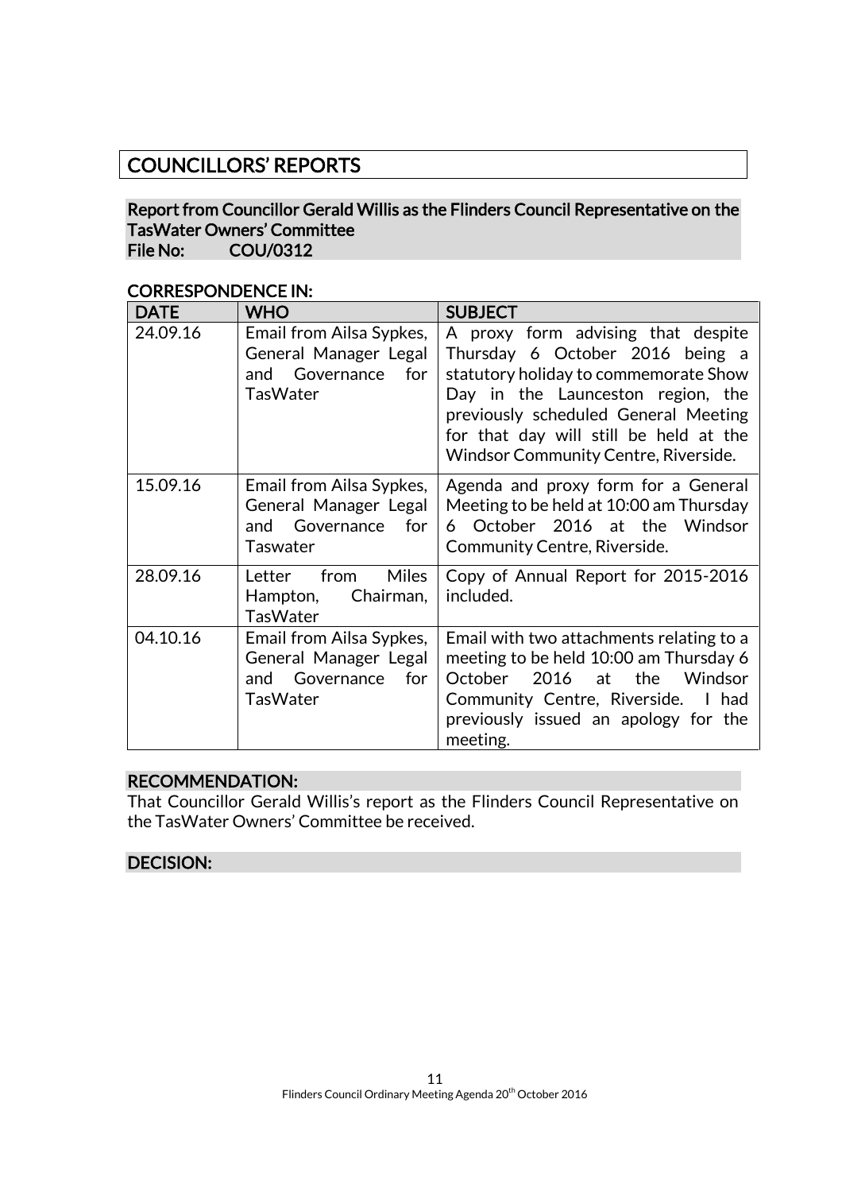# COUNCILLORS' REPORTS

## Report from Councillor Gerald Willis as the Flinders Council Representative on the TasWater Owners' Committee

**File No: COU/0312**

### CORRESPONDENCE IN:

| DATE | WHO | SUBJECT |
|---|---|---|
| 24.09.16 | Email from Ailsa Sypkes, General Manager Legal and Governance for TasWater | A proxy form advising that despite Thursday 6 October 2016 being a statutory holiday to commemorate Show Day in the Launceston region, the previously scheduled General Meeting for that day will still be held at the Windsor Community Centre, Riverside. |
| 15.09.16 | Email from Ailsa Sypkes, General Manager Legal and Governance for Taswater | Agenda and proxy form for a General Meeting to be held at 10:00 am Thursday 6 October 2016 at the Windsor Community Centre, Riverside. |
| 28.09.16 | Letter from Miles Hampton, Chairman, TasWater | Copy of Annual Report for 2015-2016 included. |
| 04.10.16 | Email from Ailsa Sypkes, General Manager Legal and Governance for TasWater | Email with two attachments relating to a meeting to be held 10:00 am Thursday 6 October 2016 at the Windsor Community Centre, Riverside. I had previously issued an apology for the meeting. |

### RECOMMENDATION:

That Councillor Gerald Willis's report as the Flinders Council Representative on the TasWater Owners' Committee be received.

### DECISION: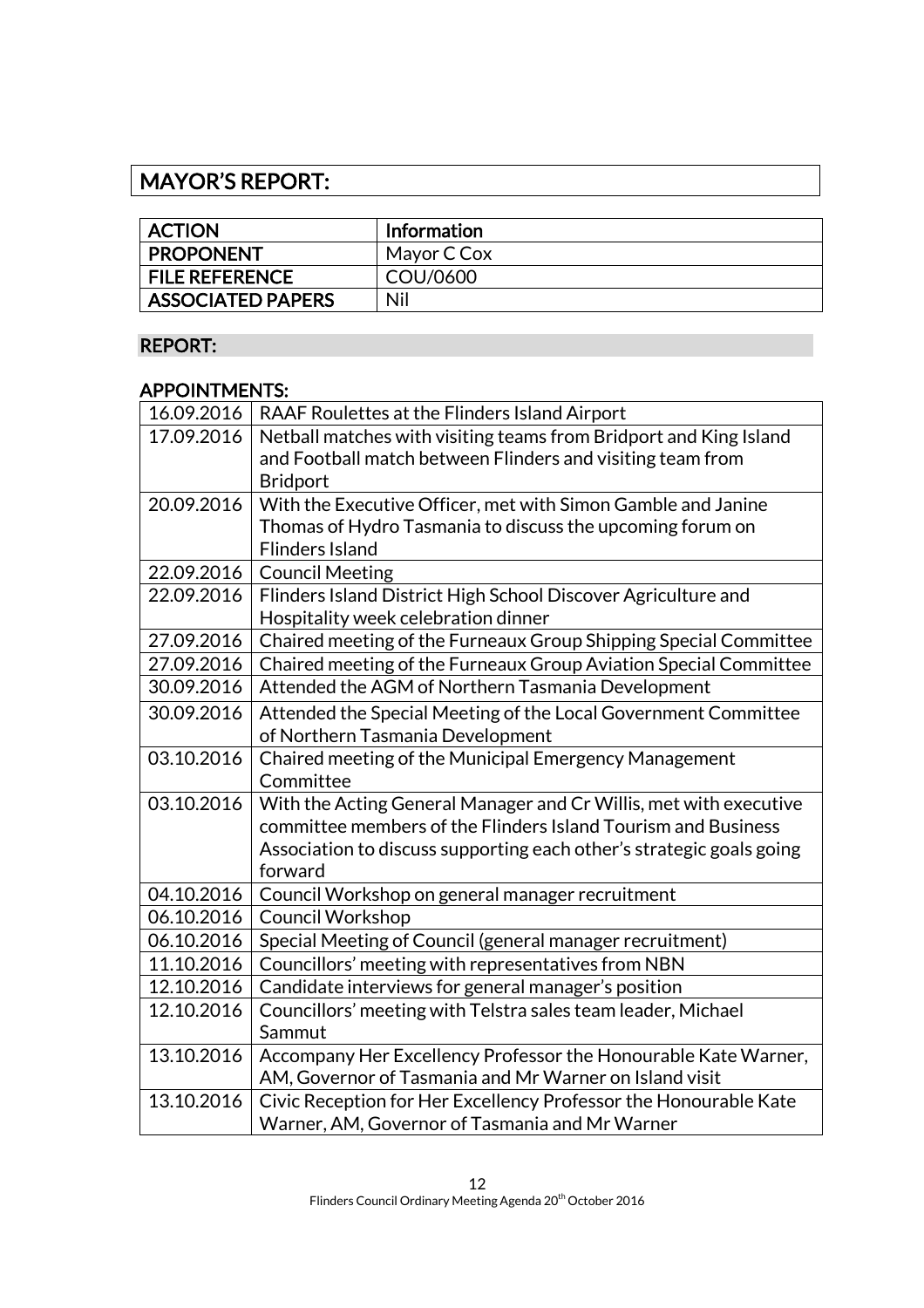## MAYOR'S REPORT:

| **ACTION** | **Information** |
| --- | --- |
| **PROPONENT** | Mayor C Cox |
| **FILE REFERENCE** | COU/0600 |
| **ASSOCIATED PAPERS** | Nil |

### REPORT:

### APPOINTMENTS:

| | |
| --- | --- |
| 16.09.2016 | RAAF Roulettes at the Flinders Island Airport |
| 17.09.2016 | Netball matches with visiting teams from Bridport and King Island and Football match between Flinders and visiting team from Bridport |
| 20.09.2016 | With the Executive Officer, met with Simon Gamble and Janine Thomas of Hydro Tasmania to discuss the upcoming forum on Flinders Island |
| 22.09.2016 | Council Meeting |
| 22.09.2016 | Flinders Island District High School Discover Agriculture and Hospitality week celebration dinner |
| 27.09.2016 | Chaired meeting of the Furneaux Group Shipping Special Committee |
| 27.09.2016 | Chaired meeting of the Furneaux Group Aviation Special Committee |
| 30.09.2016 | Attended the AGM of Northern Tasmania Development |
| 30.09.2016 | Attended the Special Meeting of the Local Government Committee of Northern Tasmania Development |
| 03.10.2016 | Chaired meeting of the Municipal Emergency Management Committee |
| 03.10.2016 | With the Acting General Manager and Cr Willis, met with executive committee members of the Flinders Island Tourism and Business Association to discuss supporting each other's strategic goals going forward |
| 04.10.2016 | Council Workshop on general manager recruitment |
| 06.10.2016 | Council Workshop |
| 06.10.2016 | Special Meeting of Council (general manager recruitment) |
| 11.10.2016 | Councillors' meeting with representatives from NBN |
| 12.10.2016 | Candidate interviews for general manager's position |
| 12.10.2016 | Councillors' meeting with Telstra sales team leader, Michael Sammut |
| 13.10.2016 | Accompany Her Excellency Professor the Honourable Kate Warner, AM, Governor of Tasmania and Mr Warner on Island visit |
| 13.10.2016 | Civic Reception for Her Excellency Professor the Honourable Kate Warner, AM, Governor of Tasmania and Mr Warner |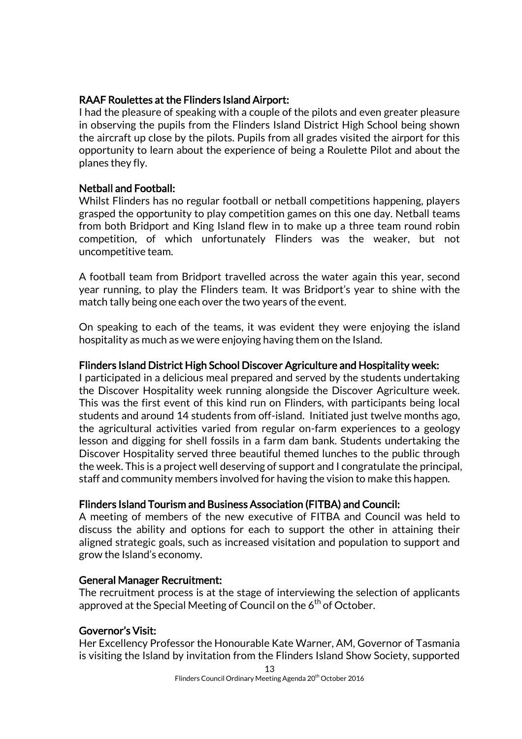### RAAF Roulettes at the Flinders Island Airport:

I had the pleasure of speaking with a couple of the pilots and even greater pleasure in observing the pupils from the Flinders Island District High School being shown the aircraft up close by the pilots. Pupils from all grades visited the airport for this opportunity to learn about the experience of being a Roulette Pilot and about the planes they fly.

### Netball and Football:

Whilst Flinders has no regular football or netball competitions happening, players grasped the opportunity to play competition games on this one day. Netball teams from both Bridport and King Island flew in to make up a three team round robin competition, of which unfortunately Flinders was the weaker, but not uncompetitive team.

A football team from Bridport travelled across the water again this year, second year running, to play the Flinders team. It was Bridport's year to shine with the match tally being one each over the two years of the event.

On speaking to each of the teams, it was evident they were enjoying the island hospitality as much as we were enjoying having them on the Island.

### Flinders Island District High School Discover Agriculture and Hospitality week:

I participated in a delicious meal prepared and served by the students undertaking the Discover Hospitality week running alongside the Discover Agriculture week. This was the first event of this kind run on Flinders, with participants being local students and around 14 students from off-island. Initiated just twelve months ago, the agricultural activities varied from regular on-farm experiences to a geology lesson and digging for shell fossils in a farm dam bank. Students undertaking the Discover Hospitality served three beautiful themed lunches to the public through the week. This is a project well deserving of support and I congratulate the principal, staff and community members involved for having the vision to make this happen.

### Flinders Island Tourism and Business Association (FITBA) and Council:

A meeting of members of the new executive of FITBA and Council was held to discuss the ability and options for each to support the other in attaining their aligned strategic goals, such as increased visitation and population to support and grow the Island's economy.

### General Manager Recruitment:

The recruitment process is at the stage of interviewing the selection of applicants approved at the Special Meeting of Council on the 6th of October.

### Governor's Visit:

Her Excellency Professor the Honourable Kate Warner, AM, Governor of Tasmania is visiting the Island by invitation from the Flinders Island Show Society, supported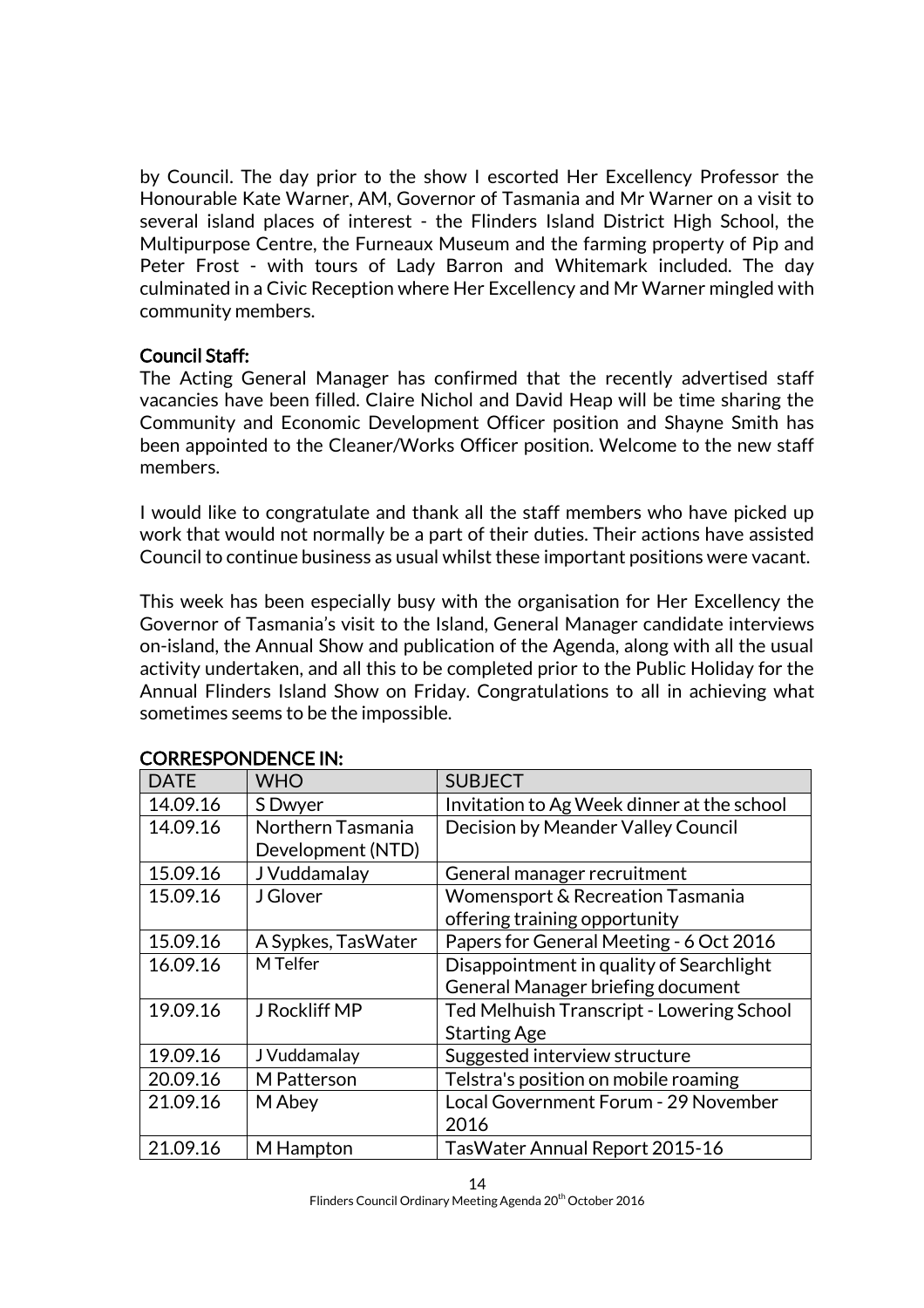by Council. The day prior to the show I escorted Her Excellency Professor the Honourable Kate Warner, AM, Governor of Tasmania and Mr Warner on a visit to several island places of interest - the Flinders Island District High School, the Multipurpose Centre, the Furneaux Museum and the farming property of Pip and Peter Frost - with tours of Lady Barron and Whitemark included. The day culminated in a Civic Reception where Her Excellency and Mr Warner mingled with community members.

**Council Staff:**

The Acting General Manager has confirmed that the recently advertised staff vacancies have been filled. Claire Nichol and David Heap will be time sharing the Community and Economic Development Officer position and Shayne Smith has been appointed to the Cleaner/Works Officer position. Welcome to the new staff members.

I would like to congratulate and thank all the staff members who have picked up work that would not normally be a part of their duties. Their actions have assisted Council to continue business as usual whilst these important positions were vacant.

This week has been especially busy with the organisation for Her Excellency the Governor of Tasmania's visit to the Island, General Manager candidate interviews on-island, the Annual Show and publication of the Agenda, along with all the usual activity undertaken, and all this to be completed prior to the Public Holiday for the Annual Flinders Island Show on Friday. Congratulations to all in achieving what sometimes seems to be the impossible.

**CORRESPONDENCE IN:**

| DATE | WHO | SUBJECT |
|---|---|---|
| 14.09.16 | S Dwyer | Invitation to Ag Week dinner at the school |
| 14.09.16 | Northern Tasmania Development (NTD) | Decision by Meander Valley Council |
| 15.09.16 | J Vuddamalay | General manager recruitment |
| 15.09.16 | J Glover | Womensport & Recreation Tasmania offering training opportunity |
| 15.09.16 | A Sypkes, TasWater | Papers for General Meeting - 6 Oct 2016 |
| 16.09.16 | M Telfer | Disappointment in quality of Searchlight General Manager briefing document |
| 19.09.16 | J Rockliff MP | Ted Melhuish Transcript - Lowering School Starting Age |
| 19.09.16 | J Vuddamalay | Suggested interview structure |
| 20.09.16 | M Patterson | Telstra's position on mobile roaming |
| 21.09.16 | M Abey | Local Government Forum - 29 November 2016 |
| 21.09.16 | M Hampton | TasWater Annual Report 2015-16 |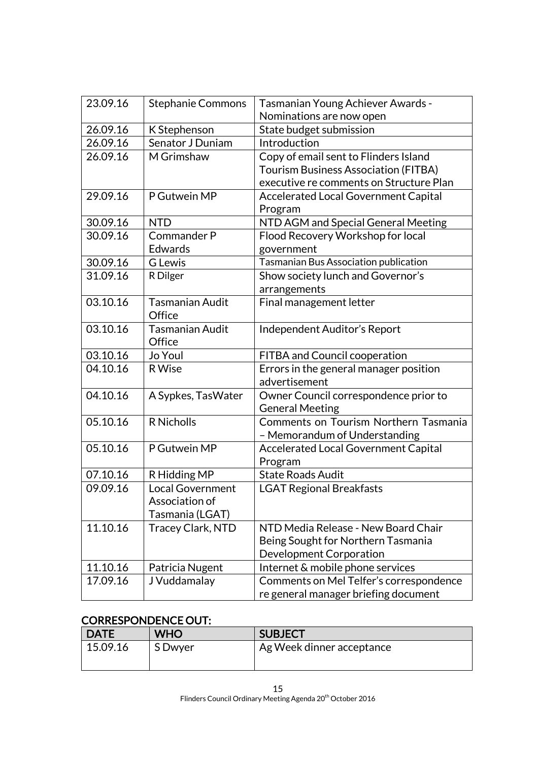| | | |
|---|---|---|
| 23.09.16 | Stephanie Commons | Tasmanian Young Achiever Awards - Nominations are now open |
| 26.09.16 | K Stephenson | State budget submission |
| 26.09.16 | Senator J Duniam | Introduction |
| 26.09.16 | M Grimshaw | Copy of email sent to Flinders Island Tourism Business Association (FITBA) executive re comments on Structure Plan |
| 29.09.16 | P Gutwein MP | Accelerated Local Government Capital Program |
| 30.09.16 | NTD | NTD AGM and Special General Meeting |
| 30.09.16 | Commander P Edwards | Flood Recovery Workshop for local government |
| 30.09.16 | G Lewis | Tasmanian Bus Association publication |
| 31.09.16 | R Dilger | Show society lunch and Governor's arrangements |
| 03.10.16 | Tasmanian Audit Office | Final management letter |
| 03.10.16 | Tasmanian Audit Office | Independent Auditor's Report |
| 03.10.16 | Jo Youl | FITBA and Council cooperation |
| 04.10.16 | R Wise | Errors in the general manager position advertisement |
| 04.10.16 | A Sypkes, TasWater | Owner Council correspondence prior to General Meeting |
| 05.10.16 | R Nicholls | Comments on Tourism Northern Tasmania – Memorandum of Understanding |
| 05.10.16 | P Gutwein MP | Accelerated Local Government Capital Program |
| 07.10.16 | R Hidding MP | State Roads Audit |
| 09.09.16 | Local Government Association of Tasmania (LGAT) | LGAT Regional Breakfasts |
| 11.10.16 | Tracey Clark, NTD | NTD Media Release - New Board Chair Being Sought for Northern Tasmania Development Corporation |
| 11.10.16 | Patricia Nugent | Internet & mobile phone services |
| 17.09.16 | J Vuddamalay | Comments on Mel Telfer's correspondence re general manager briefing document |

## CORRESPONDENCE OUT:

| DATE | WHO | SUBJECT |
|---|---|---|
| 15.09.16 | S Dwyer | Ag Week dinner acceptance |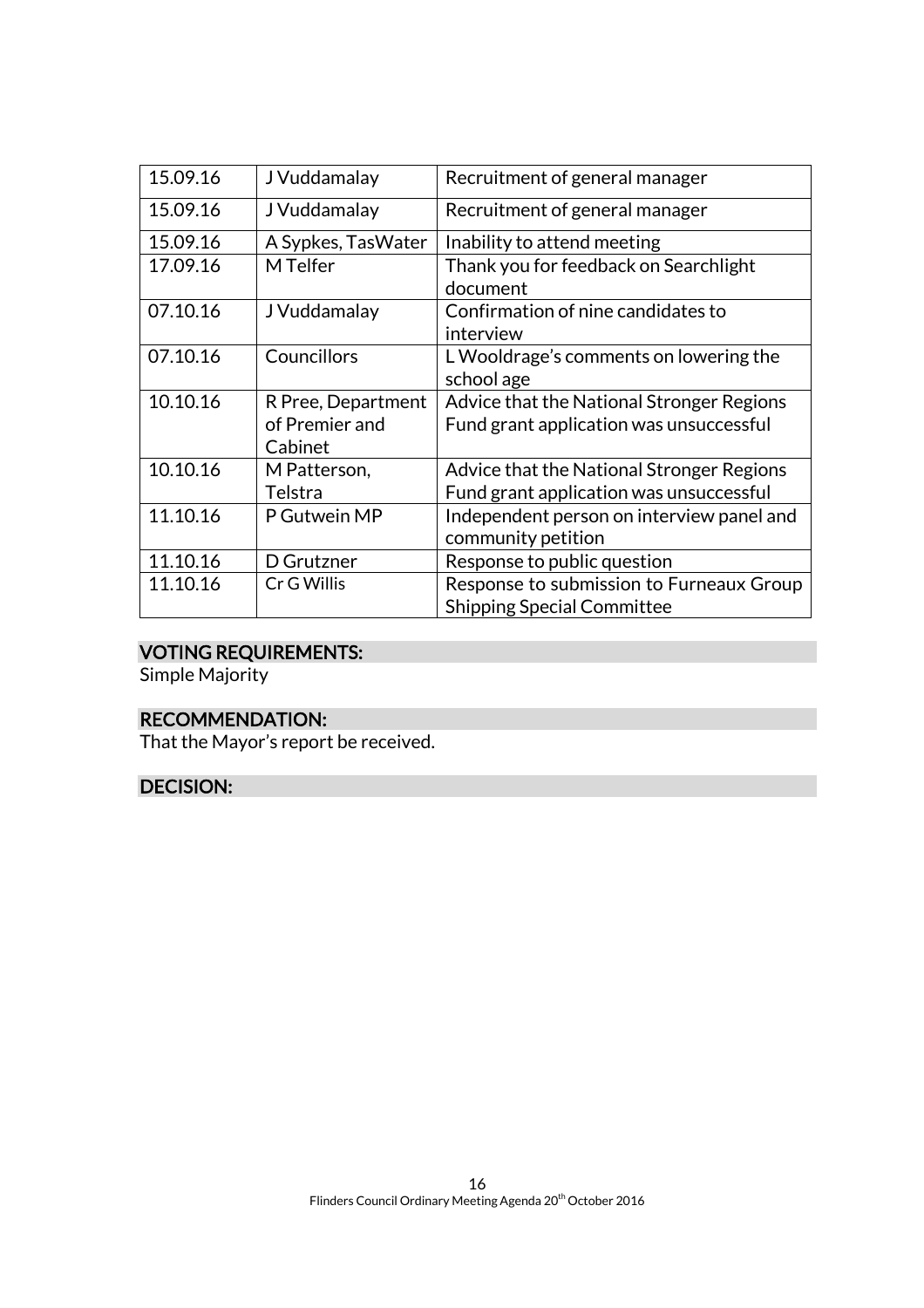| 15.09.16 | J Vuddamalay | Recruitment of general manager |
|---|---|---|
| 15.09.16 | J Vuddamalay | Recruitment of general manager |
| 15.09.16 | A Sypkes, TasWater | Inability to attend meeting |
| 17.09.16 | M Telfer | Thank you for feedback on Searchlight document |
| 07.10.16 | J Vuddamalay | Confirmation of nine candidates to interview |
| 07.10.16 | Councillors | L Wooldrage's comments on lowering the school age |
| 10.10.16 | R Pree, Department of Premier and Cabinet | Advice that the National Stronger Regions Fund grant application was unsuccessful |
| 10.10.16 | M Patterson, Telstra | Advice that the National Stronger Regions Fund grant application was unsuccessful |
| 11.10.16 | P Gutwein MP | Independent person on interview panel and community petition |
| 11.10.16 | D Grutzner | Response to public question |
| 11.10.16 | Cr G Willis | Response to submission to Furneaux Group Shipping Special Committee |

## VOTING REQUIREMENTS:

Simple Majority

## RECOMMENDATION:

That the Mayor's report be received.

## DECISION: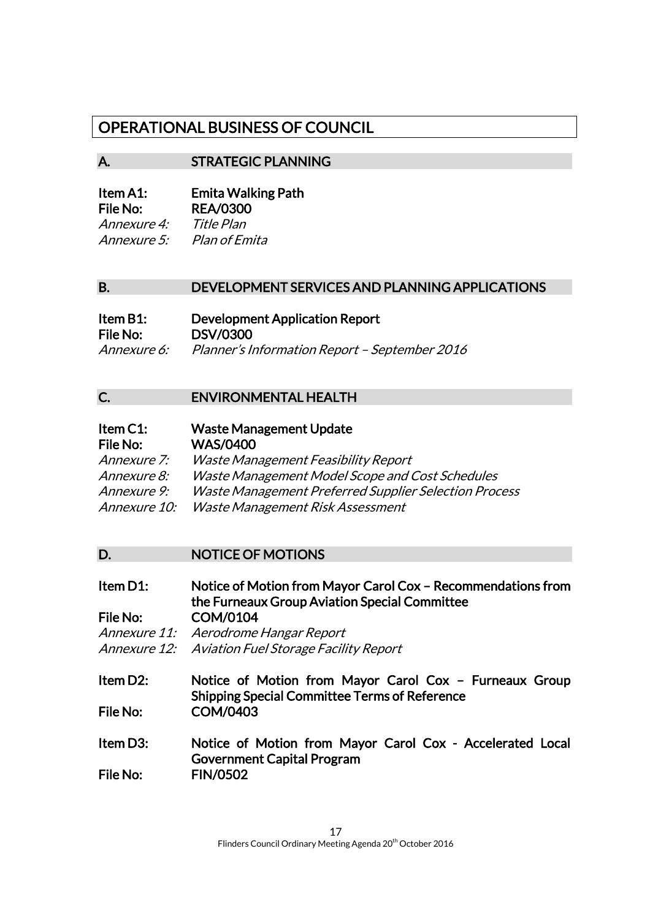# OPERATIONAL BUSINESS OF COUNCIL

## A. STRATEGIC PLANNING

**Item A1:** **Emita Walking Path**
**File No:** **REA/0300**
*Annexure 4:* *Title Plan*
*Annexure 5:* *Plan of Emita*

## B. DEVELOPMENT SERVICES AND PLANNING APPLICATIONS

**Item B1:** **Development Application Report**
**File No:** **DSV/0300**
*Annexure 6:* *Planner's Information Report – September 2016*

## C. ENVIRONMENTAL HEALTH

**Item C1:** **Waste Management Update**
**File No:** **WAS/0400**
*Annexure 7:* *Waste Management Feasibility Report*
*Annexure 8:* *Waste Management Model Scope and Cost Schedules*
*Annexure 9:* *Waste Management Preferred Supplier Selection Process*
*Annexure 10:* *Waste Management Risk Assessment*

## D. NOTICE OF MOTIONS

**Item D1:** **Notice of Motion from Mayor Carol Cox – Recommendations from the Furneaux Group Aviation Special Committee**
**File No:** **COM/0104**
*Annexure 11:* *Aerodrome Hangar Report*
*Annexure 12:* *Aviation Fuel Storage Facility Report*

**Item D2:** **Notice of Motion from Mayor Carol Cox – Furneaux Group Shipping Special Committee Terms of Reference**
**File No:** **COM/0403**

**Item D3:** **Notice of Motion from Mayor Carol Cox - Accelerated Local Government Capital Program**
**File No:** **FIN/0502**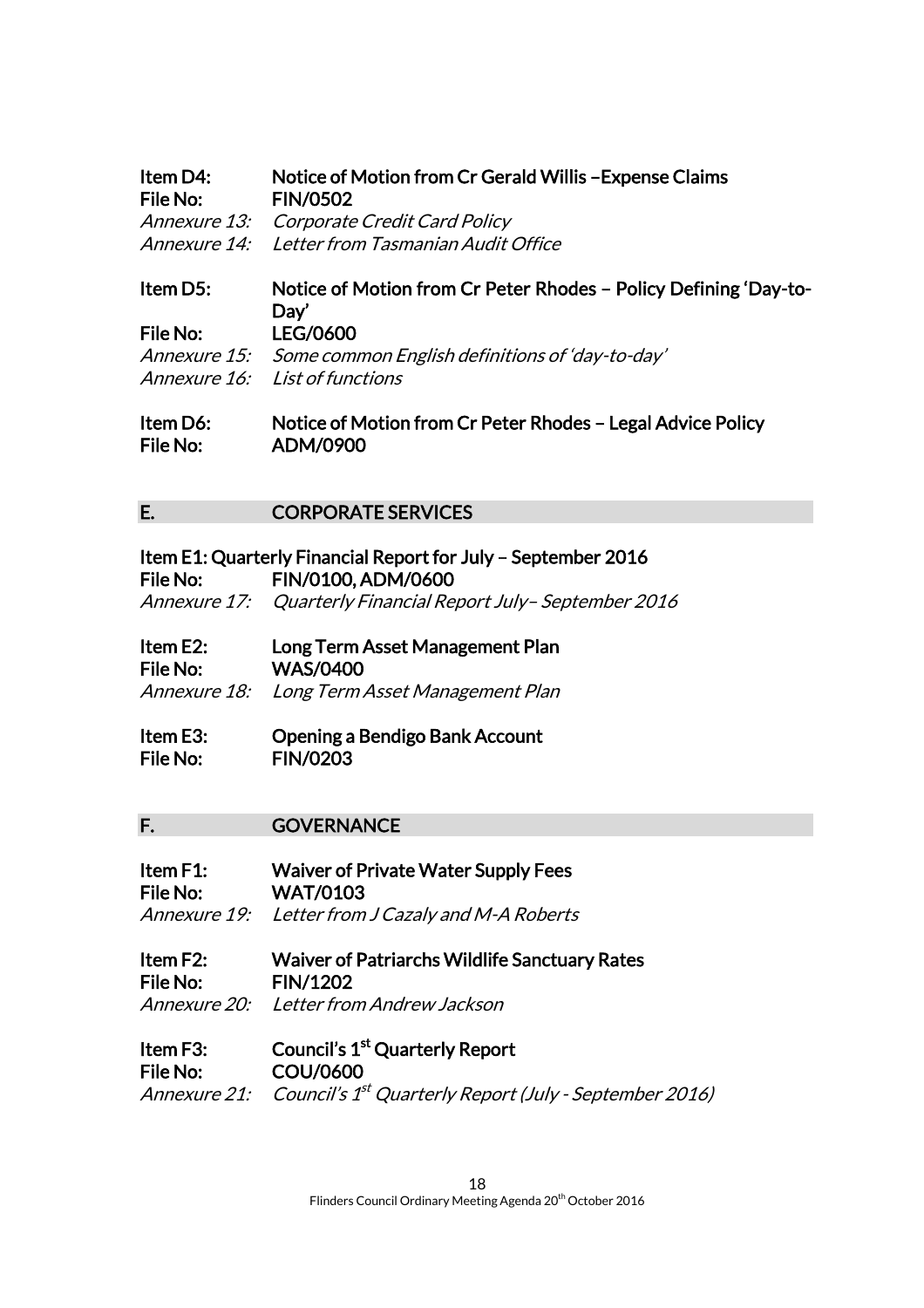**Item D4:** **Notice of Motion from Cr Gerald Willis –Expense Claims**
**File No:** **FIN/0502**
*Annexure 13: Corporate Credit Card Policy*
*Annexure 14: Letter from Tasmanian Audit Office*

**Item D5:** **Notice of Motion from Cr Peter Rhodes – Policy Defining 'Day-to-Day'**
**File No:** **LEG/0600**
*Annexure 15: Some common English definitions of 'day-to-day'*
*Annexure 16: List of functions*

**Item D6:** **Notice of Motion from Cr Peter Rhodes – Legal Advice Policy**
**File No:** **ADM/0900**

## E. CORPORATE SERVICES

**Item E1: Quarterly Financial Report for July – September 2016**
**File No:** **FIN/0100, ADM/0600**
*Annexure 17: Quarterly Financial Report July– September 2016*

**Item E2:** **Long Term Asset Management Plan**
**File No:** **WAS/0400**
*Annexure 18: Long Term Asset Management Plan*

**Item E3:** **Opening a Bendigo Bank Account**
**File No:** **FIN/0203**

## F. GOVERNANCE

**Item F1:** **Waiver of Private Water Supply Fees**
**File No:** **WAT/0103**
*Annexure 19: Letter from J Cazaly and M-A Roberts*

**Item F2:** **Waiver of Patriarchs Wildlife Sanctuary Rates**
**File No:** **FIN/1202**
*Annexure 20: Letter from Andrew Jackson*

**Item F3:** **Council's 1st Quarterly Report**
**File No:** **COU/0600**
*Annexure 21: Council's 1st Quarterly Report (July - September 2016)*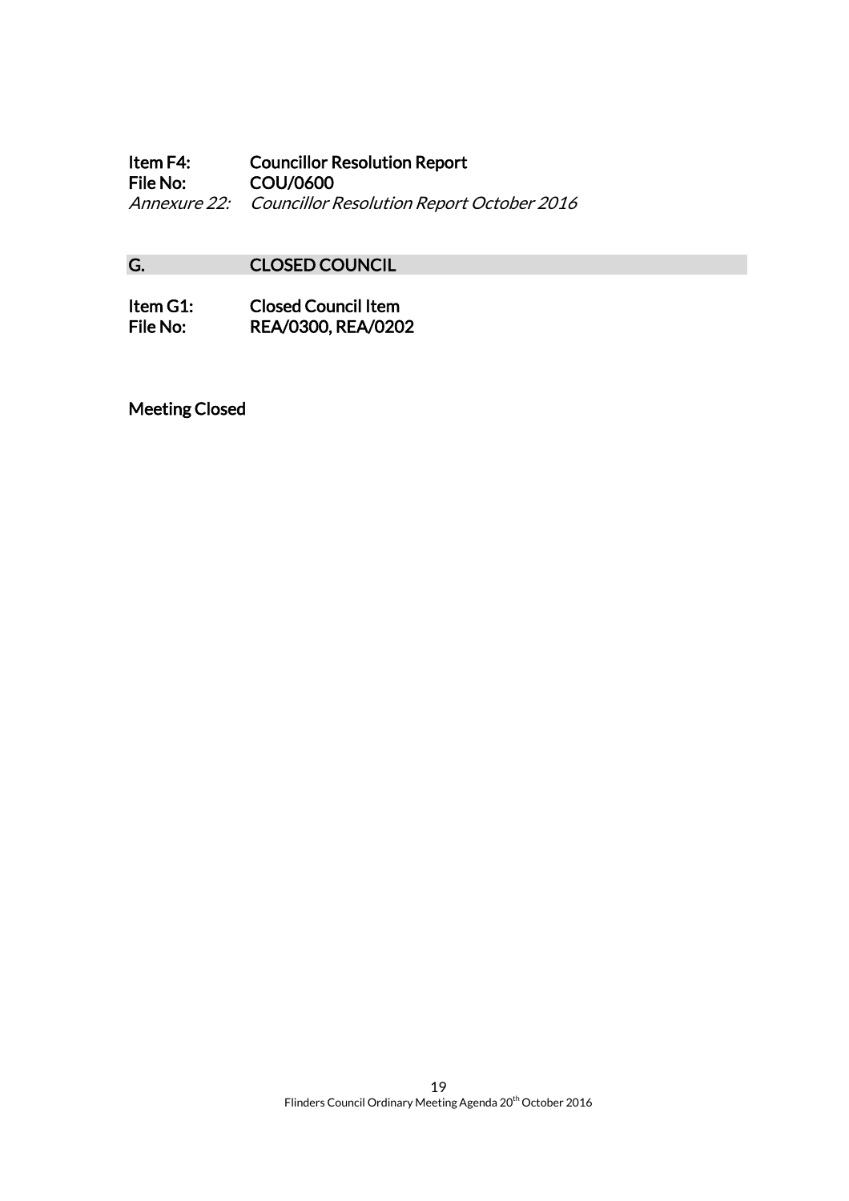**Item F4:** **Councillor Resolution Report**
**File No:** **COU/0600**
*Annexure 22: Councillor Resolution Report October 2016*

## G. CLOSED COUNCIL

**Item G1:** **Closed Council Item**
**File No:** **REA/0300, REA/0202**

**Meeting Closed**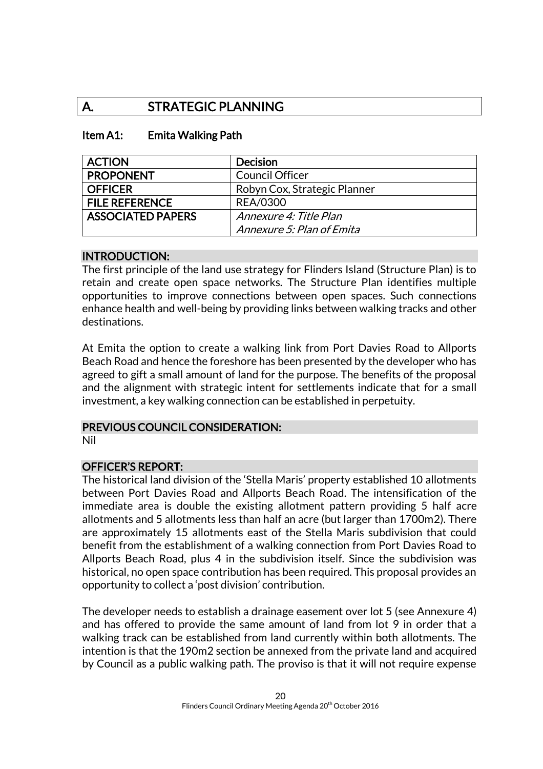# A. STRATEGIC PLANNING

## Item A1: Emita Walking Path

| ACTION | Decision |
| --- | --- |
| PROPONENT | Council Officer |
| OFFICER | Robyn Cox, Strategic Planner |
| FILE REFERENCE | REA/0300 |
| ASSOCIATED PAPERS | *Annexure 4: Title Plan*<br>*Annexure 5: Plan of Emita* |

### INTRODUCTION:

The first principle of the land use strategy for Flinders Island (Structure Plan) is to retain and create open space networks. The Structure Plan identifies multiple opportunities to improve connections between open spaces. Such connections enhance health and well-being by providing links between walking tracks and other destinations.

At Emita the option to create a walking link from Port Davies Road to Allports Beach Road and hence the foreshore has been presented by the developer who has agreed to gift a small amount of land for the purpose. The benefits of the proposal and the alignment with strategic intent for settlements indicate that for a small investment, a key walking connection can be established in perpetuity.

### PREVIOUS COUNCIL CONSIDERATION:

Nil

### OFFICER'S REPORT:

The historical land division of the 'Stella Maris' property established 10 allotments between Port Davies Road and Allports Beach Road. The intensification of the immediate area is double the existing allotment pattern providing 5 half acre allotments and 5 allotments less than half an acre (but larger than 1700m2). There are approximately 15 allotments east of the Stella Maris subdivision that could benefit from the establishment of a walking connection from Port Davies Road to Allports Beach Road, plus 4 in the subdivision itself. Since the subdivision was historical, no open space contribution has been required. This proposal provides an opportunity to collect a 'post division' contribution.

The developer needs to establish a drainage easement over lot 5 (see Annexure 4) and has offered to provide the same amount of land from lot 9 in order that a walking track can be established from land currently within both allotments. The intention is that the 190m2 section be annexed from the private land and acquired by Council as a public walking path. The proviso is that it will not require expense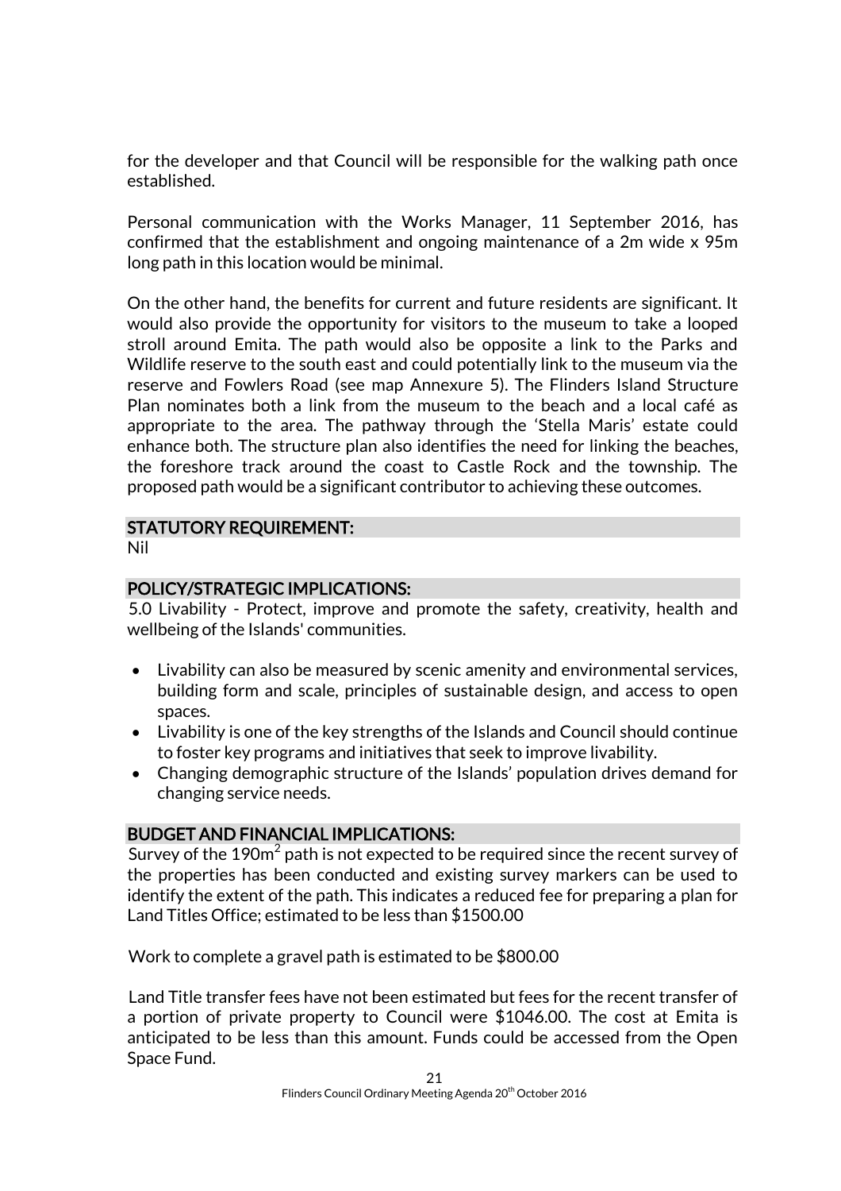for the developer and that Council will be responsible for the walking path once established.

Personal communication with the Works Manager, 11 September 2016, has confirmed that the establishment and ongoing maintenance of a 2m wide x 95m long path in this location would be minimal.

On the other hand, the benefits for current and future residents are significant. It would also provide the opportunity for visitors to the museum to take a looped stroll around Emita. The path would also be opposite a link to the Parks and Wildlife reserve to the south east and could potentially link to the museum via the reserve and Fowlers Road (see map Annexure 5). The Flinders Island Structure Plan nominates both a link from the museum to the beach and a local café as appropriate to the area. The pathway through the 'Stella Maris' estate could enhance both. The structure plan also identifies the need for linking the beaches, the foreshore track around the coast to Castle Rock and the township. The proposed path would be a significant contributor to achieving these outcomes.

## STATUTORY REQUIREMENT:

Nil

## POLICY/STRATEGIC IMPLICATIONS:

5.0 Livability - Protect, improve and promote the safety, creativity, health and wellbeing of the Islands' communities.

- Livability can also be measured by scenic amenity and environmental services, building form and scale, principles of sustainable design, and access to open spaces.
- Livability is one of the key strengths of the Islands and Council should continue to foster key programs and initiatives that seek to improve livability.
- Changing demographic structure of the Islands' population drives demand for changing service needs.

## BUDGET AND FINANCIAL IMPLICATIONS:

Survey of the 190m$^2$ path is not expected to be required since the recent survey of the properties has been conducted and existing survey markers can be used to identify the extent of the path. This indicates a reduced fee for preparing a plan for Land Titles Office; estimated to be less than $1500.00

Work to complete a gravel path is estimated to be $800.00

Land Title transfer fees have not been estimated but fees for the recent transfer of a portion of private property to Council were $1046.00. The cost at Emita is anticipated to be less than this amount. Funds could be accessed from the Open Space Fund.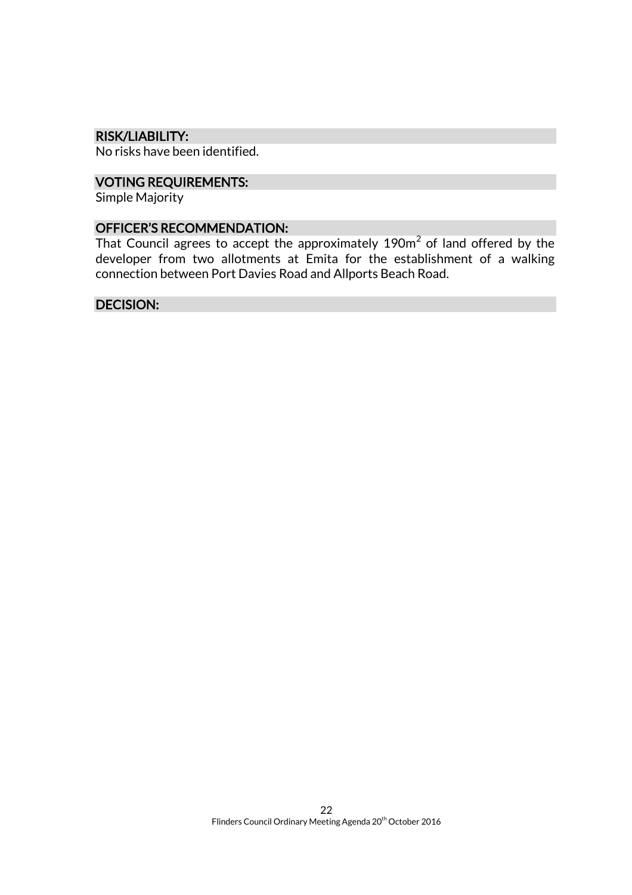## RISK/LIABILITY:

No risks have been identified.

## VOTING REQUIREMENTS:

Simple Majority

## OFFICER'S RECOMMENDATION:

That Council agrees to accept the approximately 190m$^2$ of land offered by the developer from two allotments at Emita for the establishment of a walking connection between Port Davies Road and Allports Beach Road.

## DECISION: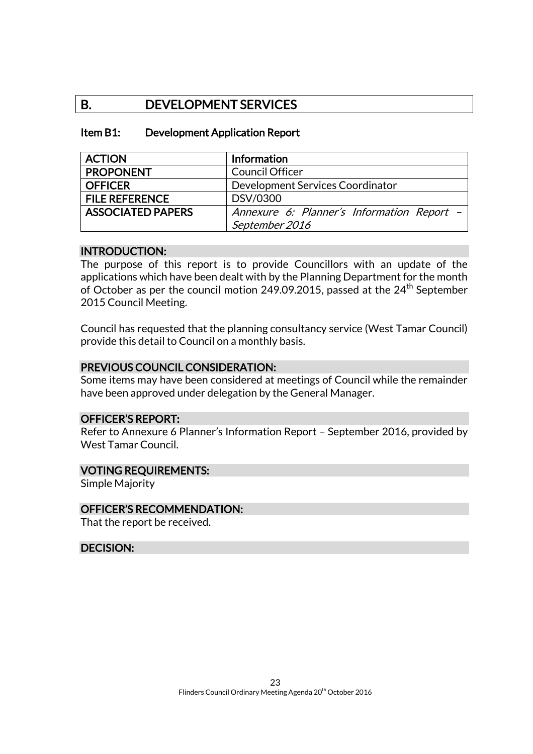# B. DEVELOPMENT SERVICES

## Item B1: Development Application Report

| ACTION | Information |
|---|---|
| PROPONENT | Council Officer |
| OFFICER | Development Services Coordinator |
| FILE REFERENCE | DSV/0300 |
| ASSOCIATED PAPERS | *Annexure 6: Planner's Information Report – September 2016* |

### INTRODUCTION:

The purpose of this report is to provide Councillors with an update of the applications which have been dealt with by the Planning Department for the month of October as per the council motion 249.09.2015, passed at the 24th September 2015 Council Meeting.

Council has requested that the planning consultancy service (West Tamar Council) provide this detail to Council on a monthly basis.

### PREVIOUS COUNCIL CONSIDERATION:

Some items may have been considered at meetings of Council while the remainder have been approved under delegation by the General Manager.

### OFFICER'S REPORT:

Refer to Annexure 6 Planner's Information Report – September 2016, provided by West Tamar Council.

### VOTING REQUIREMENTS:

Simple Majority

### OFFICER'S RECOMMENDATION:

That the report be received.

### DECISION: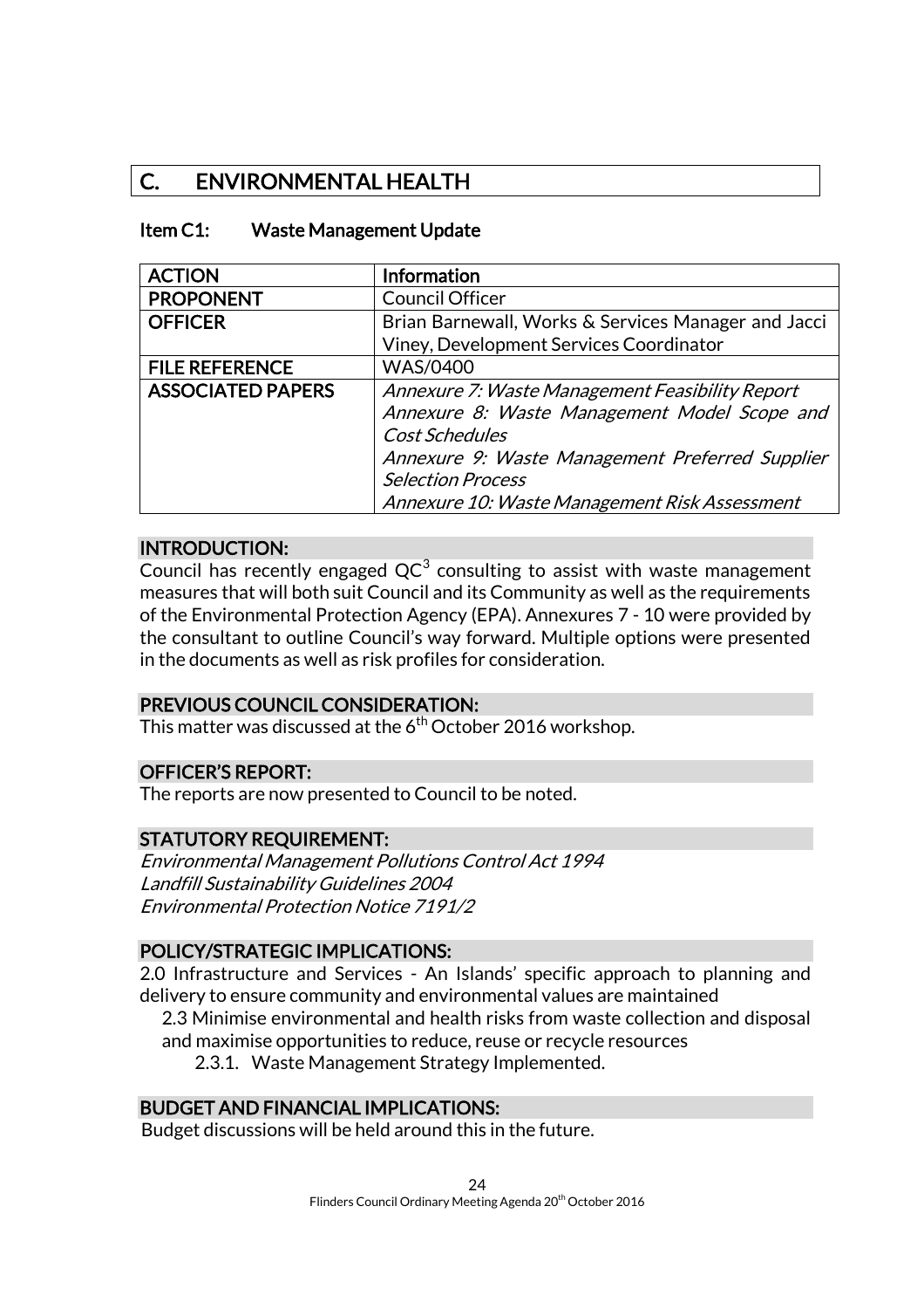# C. ENVIRONMENTAL HEALTH

## Item C1: Waste Management Update

| ACTION | Information |
|---|---|
| PROPONENT | Council Officer |
| OFFICER | Brian Barnewall, Works & Services Manager and Jacci Viney, Development Services Coordinator |
| FILE REFERENCE | WAS/0400 |
| ASSOCIATED PAPERS | *Annexure 7: Waste Management Feasibility Report*<br>*Annexure 8: Waste Management Model Scope and Cost Schedules*<br>*Annexure 9: Waste Management Preferred Supplier Selection Process*<br>*Annexure 10: Waste Management Risk Assessment* |

### INTRODUCTION:

Council has recently engaged $QC^3$ consulting to assist with waste management measures that will both suit Council and its Community as well as the requirements of the Environmental Protection Agency (EPA). Annexures 7 - 10 were provided by the consultant to outline Council's way forward. Multiple options were presented in the documents as well as risk profiles for consideration.

### PREVIOUS COUNCIL CONSIDERATION:

This matter was discussed at the 6th October 2016 workshop.

### OFFICER'S REPORT:

The reports are now presented to Council to be noted.

### STATUTORY REQUIREMENT:

*Environmental Management Pollutions Control Act 1994*
*Landfill Sustainability Guidelines 2004*
*Environmental Protection Notice 7191/2*

### POLICY/STRATEGIC IMPLICATIONS:

2.0 Infrastructure and Services - An Islands' specific approach to planning and delivery to ensure community and environmental values are maintained

- 2.3 Minimise environmental and health risks from waste collection and disposal and maximise opportunities to reduce, reuse or recycle resources
  - 2.3.1. Waste Management Strategy Implemented.

### BUDGET AND FINANCIAL IMPLICATIONS:

Budget discussions will be held around this in the future.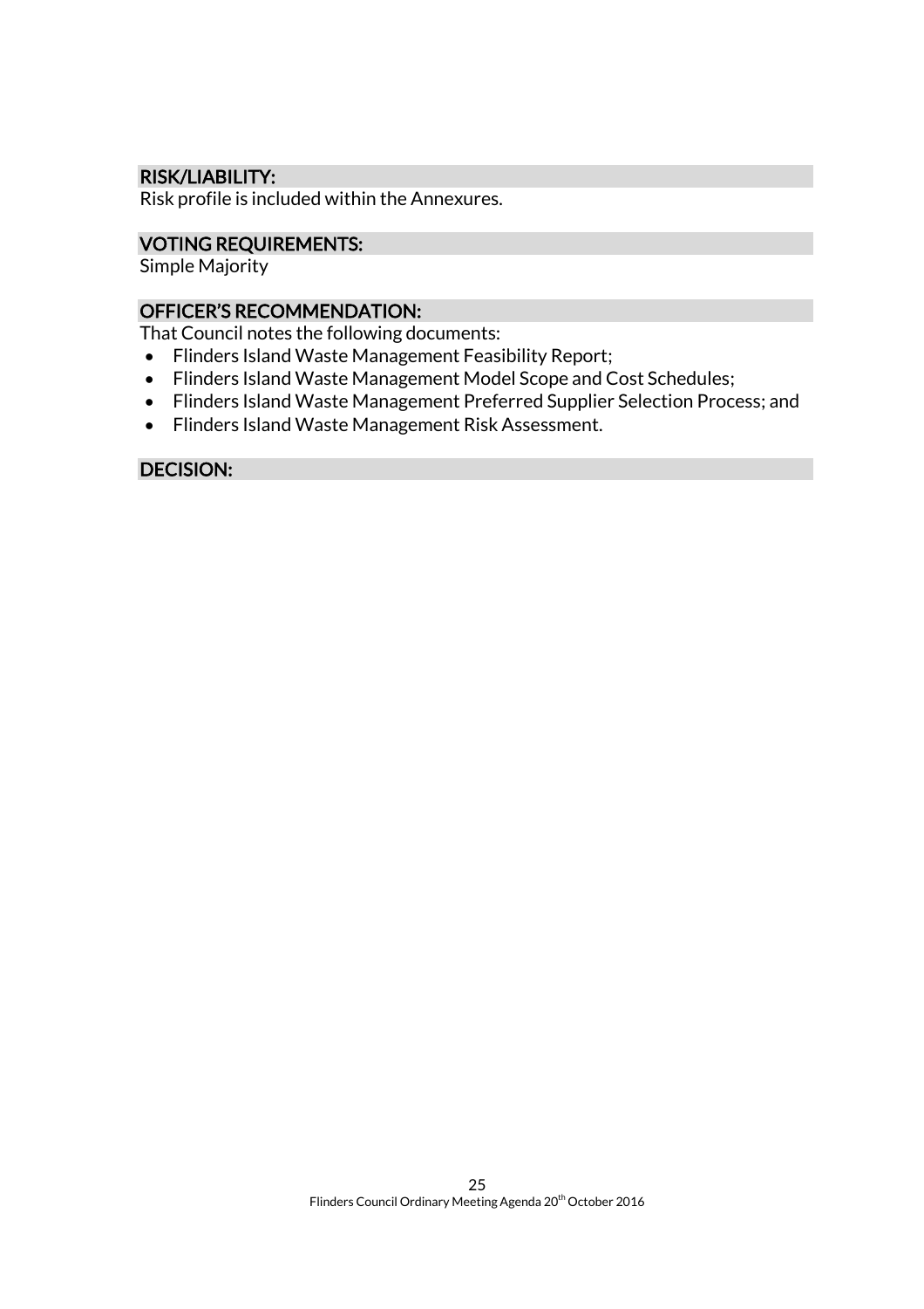## RISK/LIABILITY:

Risk profile is included within the Annexures.

## VOTING REQUIREMENTS:

Simple Majority

## OFFICER'S RECOMMENDATION:

That Council notes the following documents:

- Flinders Island Waste Management Feasibility Report;
- Flinders Island Waste Management Model Scope and Cost Schedules;
- Flinders Island Waste Management Preferred Supplier Selection Process; and
- Flinders Island Waste Management Risk Assessment.

## DECISION: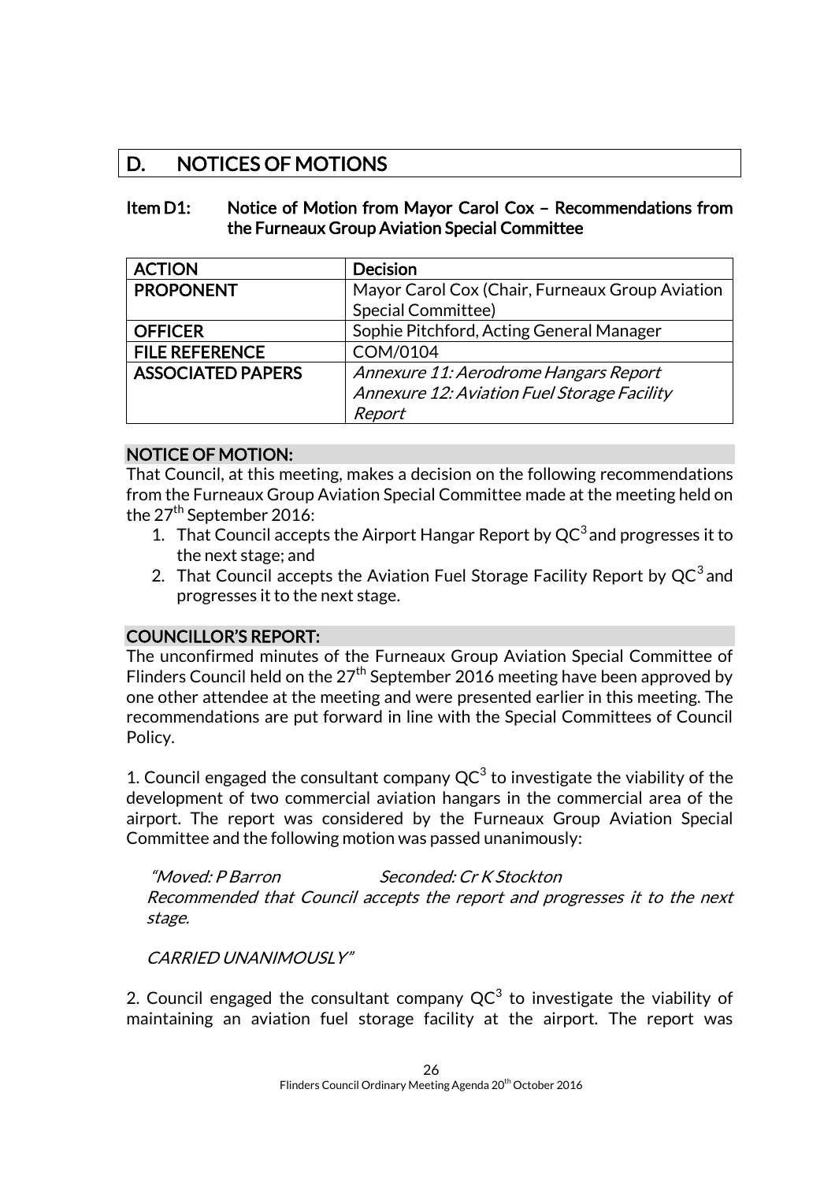# D. NOTICES OF MOTIONS

## Item D1: Notice of Motion from Mayor Carol Cox – Recommendations from the Furneaux Group Aviation Special Committee

| ACTION | Decision |
|---|---|
| PROPONENT | Mayor Carol Cox (Chair, Furneaux Group Aviation Special Committee) |
| OFFICER | Sophie Pitchford, Acting General Manager |
| FILE REFERENCE | COM/0104 |
| ASSOCIATED PAPERS | *Annexure 11: Aerodrome Hangars Report*<br>*Annexure 12: Aviation Fuel Storage Facility Report* |

**NOTICE OF MOTION:**

That Council, at this meeting, makes a decision on the following recommendations from the Furneaux Group Aviation Special Committee made at the meeting held on the 27th September 2016:

1. That Council accepts the Airport Hangar Report by $QC^3$ and progresses it to the next stage; and
2. That Council accepts the Aviation Fuel Storage Facility Report by $QC^3$ and progresses it to the next stage.

**COUNCILLOR'S REPORT:**

The unconfirmed minutes of the Furneaux Group Aviation Special Committee of Flinders Council held on the 27th September 2016 meeting have been approved by one other attendee at the meeting and were presented earlier in this meeting. The recommendations are put forward in line with the Special Committees of Council Policy.

1. Council engaged the consultant company $QC^3$ to investigate the viability of the development of two commercial aviation hangars in the commercial area of the airport. The report was considered by the Furneaux Group Aviation Special Committee and the following motion was passed unanimously:

> *"Moved: P Barron Seconded: Cr K Stockton*
> *Recommended that Council accepts the report and progresses it to the next stage.*
>
> *CARRIED UNANIMOUSLY"*

2. Council engaged the consultant company $QC^3$ to investigate the viability of maintaining an aviation fuel storage facility at the airport. The report was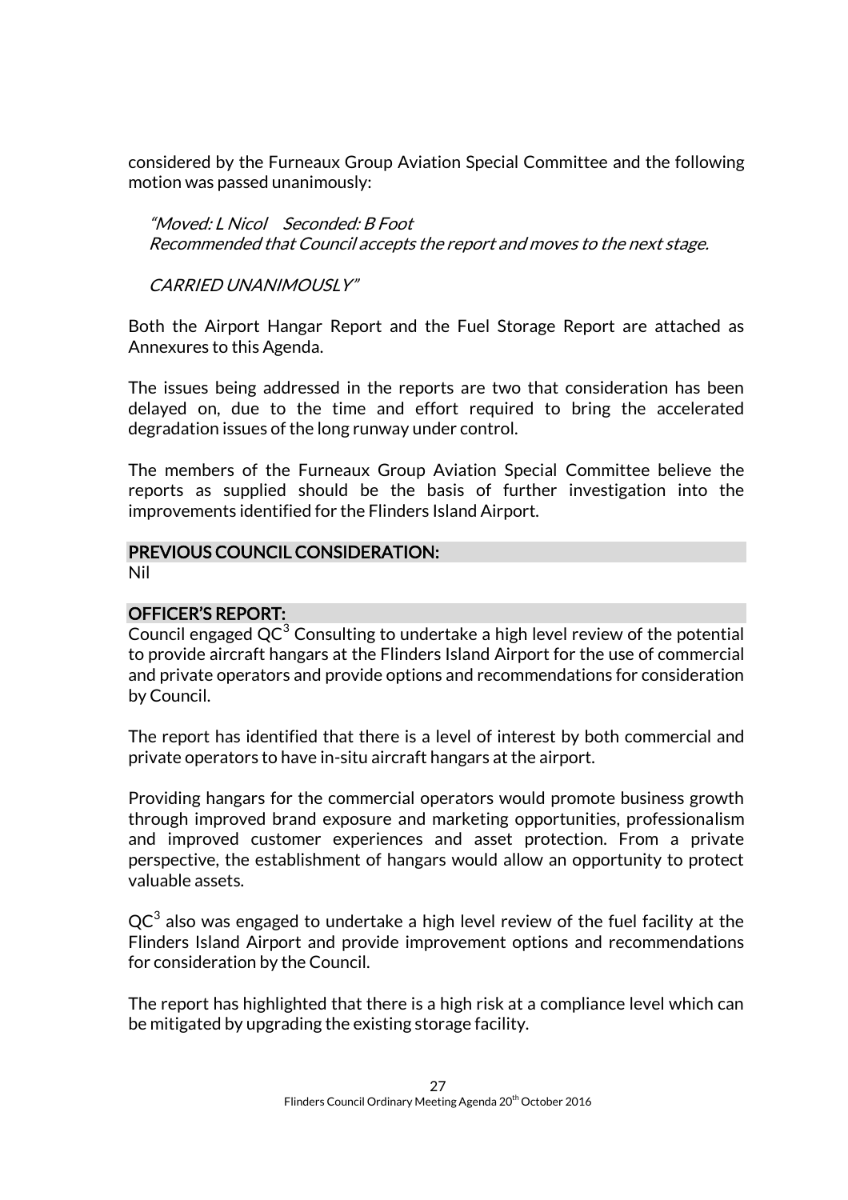considered by the Furneaux Group Aviation Special Committee and the following motion was passed unanimously:

> *"Moved: L Nicol  Seconded: B Foot*
> *Recommended that Council accepts the report and moves to the next stage.*
>
> *CARRIED UNANIMOUSLY"*

Both the Airport Hangar Report and the Fuel Storage Report are attached as Annexures to this Agenda.

The issues being addressed in the reports are two that consideration has been delayed on, due to the time and effort required to bring the accelerated degradation issues of the long runway under control.

The members of the Furneaux Group Aviation Special Committee believe the reports as supplied should be the basis of further investigation into the improvements identified for the Flinders Island Airport.

## PREVIOUS COUNCIL CONSIDERATION:

Nil

## OFFICER'S REPORT:

Council engaged $QC^3$ Consulting to undertake a high level review of the potential to provide aircraft hangars at the Flinders Island Airport for the use of commercial and private operators and provide options and recommendations for consideration by Council.

The report has identified that there is a level of interest by both commercial and private operators to have in-situ aircraft hangars at the airport.

Providing hangars for the commercial operators would promote business growth through improved brand exposure and marketing opportunities, professionalism and improved customer experiences and asset protection. From a private perspective, the establishment of hangars would allow an opportunity to protect valuable assets.

$QC^3$ also was engaged to undertake a high level review of the fuel facility at the Flinders Island Airport and provide improvement options and recommendations for consideration by the Council.

The report has highlighted that there is a high risk at a compliance level which can be mitigated by upgrading the existing storage facility.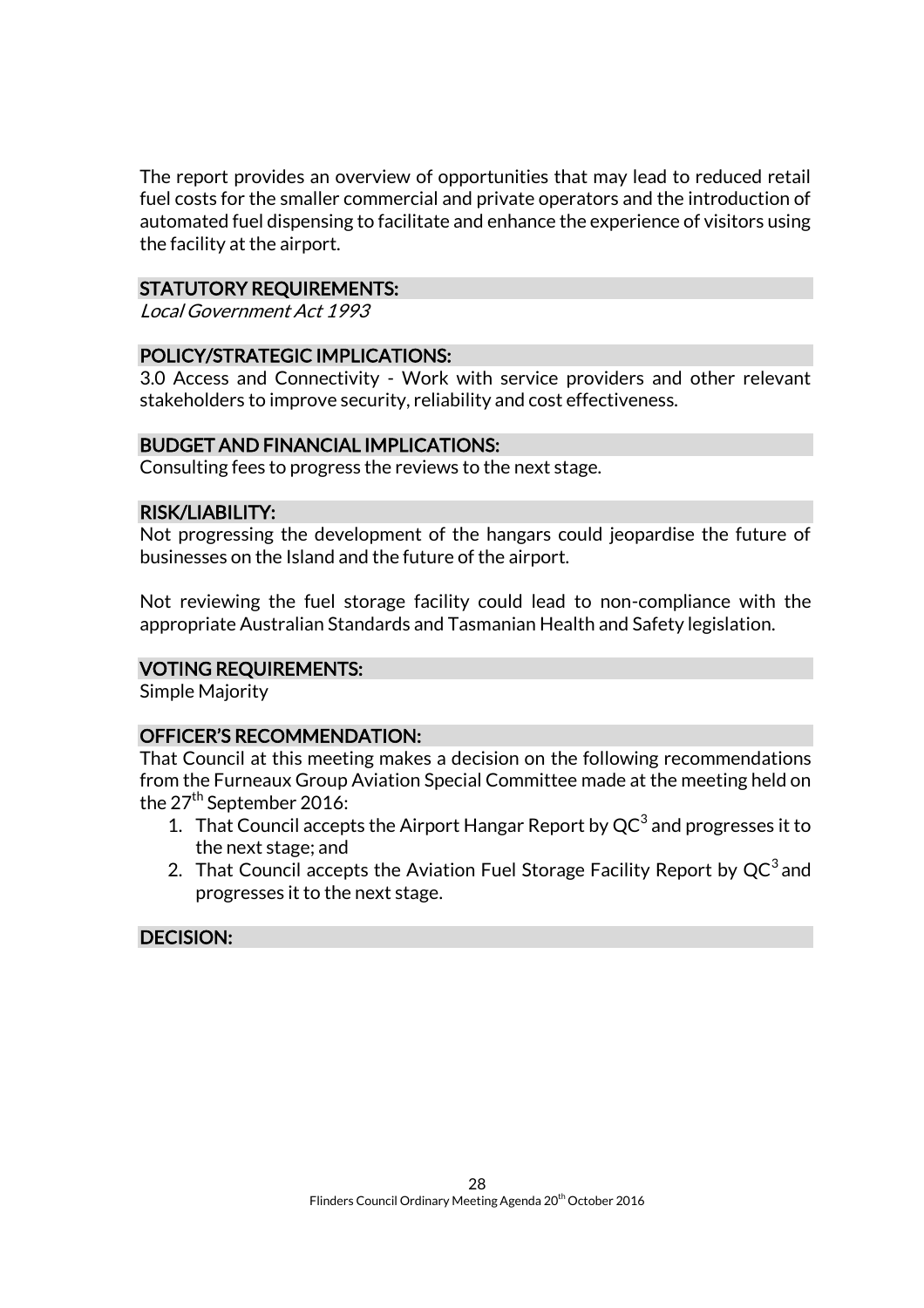The report provides an overview of opportunities that may lead to reduced retail fuel costs for the smaller commercial and private operators and the introduction of automated fuel dispensing to facilitate and enhance the experience of visitors using the facility at the airport.

## STATUTORY REQUIREMENTS:

*Local Government Act 1993*

## POLICY/STRATEGIC IMPLICATIONS:

3.0 Access and Connectivity - Work with service providers and other relevant stakeholders to improve security, reliability and cost effectiveness.

## BUDGET AND FINANCIAL IMPLICATIONS:

Consulting fees to progress the reviews to the next stage.

## RISK/LIABILITY:

Not progressing the development of the hangars could jeopardise the future of businesses on the Island and the future of the airport.

Not reviewing the fuel storage facility could lead to non-compliance with the appropriate Australian Standards and Tasmanian Health and Safety legislation.

## VOTING REQUIREMENTS:

Simple Majority

## OFFICER'S RECOMMENDATION:

That Council at this meeting makes a decision on the following recommendations from the Furneaux Group Aviation Special Committee made at the meeting held on the 27th September 2016:

1. That Council accepts the Airport Hangar Report by $QC^3$ and progresses it to the next stage; and
2. That Council accepts the Aviation Fuel Storage Facility Report by $QC^3$ and progresses it to the next stage.

## DECISION: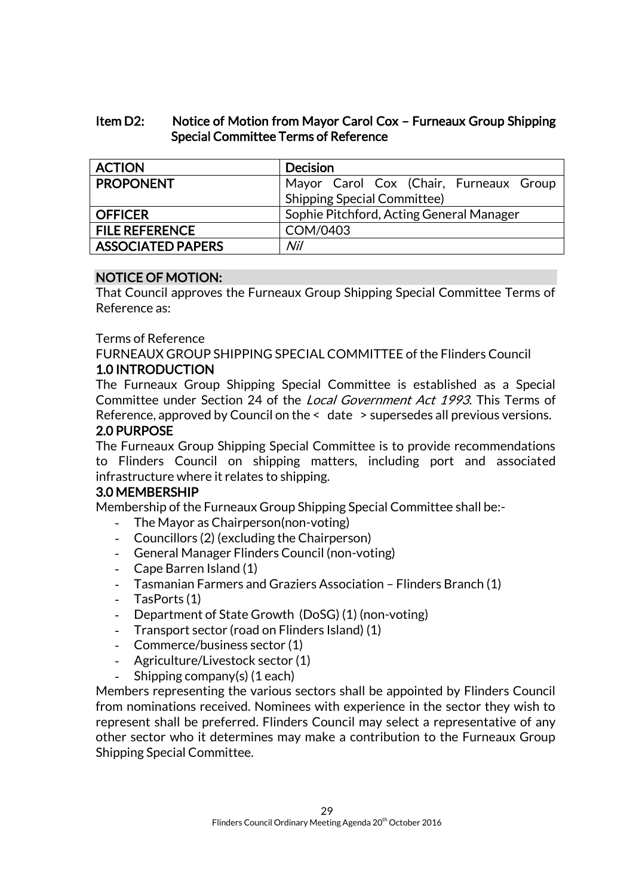### Item D2: Notice of Motion from Mayor Carol Cox – Furneaux Group Shipping Special Committee Terms of Reference

| ACTION | Decision |
|---|---|
| PROPONENT | Mayor Carol Cox (Chair, Furneaux Group Shipping Special Committee) |
| OFFICER | Sophie Pitchford, Acting General Manager |
| FILE REFERENCE | COM/0403 |
| ASSOCIATED PAPERS | *Nil* |

**NOTICE OF MOTION:**

That Council approves the Furneaux Group Shipping Special Committee Terms of Reference as:

Terms of Reference

FURNEAUX GROUP SHIPPING SPECIAL COMMITTEE of the Flinders Council

**1.0 INTRODUCTION**

The Furneaux Group Shipping Special Committee is established as a Special Committee under Section 24 of the *Local Government Act 1993.* This Terms of Reference, approved by Council on the < date > supersedes all previous versions.

**2.0 PURPOSE**

The Furneaux Group Shipping Special Committee is to provide recommendations to Flinders Council on shipping matters, including port and associated infrastructure where it relates to shipping.

**3.0 MEMBERSHIP**

Membership of the Furneaux Group Shipping Special Committee shall be:-

- The Mayor as Chairperson(non-voting)
- Councillors (2) (excluding the Chairperson)
- General Manager Flinders Council (non-voting)
- Cape Barren Island (1)
- Tasmanian Farmers and Graziers Association – Flinders Branch (1)
- TasPorts (1)
- Department of State Growth (DoSG) (1) (non-voting)
- Transport sector (road on Flinders Island) (1)
- Commerce/business sector (1)
- Agriculture/Livestock sector (1)
- Shipping company(s) (1 each)

Members representing the various sectors shall be appointed by Flinders Council from nominations received. Nominees with experience in the sector they wish to represent shall be preferred. Flinders Council may select a representative of any other sector who it determines may make a contribution to the Furneaux Group Shipping Special Committee.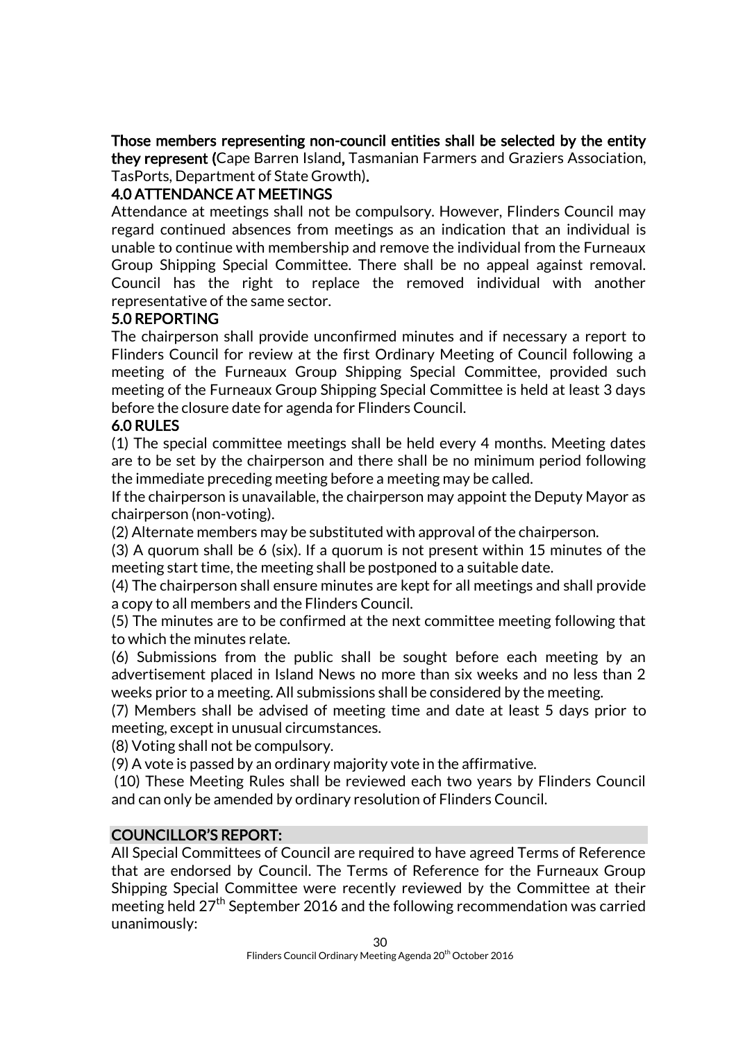**Those members representing non-council entities shall be selected by the entity they represent (**Cape Barren Island**,** Tasmanian Farmers and Graziers Association, TasPorts, Department of State Growth)**.**

**4.0 ATTENDANCE AT MEETINGS**

Attendance at meetings shall not be compulsory. However, Flinders Council may regard continued absences from meetings as an indication that an individual is unable to continue with membership and remove the individual from the Furneaux Group Shipping Special Committee. There shall be no appeal against removal. Council has the right to replace the removed individual with another representative of the same sector.

**5.0 REPORTING**

The chairperson shall provide unconfirmed minutes and if necessary a report to Flinders Council for review at the first Ordinary Meeting of Council following a meeting of the Furneaux Group Shipping Special Committee, provided such meeting of the Furneaux Group Shipping Special Committee is held at least 3 days before the closure date for agenda for Flinders Council.

**6.0 RULES**

(1) The special committee meetings shall be held every 4 months. Meeting dates are to be set by the chairperson and there shall be no minimum period following the immediate preceding meeting before a meeting may be called.

If the chairperson is unavailable, the chairperson may appoint the Deputy Mayor as chairperson (non-voting).

(2) Alternate members may be substituted with approval of the chairperson.

(3) A quorum shall be 6 (six). If a quorum is not present within 15 minutes of the meeting start time, the meeting shall be postponed to a suitable date.

(4) The chairperson shall ensure minutes are kept for all meetings and shall provide a copy to all members and the Flinders Council.

(5) The minutes are to be confirmed at the next committee meeting following that to which the minutes relate.

(6) Submissions from the public shall be sought before each meeting by an advertisement placed in Island News no more than six weeks and no less than 2 weeks prior to a meeting. All submissions shall be considered by the meeting.

(7) Members shall be advised of meeting time and date at least 5 days prior to meeting, except in unusual circumstances.

(8) Voting shall not be compulsory.

(9) A vote is passed by an ordinary majority vote in the affirmative.

(10) These Meeting Rules shall be reviewed each two years by Flinders Council and can only be amended by ordinary resolution of Flinders Council.

**COUNCILLOR'S REPORT:**

All Special Committees of Council are required to have agreed Terms of Reference that are endorsed by Council. The Terms of Reference for the Furneaux Group Shipping Special Committee were recently reviewed by the Committee at their meeting held 27th September 2016 and the following recommendation was carried unanimously: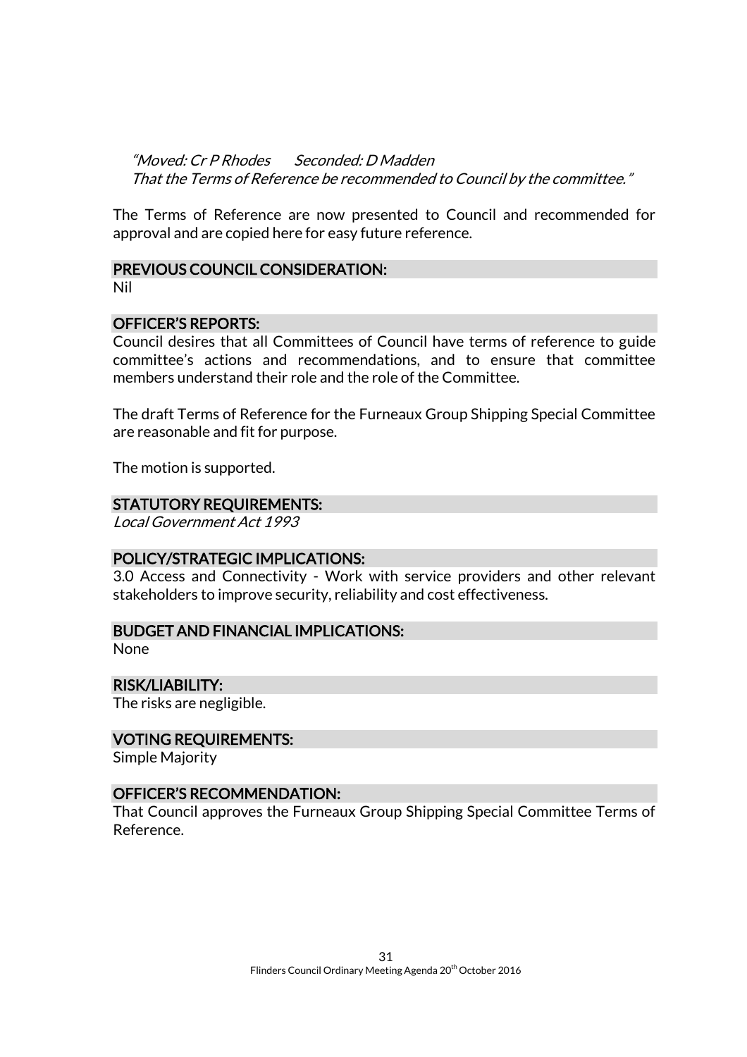*"Moved: Cr P Rhodes   Seconded: D Madden*
*That the Terms of Reference be recommended to Council by the committee."*

The Terms of Reference are now presented to Council and recommended for approval and are copied here for easy future reference.

## PREVIOUS COUNCIL CONSIDERATION:

Nil

## OFFICER'S REPORTS:

Council desires that all Committees of Council have terms of reference to guide committee's actions and recommendations, and to ensure that committee members understand their role and the role of the Committee.

The draft Terms of Reference for the Furneaux Group Shipping Special Committee are reasonable and fit for purpose.

The motion is supported.

## STATUTORY REQUIREMENTS:

*Local Government Act 1993*

## POLICY/STRATEGIC IMPLICATIONS:

3.0 Access and Connectivity - Work with service providers and other relevant stakeholders to improve security, reliability and cost effectiveness.

## BUDGET AND FINANCIAL IMPLICATIONS:

None

## RISK/LIABILITY:

The risks are negligible.

## VOTING REQUIREMENTS:

Simple Majority

## OFFICER'S RECOMMENDATION:

That Council approves the Furneaux Group Shipping Special Committee Terms of Reference.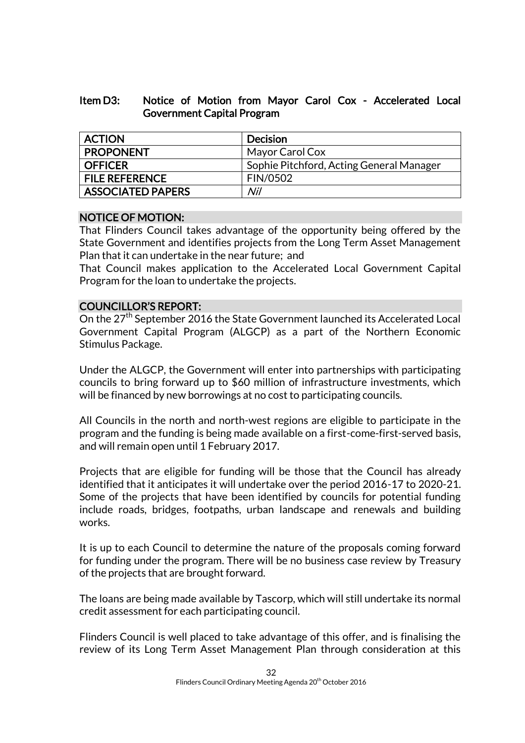## Item D3: Notice of Motion from Mayor Carol Cox - Accelerated Local Government Capital Program

| ACTION | Decision |
|---|---|
| PROPONENT | Mayor Carol Cox |
| OFFICER | Sophie Pitchford, Acting General Manager |
| FILE REFERENCE | FIN/0502 |
| ASSOCIATED PAPERS | *Nil* |

### NOTICE OF MOTION:

That Flinders Council takes advantage of the opportunity being offered by the State Government and identifies projects from the Long Term Asset Management Plan that it can undertake in the near future; and

That Council makes application to the Accelerated Local Government Capital Program for the loan to undertake the projects.

### COUNCILLOR'S REPORT:

On the 27th September 2016 the State Government launched its Accelerated Local Government Capital Program (ALGCP) as a part of the Northern Economic Stimulus Package.

Under the ALGCP, the Government will enter into partnerships with participating councils to bring forward up to $60 million of infrastructure investments, which will be financed by new borrowings at no cost to participating councils.

All Councils in the north and north-west regions are eligible to participate in the program and the funding is being made available on a first-come-first-served basis, and will remain open until 1 February 2017.

Projects that are eligible for funding will be those that the Council has already identified that it anticipates it will undertake over the period 2016-17 to 2020-21. Some of the projects that have been identified by councils for potential funding include roads, bridges, footpaths, urban landscape and renewals and building works.

It is up to each Council to determine the nature of the proposals coming forward for funding under the program. There will be no business case review by Treasury of the projects that are brought forward.

The loans are being made available by Tascorp, which will still undertake its normal credit assessment for each participating council.

Flinders Council is well placed to take advantage of this offer, and is finalising the review of its Long Term Asset Management Plan through consideration at this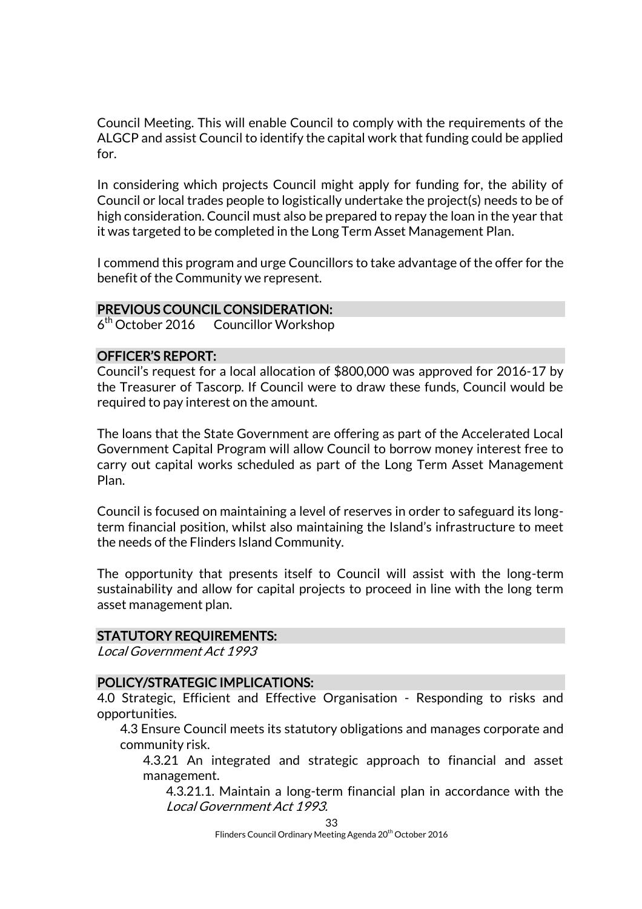Council Meeting. This will enable Council to comply with the requirements of the ALGCP and assist Council to identify the capital work that funding could be applied for.

In considering which projects Council might apply for funding for, the ability of Council or local trades people to logistically undertake the project(s) needs to be of high consideration. Council must also be prepared to repay the loan in the year that it was targeted to be completed in the Long Term Asset Management Plan.

I commend this program and urge Councillors to take advantage of the offer for the benefit of the Community we represent.

## PREVIOUS COUNCIL CONSIDERATION:

6th October 2016 Councillor Workshop

## OFFICER'S REPORT:

Council's request for a local allocation of $800,000 was approved for 2016-17 by the Treasurer of Tascorp. If Council were to draw these funds, Council would be required to pay interest on the amount.

The loans that the State Government are offering as part of the Accelerated Local Government Capital Program will allow Council to borrow money interest free to carry out capital works scheduled as part of the Long Term Asset Management Plan.

Council is focused on maintaining a level of reserves in order to safeguard its long-term financial position, whilst also maintaining the Island's infrastructure to meet the needs of the Flinders Island Community.

The opportunity that presents itself to Council will assist with the long-term sustainability and allow for capital projects to proceed in line with the long term asset management plan.

## STATUTORY REQUIREMENTS:

*Local Government Act 1993*

## POLICY/STRATEGIC IMPLICATIONS:

4.0 Strategic, Efficient and Effective Organisation - Responding to risks and opportunities.

- 4.3 Ensure Council meets its statutory obligations and manages corporate and community risk.
  - 4.3.21 An integrated and strategic approach to financial and asset management.
    - 4.3.21.1. Maintain a long-term financial plan in accordance with the *Local Government Act 1993.*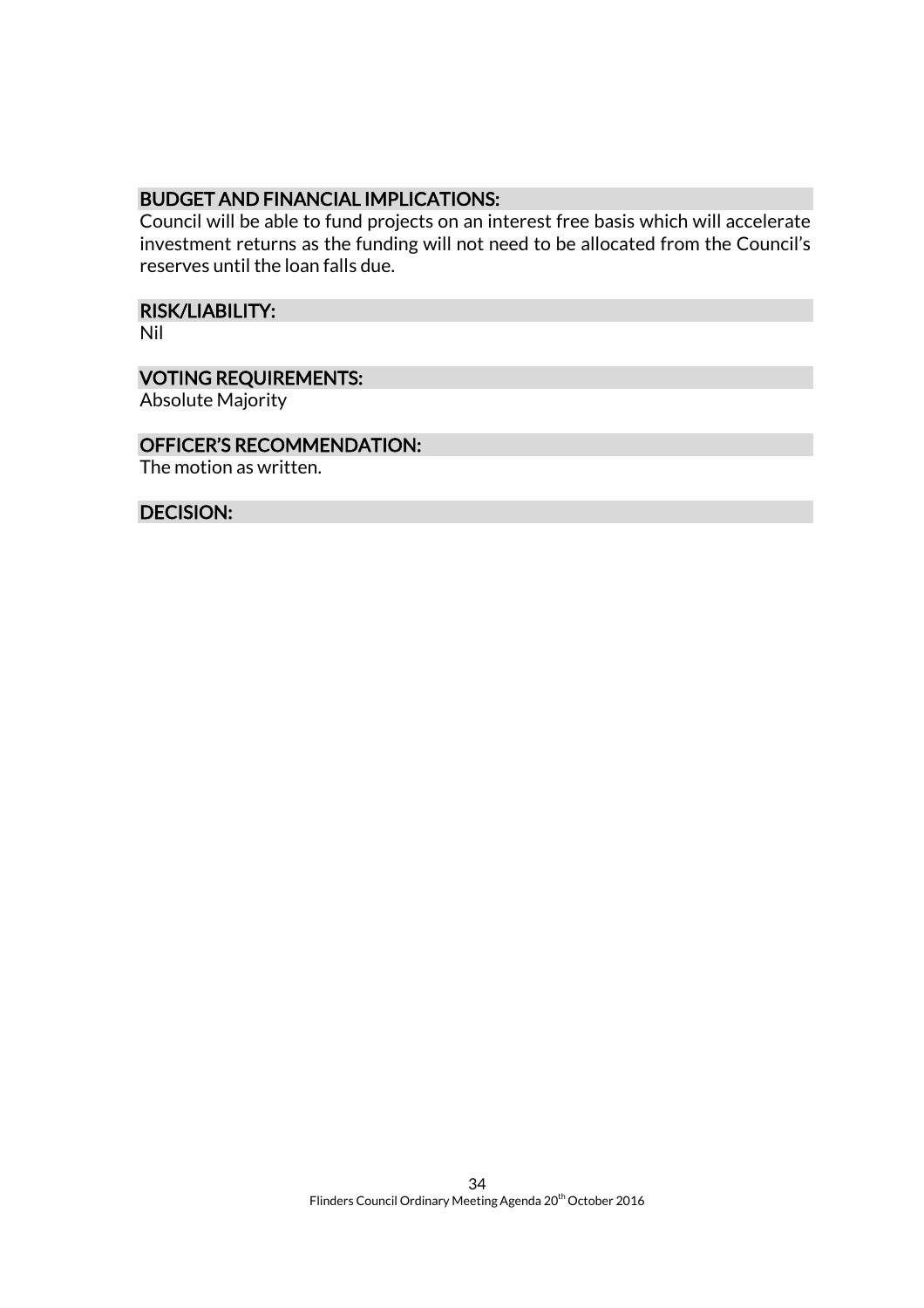### BUDGET AND FINANCIAL IMPLICATIONS:

Council will be able to fund projects on an interest free basis which will accelerate investment returns as the funding will not need to be allocated from the Council's reserves until the loan falls due.

### RISK/LIABILITY:

Nil

### VOTING REQUIREMENTS:

Absolute Majority

### OFFICER'S RECOMMENDATION:

The motion as written.

### DECISION: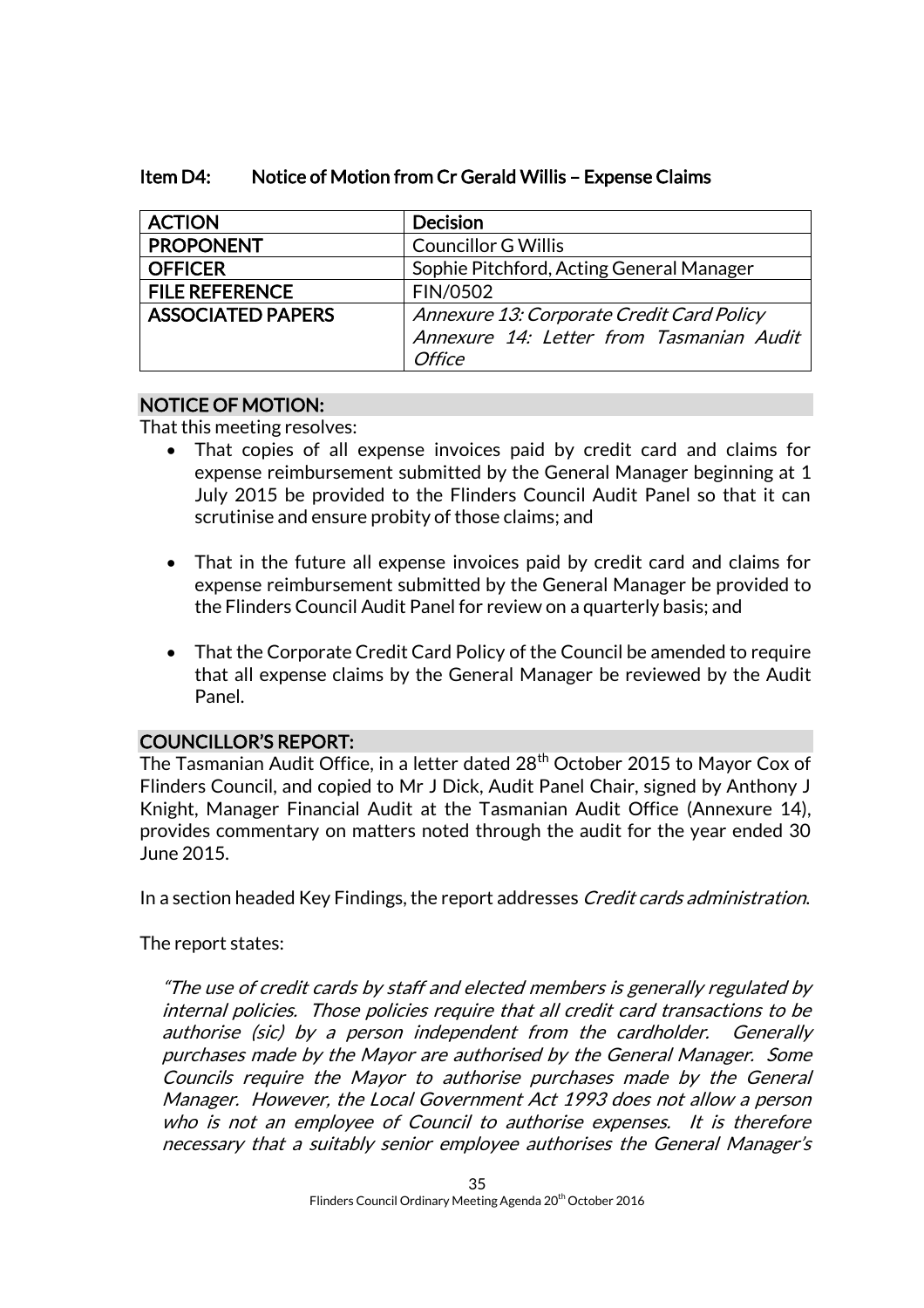### Item D4: Notice of Motion from Cr Gerald Willis – Expense Claims

| ACTION | Decision |
|---|---|
| PROPONENT | Councillor G Willis |
| OFFICER | Sophie Pitchford, Acting General Manager |
| FILE REFERENCE | FIN/0502 |
| ASSOCIATED PAPERS | *Annexure 13: Corporate Credit Card Policy*<br>*Annexure 14: Letter from Tasmanian Audit Office* |

**NOTICE OF MOTION:**

That this meeting resolves:

- That copies of all expense invoices paid by credit card and claims for expense reimbursement submitted by the General Manager beginning at 1 July 2015 be provided to the Flinders Council Audit Panel so that it can scrutinise and ensure probity of those claims; and

- That in the future all expense invoices paid by credit card and claims for expense reimbursement submitted by the General Manager be provided to the Flinders Council Audit Panel for review on a quarterly basis; and

- That the Corporate Credit Card Policy of the Council be amended to require that all expense claims by the General Manager be reviewed by the Audit Panel.

**COUNCILLOR'S REPORT:**

The Tasmanian Audit Office, in a letter dated 28th October 2015 to Mayor Cox of Flinders Council, and copied to Mr J Dick, Audit Panel Chair, signed by Anthony J Knight, Manager Financial Audit at the Tasmanian Audit Office (Annexure 14), provides commentary on matters noted through the audit for the year ended 30 June 2015.

In a section headed Key Findings, the report addresses *Credit cards administration*.

The report states:

> *"The use of credit cards by staff and elected members is generally regulated by internal policies. Those policies require that all credit card transactions to be authorise (sic) by a person independent from the cardholder. Generally purchases made by the Mayor are authorised by the General Manager. Some Councils require the Mayor to authorise purchases made by the General Manager. However, the Local Government Act 1993 does not allow a person who is not an employee of Council to authorise expenses. It is therefore necessary that a suitably senior employee authorises the General Manager's*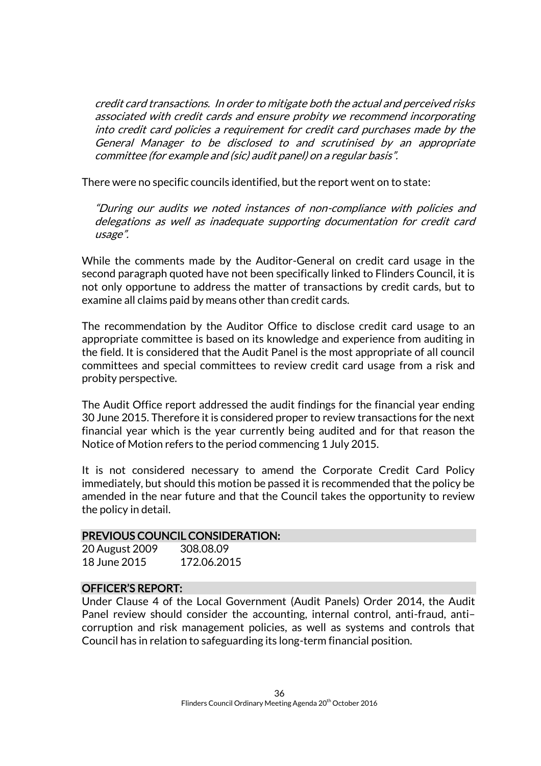*credit card transactions. In order to mitigate both the actual and perceived risks associated with credit cards and ensure probity we recommend incorporating into credit card policies a requirement for credit card purchases made by the General Manager to be disclosed to and scrutinised by an appropriate committee (for example and (sic) audit panel) on a regular basis".*

There were no specific councils identified, but the report went on to state:

*"During our audits we noted instances of non-compliance with policies and delegations as well as inadequate supporting documentation for credit card usage".*

While the comments made by the Auditor-General on credit card usage in the second paragraph quoted have not been specifically linked to Flinders Council, it is not only opportune to address the matter of transactions by credit cards, but to examine all claims paid by means other than credit cards.

The recommendation by the Auditor Office to disclose credit card usage to an appropriate committee is based on its knowledge and experience from auditing in the field. It is considered that the Audit Panel is the most appropriate of all council committees and special committees to review credit card usage from a risk and probity perspective.

The Audit Office report addressed the audit findings for the financial year ending 30 June 2015. Therefore it is considered proper to review transactions for the next financial year which is the year currently being audited and for that reason the Notice of Motion refers to the period commencing 1 July 2015.

It is not considered necessary to amend the Corporate Credit Card Policy immediately, but should this motion be passed it is recommended that the policy be amended in the near future and that the Council takes the opportunity to review the policy in detail.

## PREVIOUS COUNCIL CONSIDERATION:

20 August 2009 308.08.09
18 June 2015 172.06.2015

## OFFICER'S REPORT:

Under Clause 4 of the Local Government (Audit Panels) Order 2014, the Audit Panel review should consider the accounting, internal control, anti-fraud, anti–corruption and risk management policies, as well as systems and controls that Council has in relation to safeguarding its long-term financial position.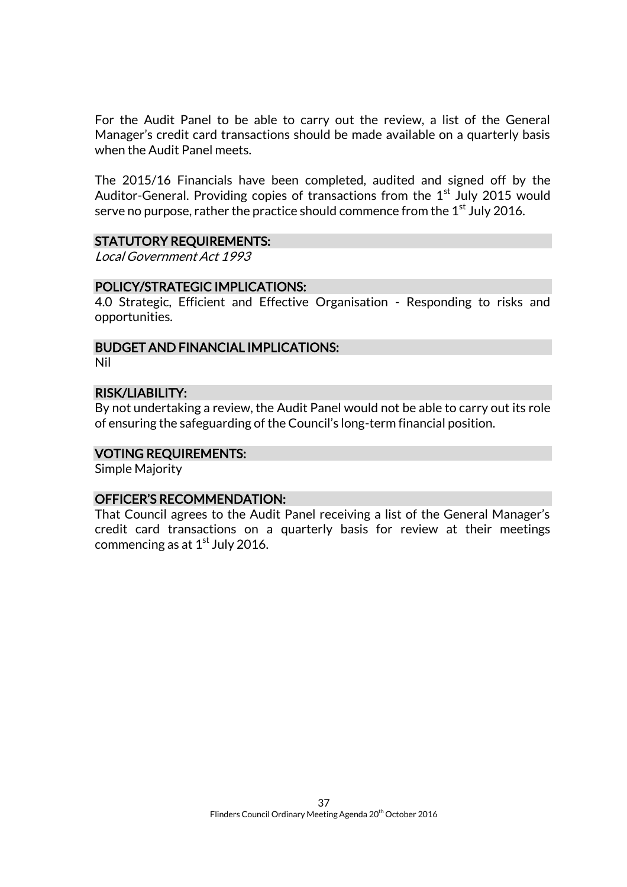For the Audit Panel to be able to carry out the review, a list of the General Manager's credit card transactions should be made available on a quarterly basis when the Audit Panel meets.

The 2015/16 Financials have been completed, audited and signed off by the Auditor-General. Providing copies of transactions from the 1st July 2015 would serve no purpose, rather the practice should commence from the 1st July 2016.

### STATUTORY REQUIREMENTS:

*Local Government Act 1993*

### POLICY/STRATEGIC IMPLICATIONS:

4.0 Strategic, Efficient and Effective Organisation - Responding to risks and opportunities.

### BUDGET AND FINANCIAL IMPLICATIONS:

Nil

### RISK/LIABILITY:

By not undertaking a review, the Audit Panel would not be able to carry out its role of ensuring the safeguarding of the Council's long-term financial position.

### VOTING REQUIREMENTS:

Simple Majority

### OFFICER'S RECOMMENDATION:

That Council agrees to the Audit Panel receiving a list of the General Manager's credit card transactions on a quarterly basis for review at their meetings commencing as at 1st July 2016.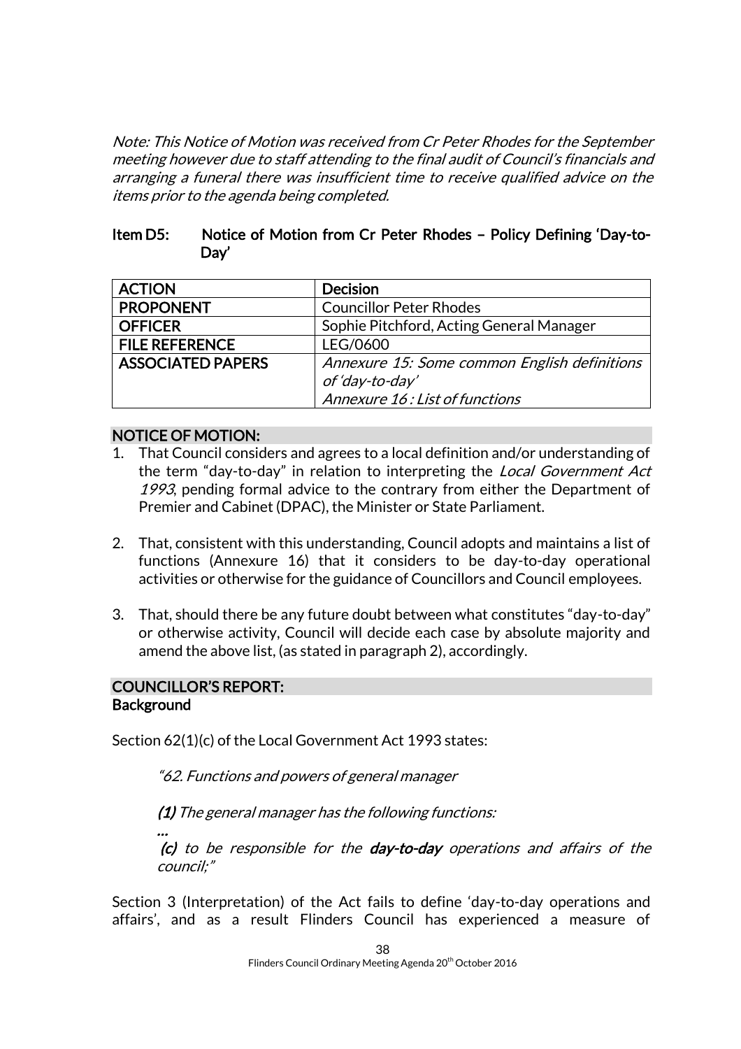*Note: This Notice of Motion was received from Cr Peter Rhodes for the September meeting however due to staff attending to the final audit of Council's financials and arranging a funeral there was insufficient time to receive qualified advice on the items prior to the agenda being completed.*

### Item D5: Notice of Motion from Cr Peter Rhodes – Policy Defining 'Day-to-Day'

| ACTION | Decision |
|---|---|
| PROPONENT | Councillor Peter Rhodes |
| OFFICER | Sophie Pitchford, Acting General Manager |
| FILE REFERENCE | LEG/0600 |
| ASSOCIATED PAPERS | *Annexure 15: Some common English definitions of 'day-to-day'*<br>*Annexure 16 : List of functions* |

## NOTICE OF MOTION:

1. That Council considers and agrees to a local definition and/or understanding of the term "day-to-day" in relation to interpreting the *Local Government Act 1993*, pending formal advice to the contrary from either the Department of Premier and Cabinet (DPAC), the Minister or State Parliament.

2. That, consistent with this understanding, Council adopts and maintains a list of functions (Annexure 16) that it considers to be day-to-day operational activities or otherwise for the guidance of Councillors and Council employees.

3. That, should there be any future doubt between what constitutes "day-to-day" or otherwise activity, Council will decide each case by absolute majority and amend the above list, (as stated in paragraph 2), accordingly.

## COUNCILLOR'S REPORT:

### Background

Section 62(1)(c) of the Local Government Act 1993 states:

> *"62. Functions and powers of general manager*
>
> ***(1)*** *The general manager has the following functions:*
>
> *...*
>
> ***(c)*** *to be responsible for the* ***day-to-day*** *operations and affairs of the council;"*

Section 3 (Interpretation) of the Act fails to define 'day-to-day operations and affairs', and as a result Flinders Council has experienced a measure of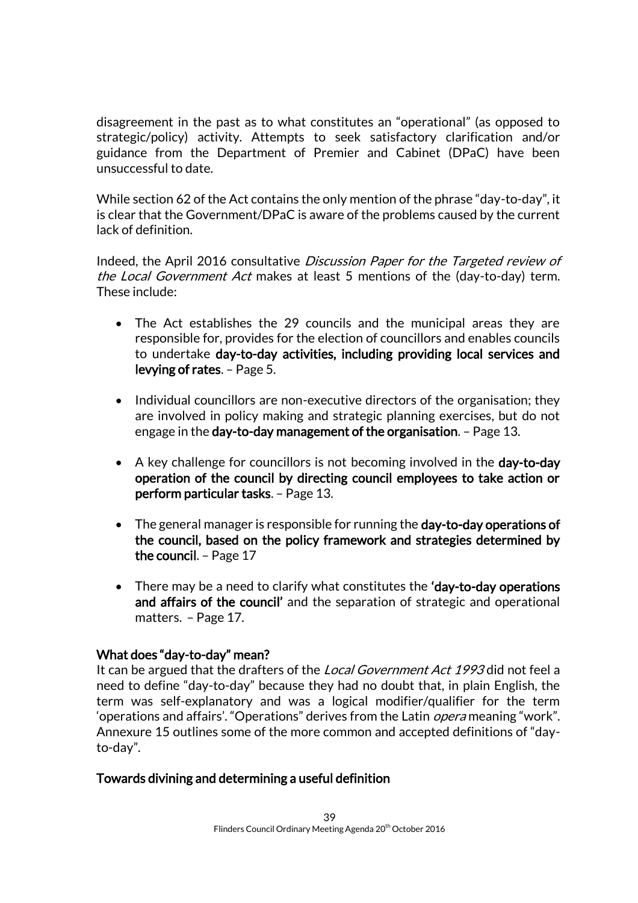disagreement in the past as to what constitutes an "operational" (as opposed to strategic/policy) activity. Attempts to seek satisfactory clarification and/or guidance from the Department of Premier and Cabinet (DPaC) have been unsuccessful to date.

While section 62 of the Act contains the only mention of the phrase "day-to-day", it is clear that the Government/DPaC is aware of the problems caused by the current lack of definition.

Indeed, the April 2016 consultative *Discussion Paper for the Targeted review of the Local Government Act* makes at least 5 mentions of the (day-to-day) term. These include:

- The Act establishes the 29 councils and the municipal areas they are responsible for, provides for the election of councillors and enables councils to undertake **day-to-day activities, including providing local services and levying of rates**. – Page 5.
- Individual councillors are non-executive directors of the organisation; they are involved in policy making and strategic planning exercises, but do not engage in the **day-to-day management of the organisation**. – Page 13.
- A key challenge for councillors is not becoming involved in the **day-to-day operation of the council by directing council employees to take action or perform particular tasks**. – Page 13.
- The general manager is responsible for running the **day-to-day operations of the council, based on the policy framework and strategies determined by the council**. – Page 17
- There may be a need to clarify what constitutes the **'day-to-day operations and affairs of the council'** and the separation of strategic and operational matters. – Page 17.

**What does "day-to-day" mean?**

It can be argued that the drafters of the *Local Government Act 1993* did not feel a need to define "day-to-day" because they had no doubt that, in plain English, the term was self-explanatory and was a logical modifier/qualifier for the term 'operations and affairs'. "Operations" derives from the Latin *opera* meaning "work". Annexure 15 outlines some of the more common and accepted definitions of "day-to-day".

**Towards divining and determining a useful definition**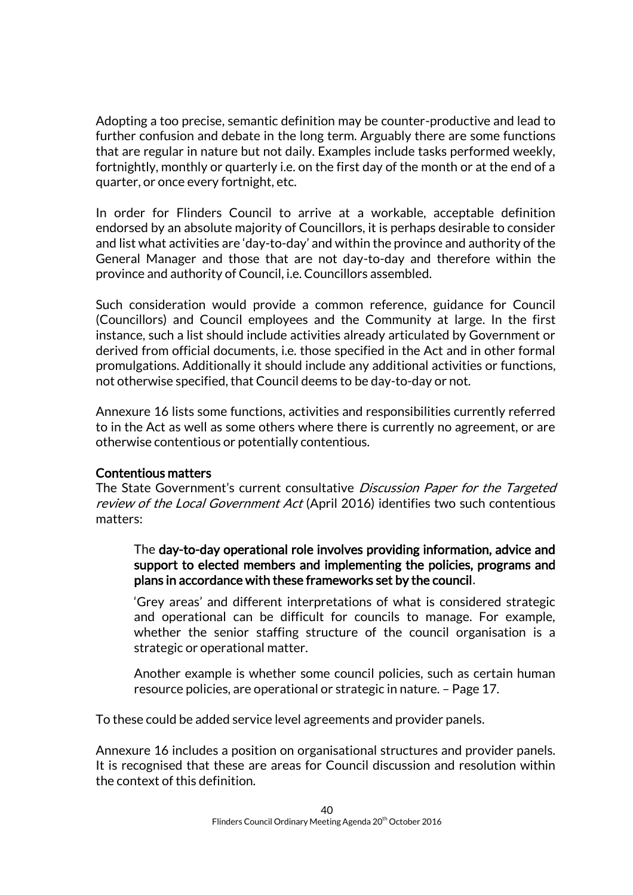Adopting a too precise, semantic definition may be counter-productive and lead to further confusion and debate in the long term. Arguably there are some functions that are regular in nature but not daily. Examples include tasks performed weekly, fortnightly, monthly or quarterly i.e. on the first day of the month or at the end of a quarter, or once every fortnight, etc.

In order for Flinders Council to arrive at a workable, acceptable definition endorsed by an absolute majority of Councillors, it is perhaps desirable to consider and list what activities are 'day-to-day' and within the province and authority of the General Manager and those that are not day-to-day and therefore within the province and authority of Council, i.e. Councillors assembled.

Such consideration would provide a common reference, guidance for Council (Councillors) and Council employees and the Community at large. In the first instance, such a list should include activities already articulated by Government or derived from official documents, i.e. those specified in the Act and in other formal promulgations. Additionally it should include any additional activities or functions, not otherwise specified, that Council deems to be day-to-day or not.

Annexure 16 lists some functions, activities and responsibilities currently referred to in the Act as well as some others where there is currently no agreement, or are otherwise contentious or potentially contentious.

**Contentious matters**

The State Government's current consultative *Discussion Paper for the Targeted review of the Local Government Act* (April 2016) identifies two such contentious matters:

> The **day-to-day operational role involves providing information, advice and support to elected members and implementing the policies, programs and plans in accordance with these frameworks set by the council**.
>
> 'Grey areas' and different interpretations of what is considered strategic and operational can be difficult for councils to manage. For example, whether the senior staffing structure of the council organisation is a strategic or operational matter.
>
> Another example is whether some council policies, such as certain human resource policies, are operational or strategic in nature. – Page 17.

To these could be added service level agreements and provider panels.

Annexure 16 includes a position on organisational structures and provider panels. It is recognised that these are areas for Council discussion and resolution within the context of this definition.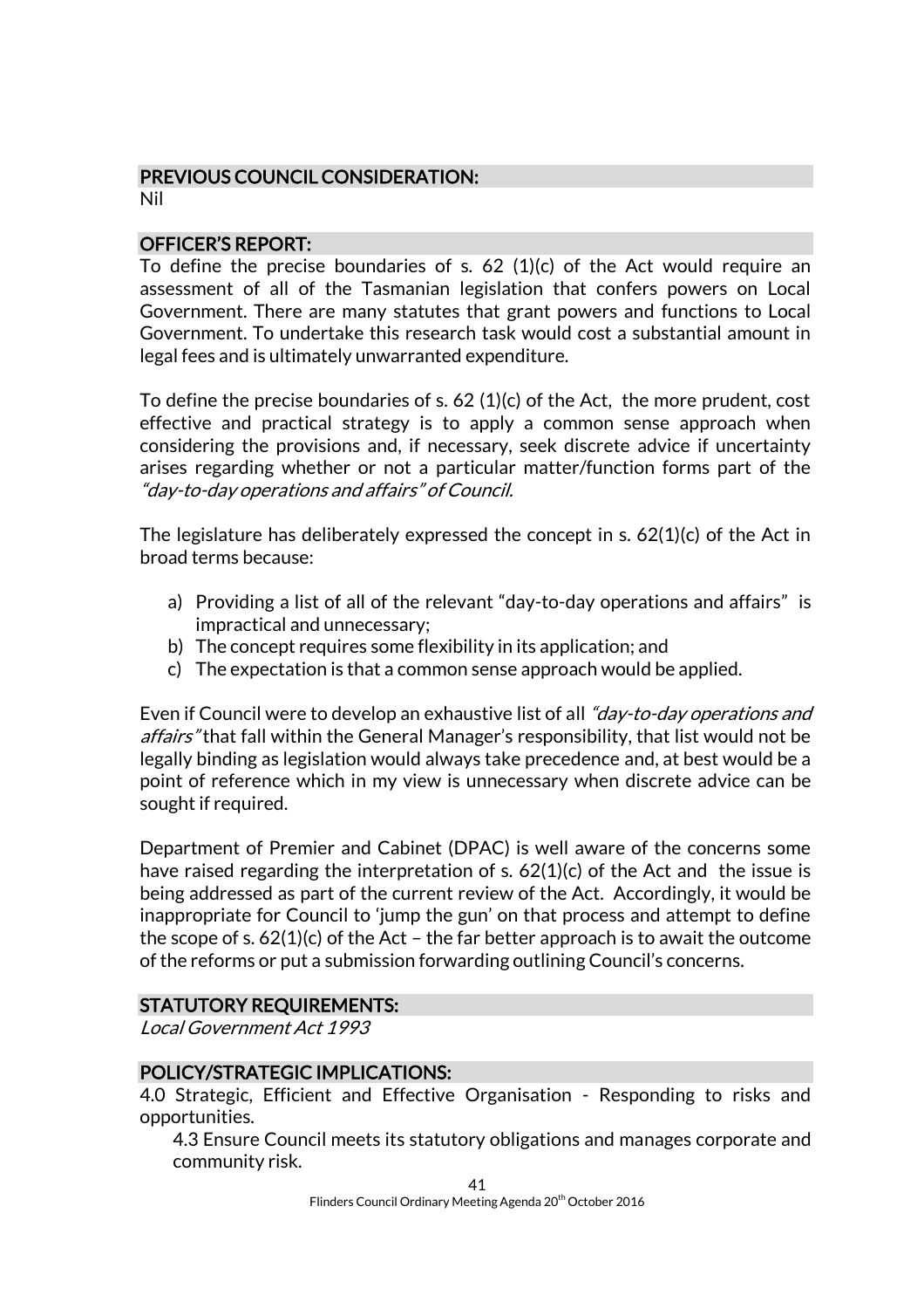## PREVIOUS COUNCIL CONSIDERATION:

Nil

## OFFICER'S REPORT:

To define the precise boundaries of s. 62 (1)(c) of the Act would require an assessment of all of the Tasmanian legislation that confers powers on Local Government. There are many statutes that grant powers and functions to Local Government. To undertake this research task would cost a substantial amount in legal fees and is ultimately unwarranted expenditure.

To define the precise boundaries of s. 62 (1)(c) of the Act, the more prudent, cost effective and practical strategy is to apply a common sense approach when considering the provisions and, if necessary, seek discrete advice if uncertainty arises regarding whether or not a particular matter/function forms part of the *"day-to-day operations and affairs" of Council.*

The legislature has deliberately expressed the concept in s. 62(1)(c) of the Act in broad terms because:

a) Providing a list of all of the relevant "day-to-day operations and affairs" is impractical and unnecessary;
b) The concept requires some flexibility in its application; and
c) The expectation is that a common sense approach would be applied.

Even if Council were to develop an exhaustive list of all *"day-to-day operations and affairs"* that fall within the General Manager's responsibility, that list would not be legally binding as legislation would always take precedence and, at best would be a point of reference which in my view is unnecessary when discrete advice can be sought if required.

Department of Premier and Cabinet (DPAC) is well aware of the concerns some have raised regarding the interpretation of s. 62(1)(c) of the Act and the issue is being addressed as part of the current review of the Act. Accordingly, it would be inappropriate for Council to 'jump the gun' on that process and attempt to define the scope of s. 62(1)(c) of the Act – the far better approach is to await the outcome of the reforms or put a submission forwarding outlining Council's concerns.

## STATUTORY REQUIREMENTS:

*Local Government Act 1993*

## POLICY/STRATEGIC IMPLICATIONS:

4.0 Strategic, Efficient and Effective Organisation - Responding to risks and opportunities.

4.3 Ensure Council meets its statutory obligations and manages corporate and community risk.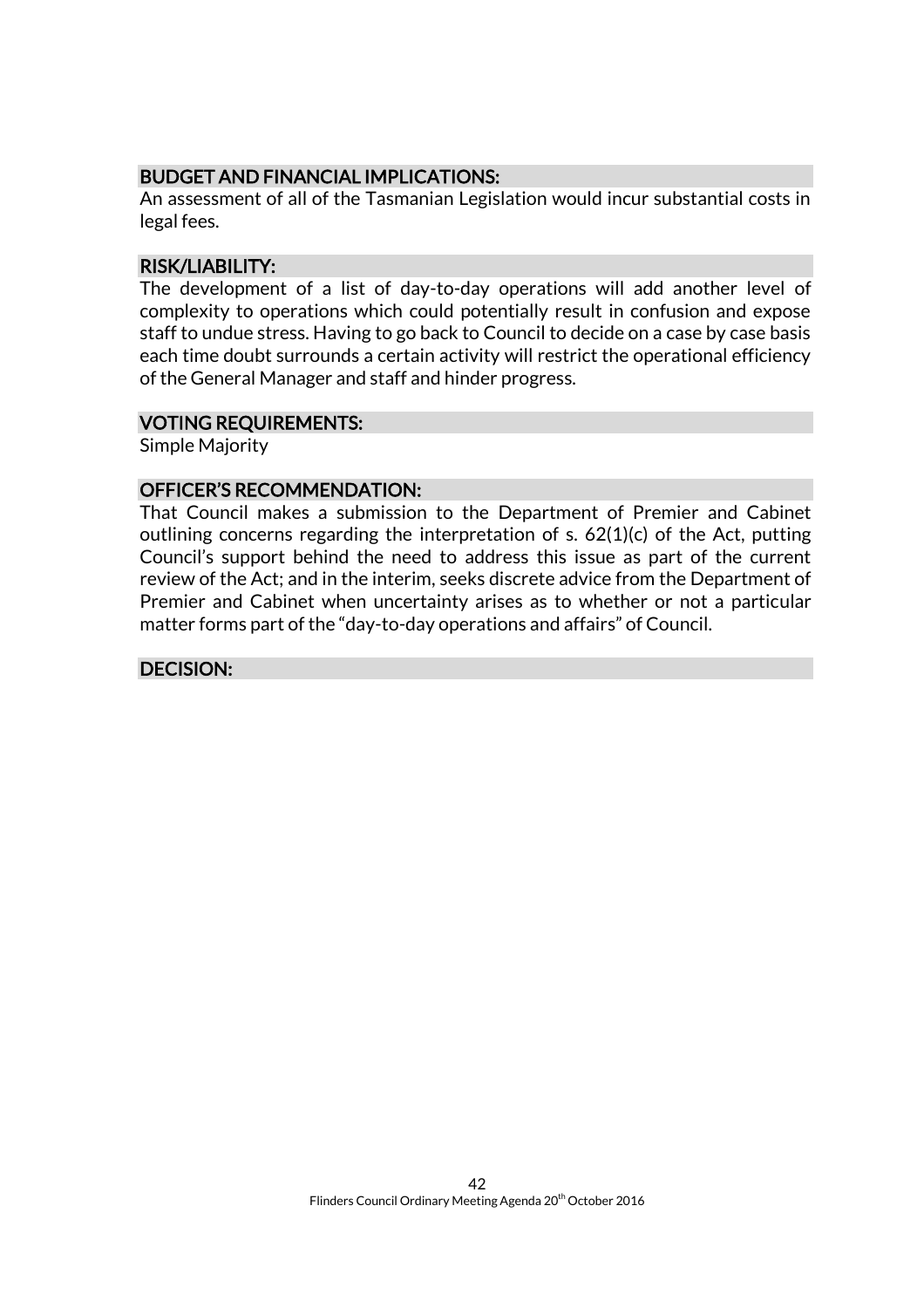### BUDGET AND FINANCIAL IMPLICATIONS:

An assessment of all of the Tasmanian Legislation would incur substantial costs in legal fees.

### RISK/LIABILITY:

The development of a list of day-to-day operations will add another level of complexity to operations which could potentially result in confusion and expose staff to undue stress. Having to go back to Council to decide on a case by case basis each time doubt surrounds a certain activity will restrict the operational efficiency of the General Manager and staff and hinder progress.

### VOTING REQUIREMENTS:

Simple Majority

### OFFICER'S RECOMMENDATION:

That Council makes a submission to the Department of Premier and Cabinet outlining concerns regarding the interpretation of s. 62(1)(c) of the Act, putting Council's support behind the need to address this issue as part of the current review of the Act; and in the interim, seeks discrete advice from the Department of Premier and Cabinet when uncertainty arises as to whether or not a particular matter forms part of the "day-to-day operations and affairs" of Council.

### DECISION: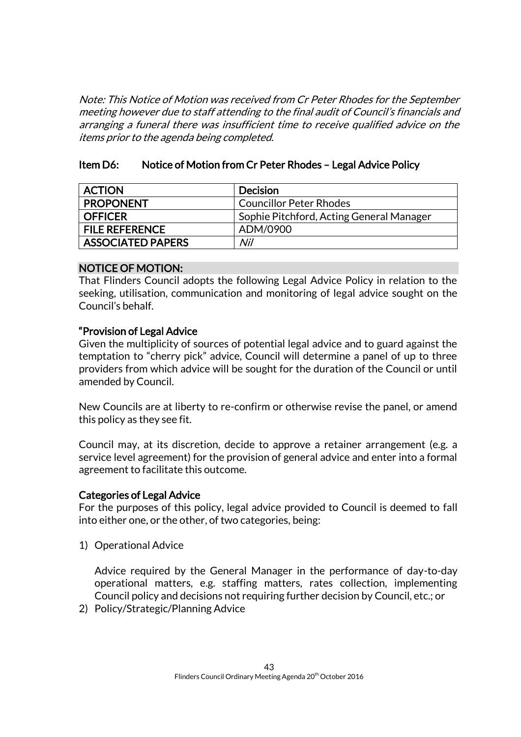*Note: This Notice of Motion was received from Cr Peter Rhodes for the September meeting however due to staff attending to the final audit of Council's financials and arranging a funeral there was insufficient time to receive qualified advice on the items prior to the agenda being completed.*

## Item D6: Notice of Motion from Cr Peter Rhodes – Legal Advice Policy

| ACTION | Decision |
|---|---|
| PROPONENT | Councillor Peter Rhodes |
| OFFICER | Sophie Pitchford, Acting General Manager |
| FILE REFERENCE | ADM/0900 |
| ASSOCIATED PAPERS | *Nil* |

### NOTICE OF MOTION:

That Flinders Council adopts the following Legal Advice Policy in relation to the seeking, utilisation, communication and monitoring of legal advice sought on the Council's behalf.

### "Provision of Legal Advice

Given the multiplicity of sources of potential legal advice and to guard against the temptation to "cherry pick" advice, Council will determine a panel of up to three providers from which advice will be sought for the duration of the Council or until amended by Council.

New Councils are at liberty to re-confirm or otherwise revise the panel, or amend this policy as they see fit.

Council may, at its discretion, decide to approve a retainer arrangement (e.g. a service level agreement) for the provision of general advice and enter into a formal agreement to facilitate this outcome.

### Categories of Legal Advice

For the purposes of this policy, legal advice provided to Council is deemed to fall into either one, or the other, of two categories, being:

1) Operational Advice

   Advice required by the General Manager in the performance of day-to-day operational matters, e.g. staffing matters, rates collection, implementing Council policy and decisions not requiring further decision by Council, etc.; or

2) Policy/Strategic/Planning Advice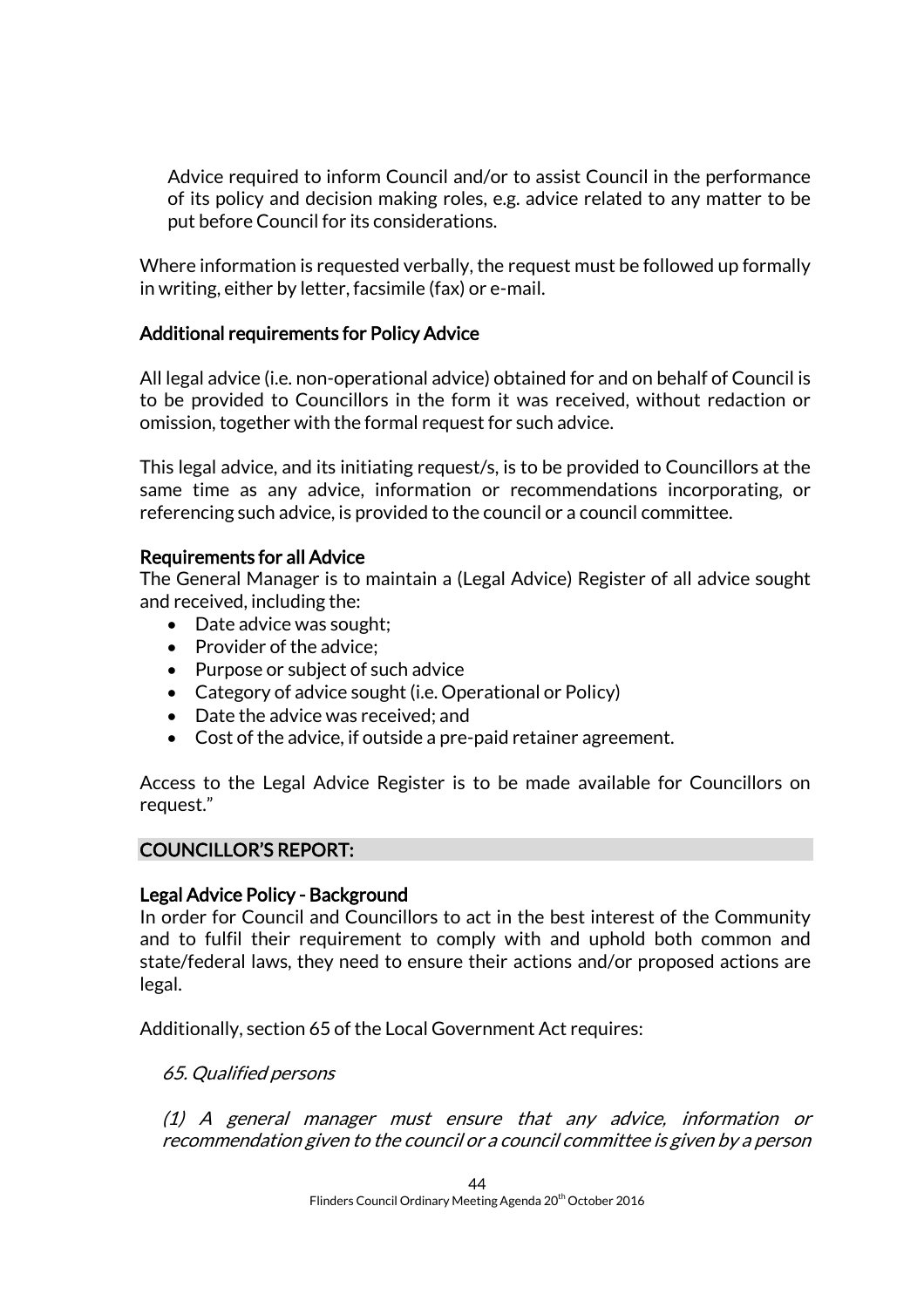Advice required to inform Council and/or to assist Council in the performance of its policy and decision making roles, e.g. advice related to any matter to be put before Council for its considerations.

Where information is requested verbally, the request must be followed up formally in writing, either by letter, facsimile (fax) or e-mail.

**Additional requirements for Policy Advice**

All legal advice (i.e. non-operational advice) obtained for and on behalf of Council is to be provided to Councillors in the form it was received, without redaction or omission, together with the formal request for such advice.

This legal advice, and its initiating request/s, is to be provided to Councillors at the same time as any advice, information or recommendations incorporating, or referencing such advice, is provided to the council or a council committee.

**Requirements for all Advice**

The General Manager is to maintain a (Legal Advice) Register of all advice sought and received, including the:

- Date advice was sought;
- Provider of the advice;
- Purpose or subject of such advice
- Category of advice sought (i.e. Operational or Policy)
- Date the advice was received; and
- Cost of the advice, if outside a pre-paid retainer agreement.

Access to the Legal Advice Register is to be made available for Councillors on request."

## COUNCILLOR'S REPORT:

**Legal Advice Policy - Background**

In order for Council and Councillors to act in the best interest of the Community and to fulfil their requirement to comply with and uphold both common and state/federal laws, they need to ensure their actions and/or proposed actions are legal.

Additionally, section 65 of the Local Government Act requires:

*65. Qualified persons*

*(1) A general manager must ensure that any advice, information or recommendation given to the council or a council committee is given by a person*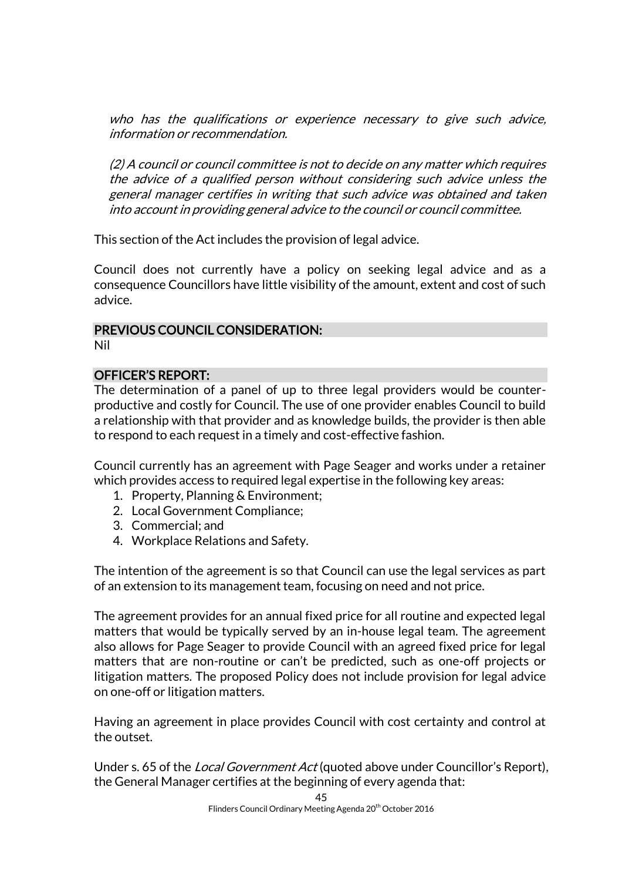*who has the qualifications or experience necessary to give such advice, information or recommendation.*

*(2) A council or council committee is not to decide on any matter which requires the advice of a qualified person without considering such advice unless the general manager certifies in writing that such advice was obtained and taken into account in providing general advice to the council or council committee.*

This section of the Act includes the provision of legal advice.

Council does not currently have a policy on seeking legal advice and as a consequence Councillors have little visibility of the amount, extent and cost of such advice.

## PREVIOUS COUNCIL CONSIDERATION:

Nil

## OFFICER'S REPORT:

The determination of a panel of up to three legal providers would be counter-productive and costly for Council. The use of one provider enables Council to build a relationship with that provider and as knowledge builds, the provider is then able to respond to each request in a timely and cost-effective fashion.

Council currently has an agreement with Page Seager and works under a retainer which provides access to required legal expertise in the following key areas:

1. Property, Planning & Environment;
2. Local Government Compliance;
3. Commercial; and
4. Workplace Relations and Safety.

The intention of the agreement is so that Council can use the legal services as part of an extension to its management team, focusing on need and not price.

The agreement provides for an annual fixed price for all routine and expected legal matters that would be typically served by an in-house legal team. The agreement also allows for Page Seager to provide Council with an agreed fixed price for legal matters that are non-routine or can't be predicted, such as one-off projects or litigation matters. The proposed Policy does not include provision for legal advice on one-off or litigation matters.

Having an agreement in place provides Council with cost certainty and control at the outset.

Under s. 65 of the *Local Government Act* (quoted above under Councillor's Report), the General Manager certifies at the beginning of every agenda that: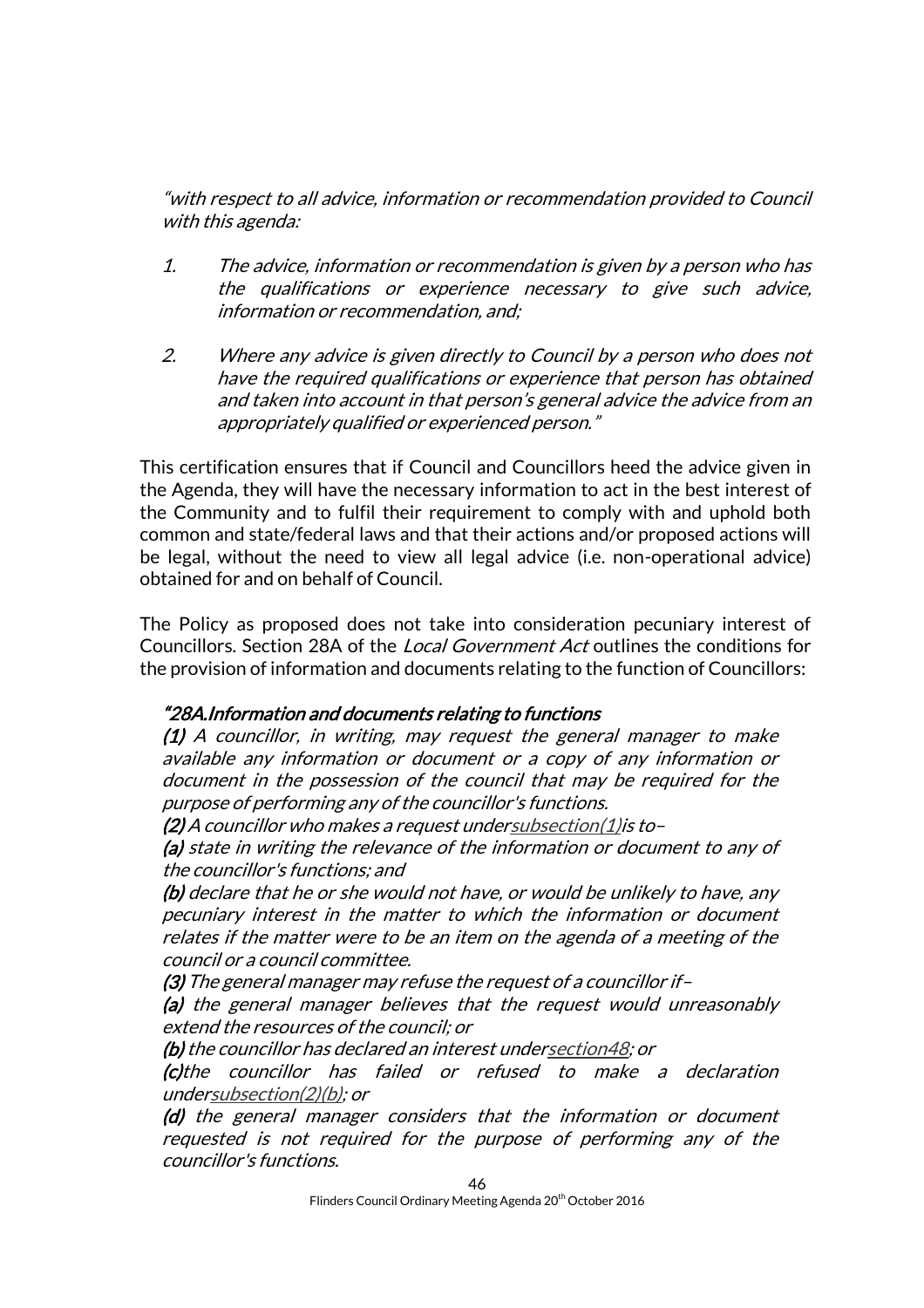*"with respect to all advice, information or recommendation provided to Council with this agenda:*

1. *The advice, information or recommendation is given by a person who has the qualifications or experience necessary to give such advice, information or recommendation, and;*

2. *Where any advice is given directly to Council by a person who does not have the required qualifications or experience that person has obtained and taken into account in that person's general advice the advice from an appropriately qualified or experienced person."*

This certification ensures that if Council and Councillors heed the advice given in the Agenda, they will have the necessary information to act in the best interest of the Community and to fulfil their requirement to comply with and uphold both common and state/federal laws and that their actions and/or proposed actions will be legal, without the need to view all legal advice (i.e. non-operational advice) obtained for and on behalf of Council.

The Policy as proposed does not take into consideration pecuniary interest of Councillors. Section 28A of the *Local Government Act* outlines the conditions for the provision of information and documents relating to the function of Councillors:

***"28A.Information and documents relating to functions***

***(1)*** *A councillor, in writing, may request the general manager to make available any information or document or a copy of any information or document in the possession of the council that may be required for the purpose of performing any of the councillor's functions.*

***(2)*** *A councillor who makes a request under subsection(1) is to–*

***(a)*** *state in writing the relevance of the information or document to any of the councillor's functions; and*

***(b)*** *declare that he or she would not have, or would be unlikely to have, any pecuniary interest in the matter to which the information or document relates if the matter were to be an item on the agenda of a meeting of the council or a council committee.*

***(3)*** *The general manager may refuse the request of a councillor if–*

***(a)*** *the general manager believes that the request would unreasonably extend the resources of the council; or*

***(b)*** *the councillor has declared an interest under section48; or*

***(c)*** *the councillor has failed or refused to make a declaration under subsection(2)(b); or*

***(d)*** *the general manager considers that the information or document requested is not required for the purpose of performing any of the councillor's functions.*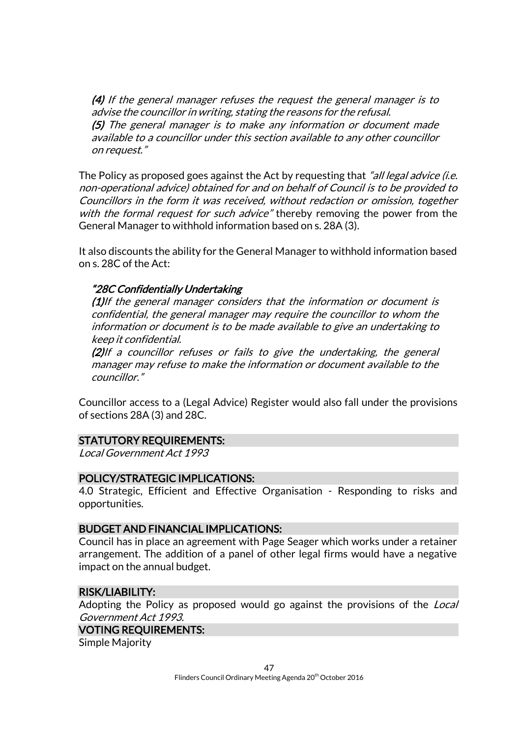> *(4) If the general manager refuses the request the general manager is to advise the councillor in writing, stating the reasons for the refusal.*
> *(5) The general manager is to make any information or document made available to a councillor under this section available to any other councillor on request."*

The Policy as proposed goes against the Act by requesting that *"all legal advice (i.e. non-operational advice) obtained for and on behalf of Council is to be provided to Councillors in the form it was received, without redaction or omission, together with the formal request for such advice"* thereby removing the power from the General Manager to withhold information based on s. 28A (3).

It also discounts the ability for the General Manager to withhold information based on s. 28C of the Act:

> *"28C Confidentially Undertaking*
> *(1)If the general manager considers that the information or document is confidential, the general manager may require the councillor to whom the information or document is to be made available to give an undertaking to keep it confidential.*
> *(2)If a councillor refuses or fails to give the undertaking, the general manager may refuse to make the information or document available to the councillor."*

Councillor access to a (Legal Advice) Register would also fall under the provisions of sections 28A (3) and 28C.

## STATUTORY REQUIREMENTS:

*Local Government Act 1993*

## POLICY/STRATEGIC IMPLICATIONS:

4.0 Strategic, Efficient and Effective Organisation - Responding to risks and opportunities.

## BUDGET AND FINANCIAL IMPLICATIONS:

Council has in place an agreement with Page Seager which works under a retainer arrangement. The addition of a panel of other legal firms would have a negative impact on the annual budget.

## RISK/LIABILITY:

Adopting the Policy as proposed would go against the provisions of the *Local Government Act 1993*.

## VOTING REQUIREMENTS:

Simple Majority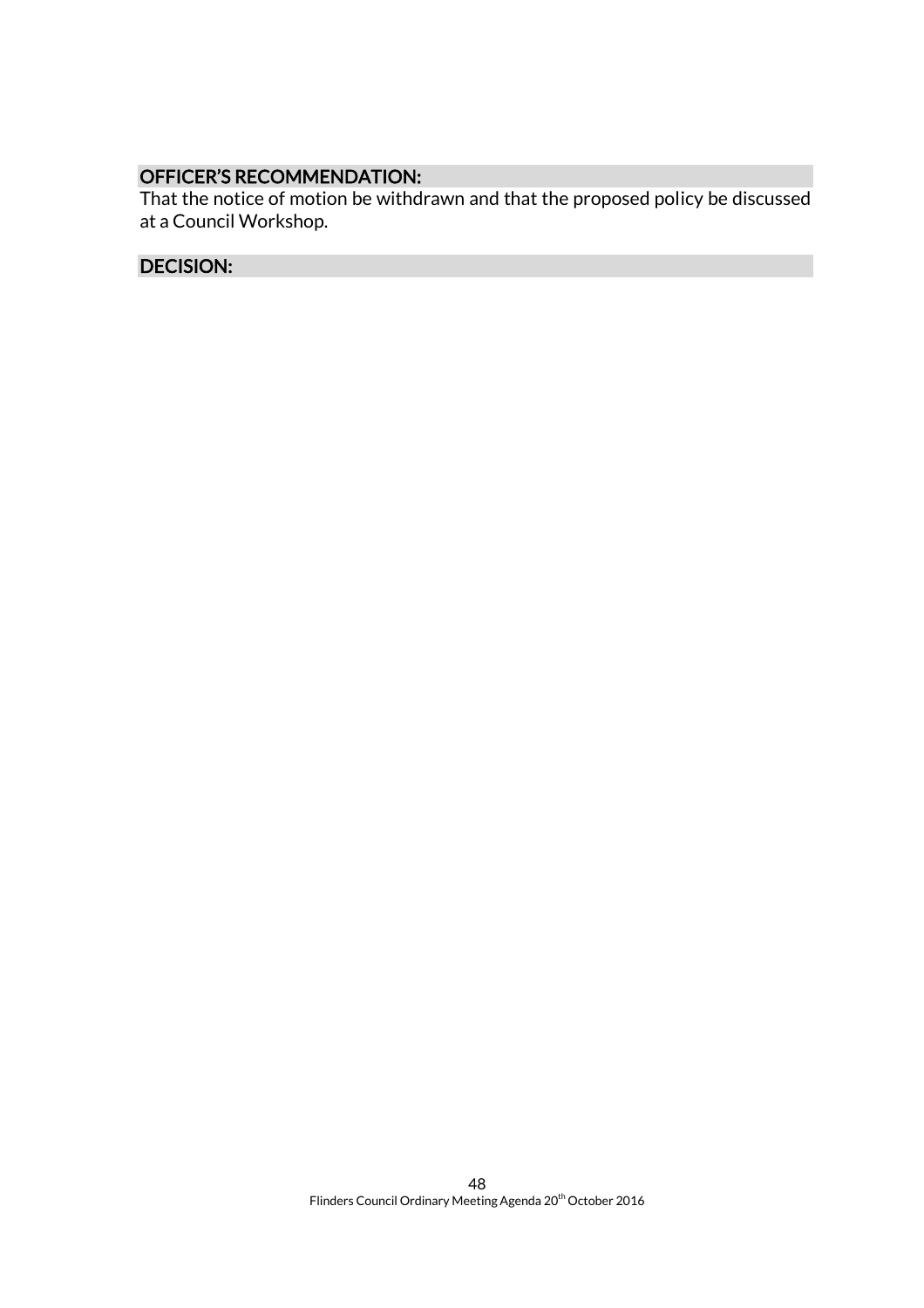**OFFICER'S RECOMMENDATION:**

That the notice of motion be withdrawn and that the proposed policy be discussed at a Council Workshop.

**DECISION:**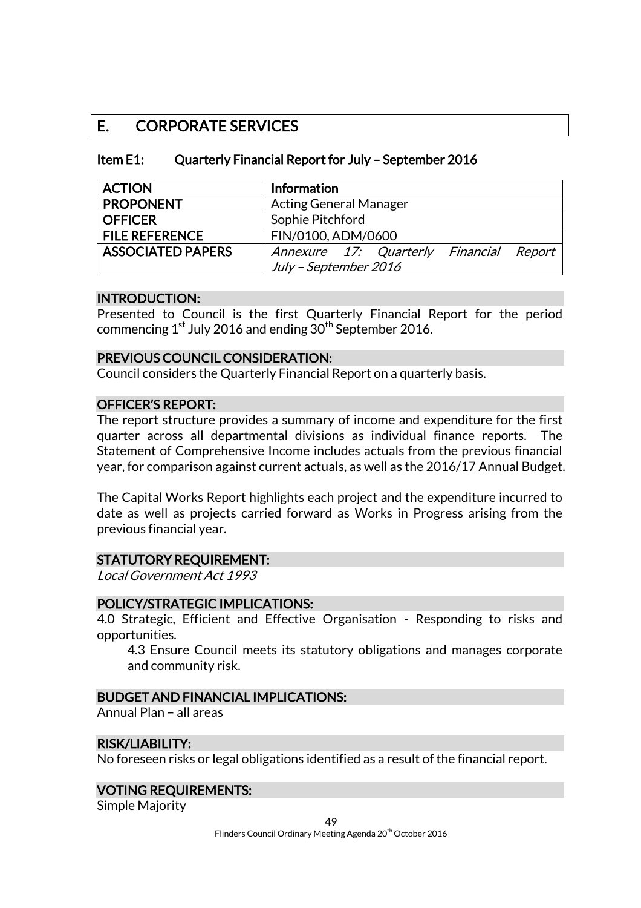# E. CORPORATE SERVICES

## Item E1: Quarterly Financial Report for July – September 2016

| ACTION | Information |
|---|---|
| PROPONENT | Acting General Manager |
| OFFICER | Sophie Pitchford |
| FILE REFERENCE | FIN/0100, ADM/0600 |
| ASSOCIATED PAPERS | *Annexure 17: Quarterly Financial Report July – September 2016* |

### INTRODUCTION:

Presented to Council is the first Quarterly Financial Report for the period commencing 1st July 2016 and ending 30th September 2016.

### PREVIOUS COUNCIL CONSIDERATION:

Council considers the Quarterly Financial Report on a quarterly basis.

### OFFICER'S REPORT:

The report structure provides a summary of income and expenditure for the first quarter across all departmental divisions as individual finance reports. The Statement of Comprehensive Income includes actuals from the previous financial year, for comparison against current actuals, as well as the 2016/17 Annual Budget.

The Capital Works Report highlights each project and the expenditure incurred to date as well as projects carried forward as Works in Progress arising from the previous financial year.

### STATUTORY REQUIREMENT:

*Local Government Act 1993*

### POLICY/STRATEGIC IMPLICATIONS:

4.0 Strategic, Efficient and Effective Organisation - Responding to risks and opportunities.

> 4.3 Ensure Council meets its statutory obligations and manages corporate and community risk.

### BUDGET AND FINANCIAL IMPLICATIONS:

Annual Plan – all areas

### RISK/LIABILITY:

No foreseen risks or legal obligations identified as a result of the financial report.

### VOTING REQUIREMENTS:

Simple Majority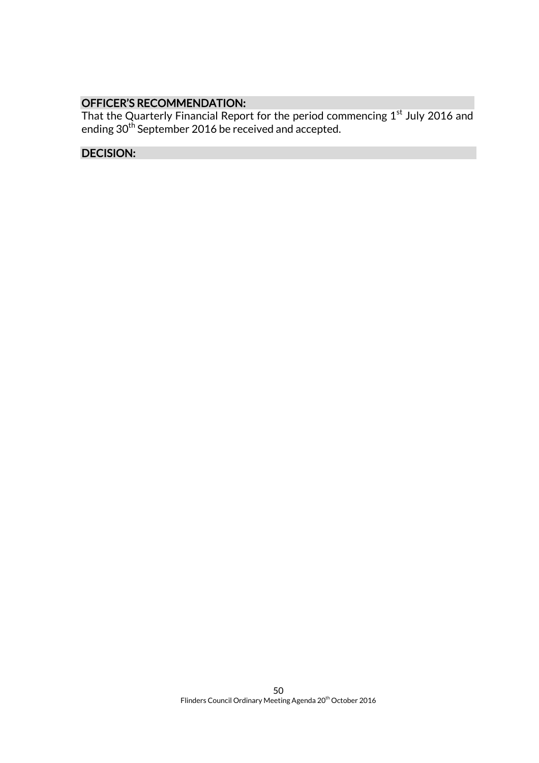### OFFICER'S RECOMMENDATION:

That the Quarterly Financial Report for the period commencing 1st July 2016 and ending 30th September 2016 be received and accepted.

### DECISION: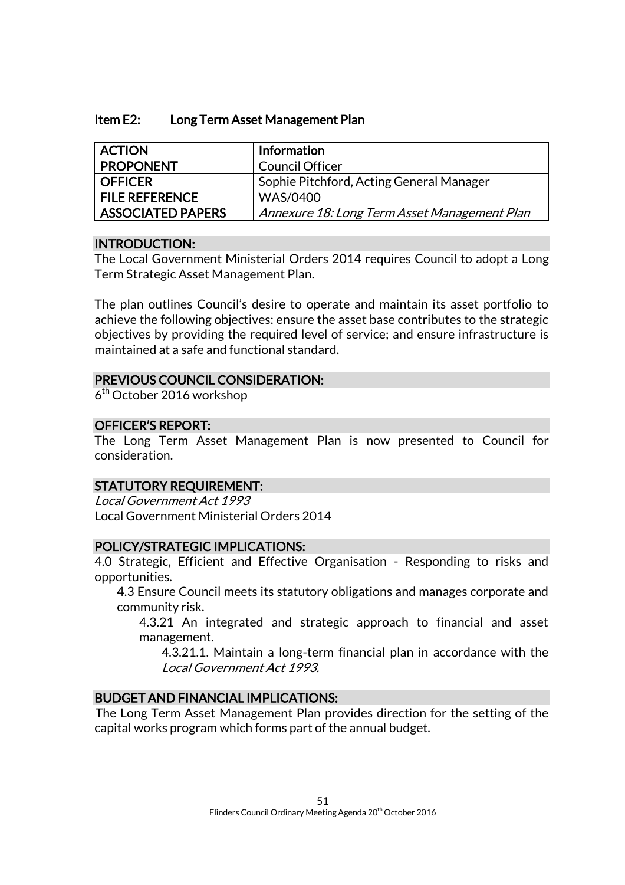## Item E2: Long Term Asset Management Plan

| ACTION | Information |
|---|---|
| PROPONENT | Council Officer |
| OFFICER | Sophie Pitchford, Acting General Manager |
| FILE REFERENCE | WAS/0400 |
| ASSOCIATED PAPERS | *Annexure 18: Long Term Asset Management Plan* |

### INTRODUCTION:

The Local Government Ministerial Orders 2014 requires Council to adopt a Long Term Strategic Asset Management Plan.

The plan outlines Council's desire to operate and maintain its asset portfolio to achieve the following objectives: ensure the asset base contributes to the strategic objectives by providing the required level of service; and ensure infrastructure is maintained at a safe and functional standard.

### PREVIOUS COUNCIL CONSIDERATION:

6th October 2016 workshop

### OFFICER'S REPORT:

The Long Term Asset Management Plan is now presented to Council for consideration.

### STATUTORY REQUIREMENT:

*Local Government Act 1993*
Local Government Ministerial Orders 2014

### POLICY/STRATEGIC IMPLICATIONS:

4.0 Strategic, Efficient and Effective Organisation - Responding to risks and opportunities.

4.3 Ensure Council meets its statutory obligations and manages corporate and community risk.

4.3.21 An integrated and strategic approach to financial and asset management.

4.3.21.1. Maintain a long-term financial plan in accordance with the *Local Government Act 1993*.

### BUDGET AND FINANCIAL IMPLICATIONS:

The Long Term Asset Management Plan provides direction for the setting of the capital works program which forms part of the annual budget.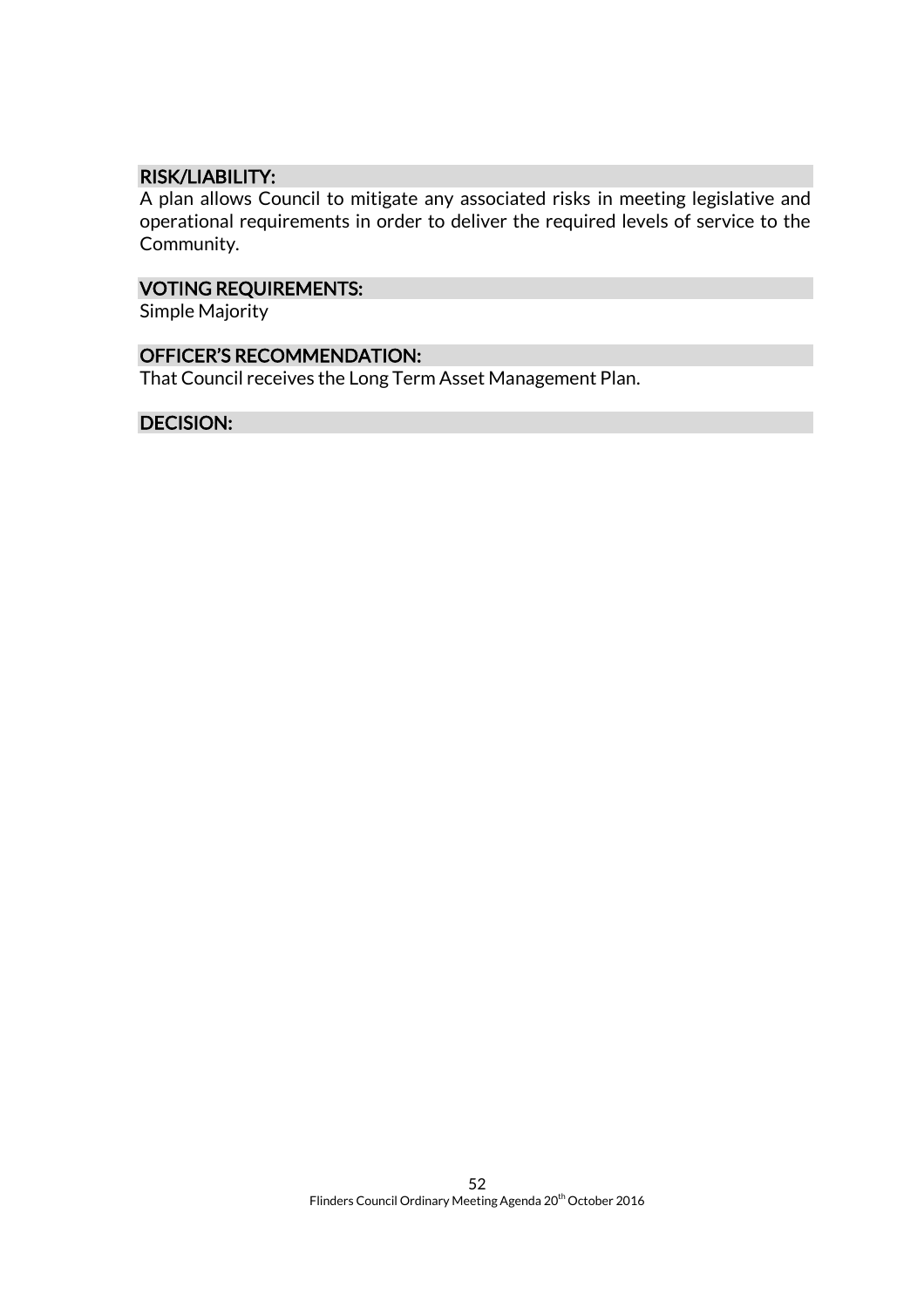## RISK/LIABILITY:

A plan allows Council to mitigate any associated risks in meeting legislative and operational requirements in order to deliver the required levels of service to the Community.

## VOTING REQUIREMENTS:

Simple Majority

## OFFICER'S RECOMMENDATION:

That Council receives the Long Term Asset Management Plan.

## DECISION: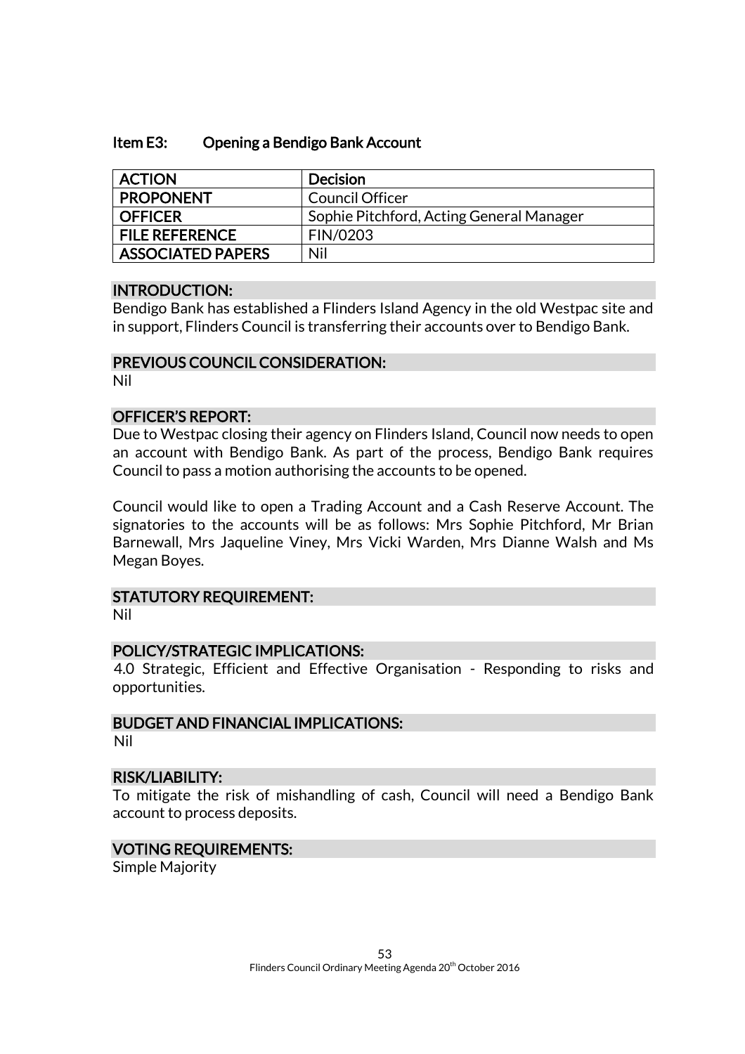### Item E3: Opening a Bendigo Bank Account

| ACTION | Decision |
|---|---|
| PROPONENT | Council Officer |
| OFFICER | Sophie Pitchford, Acting General Manager |
| FILE REFERENCE | FIN/0203 |
| ASSOCIATED PAPERS | Nil |

#### INTRODUCTION:

Bendigo Bank has established a Flinders Island Agency in the old Westpac site and in support, Flinders Council is transferring their accounts over to Bendigo Bank.

#### PREVIOUS COUNCIL CONSIDERATION:

Nil

#### OFFICER'S REPORT:

Due to Westpac closing their agency on Flinders Island, Council now needs to open an account with Bendigo Bank. As part of the process, Bendigo Bank requires Council to pass a motion authorising the accounts to be opened.

Council would like to open a Trading Account and a Cash Reserve Account. The signatories to the accounts will be as follows: Mrs Sophie Pitchford, Mr Brian Barnewall, Mrs Jaqueline Viney, Mrs Vicki Warden, Mrs Dianne Walsh and Ms Megan Boyes.

#### STATUTORY REQUIREMENT:

Nil

#### POLICY/STRATEGIC IMPLICATIONS:

4.0 Strategic, Efficient and Effective Organisation - Responding to risks and opportunities.

#### BUDGET AND FINANCIAL IMPLICATIONS:

Nil

#### RISK/LIABILITY:

To mitigate the risk of mishandling of cash, Council will need a Bendigo Bank account to process deposits.

#### VOTING REQUIREMENTS:

Simple Majority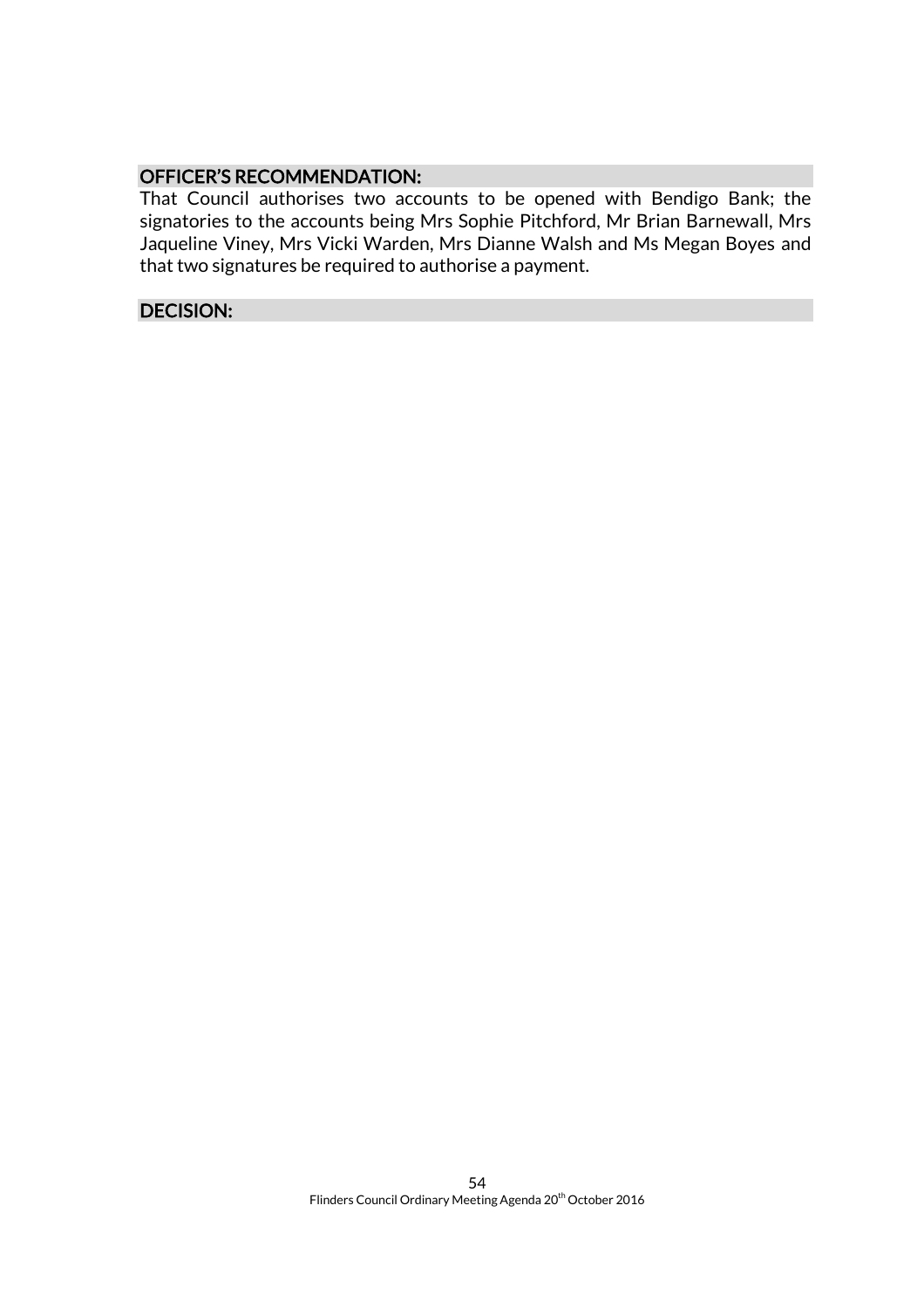### OFFICER'S RECOMMENDATION:

That Council authorises two accounts to be opened with Bendigo Bank; the signatories to the accounts being Mrs Sophie Pitchford, Mr Brian Barnewall, Mrs Jaqueline Viney, Mrs Vicki Warden, Mrs Dianne Walsh and Ms Megan Boyes and that two signatures be required to authorise a payment.

### DECISION: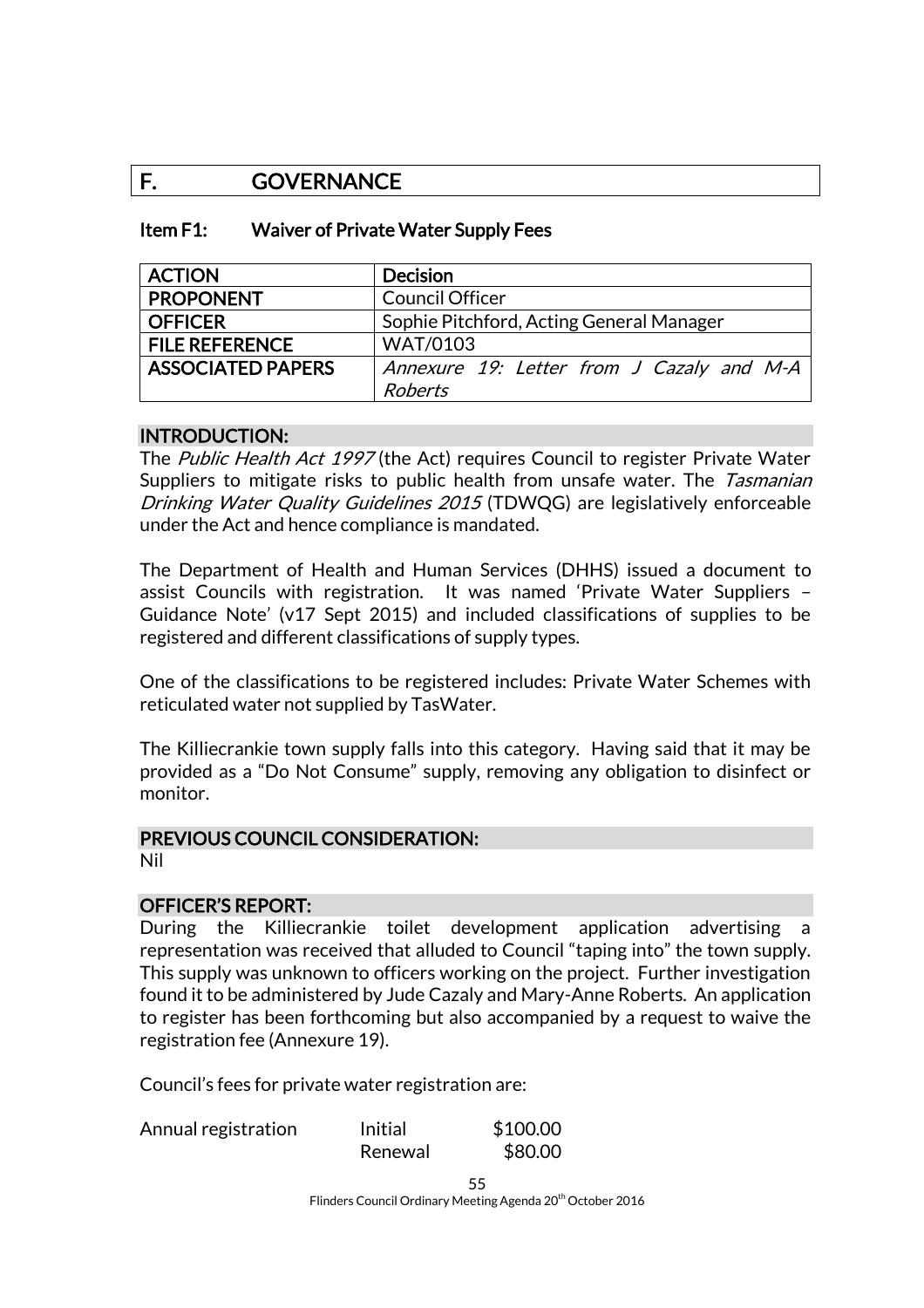# F. GOVERNANCE

## Item F1: Waiver of Private Water Supply Fees

| ACTION | Decision |
|---|---|
| PROPONENT | Council Officer |
| OFFICER | Sophie Pitchford, Acting General Manager |
| FILE REFERENCE | WAT/0103 |
| ASSOCIATED PAPERS | *Annexure 19: Letter from J Cazaly and M-A Roberts* |

### INTRODUCTION:

The *Public Health Act 1997* (the Act) requires Council to register Private Water Suppliers to mitigate risks to public health from unsafe water. The *Tasmanian Drinking Water Quality Guidelines 2015* (TDWQG) are legislatively enforceable under the Act and hence compliance is mandated.

The Department of Health and Human Services (DHHS) issued a document to assist Councils with registration. It was named 'Private Water Suppliers – Guidance Note' (v17 Sept 2015) and included classifications of supplies to be registered and different classifications of supply types.

One of the classifications to be registered includes: Private Water Schemes with reticulated water not supplied by TasWater.

The Killiecrankie town supply falls into this category. Having said that it may be provided as a "Do Not Consume" supply, removing any obligation to disinfect or monitor.

### PREVIOUS COUNCIL CONSIDERATION:

Nil

### OFFICER'S REPORT:

During the Killiecrankie toilet development application advertising a representation was received that alluded to Council "taping into" the town supply. This supply was unknown to officers working on the project. Further investigation found it to be administered by Jude Cazaly and Mary-Anne Roberts. An application to register has been forthcoming but also accompanied by a request to waive the registration fee (Annexure 19).

Council's fees for private water registration are:

| | | |
|---|---|---|
| Annual registration | Initial | \$100.00 |
| | Renewal | \$80.00 |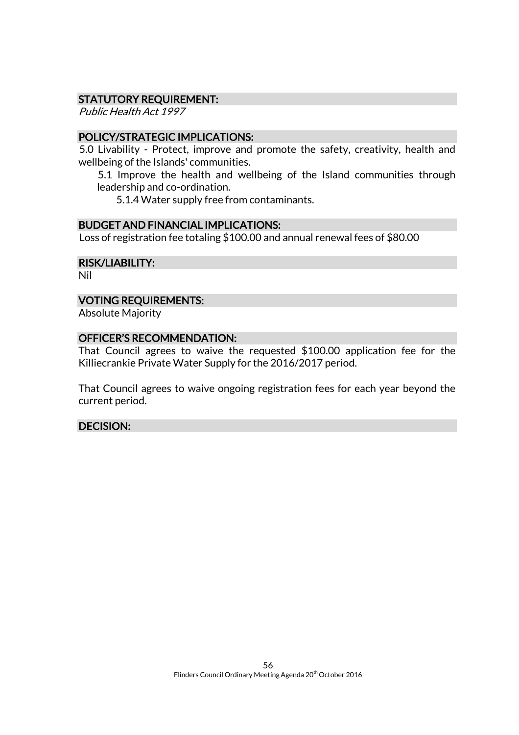## STATUTORY REQUIREMENT:

*Public Health Act 1997*

## POLICY/STRATEGIC IMPLICATIONS:

5.0 Livability - Protect, improve and promote the safety, creativity, health and wellbeing of the Islands' communities.

- 5.1 Improve the health and wellbeing of the Island communities through leadership and co-ordination.
  - 5.1.4 Water supply free from contaminants.

## BUDGET AND FINANCIAL IMPLICATIONS:

Loss of registration fee totaling $100.00 and annual renewal fees of $80.00

## RISK/LIABILITY:

Nil

## VOTING REQUIREMENTS:

Absolute Majority

## OFFICER'S RECOMMENDATION:

That Council agrees to waive the requested $100.00 application fee for the Killiecrankie Private Water Supply for the 2016/2017 period.

That Council agrees to waive ongoing registration fees for each year beyond the current period.

## DECISION: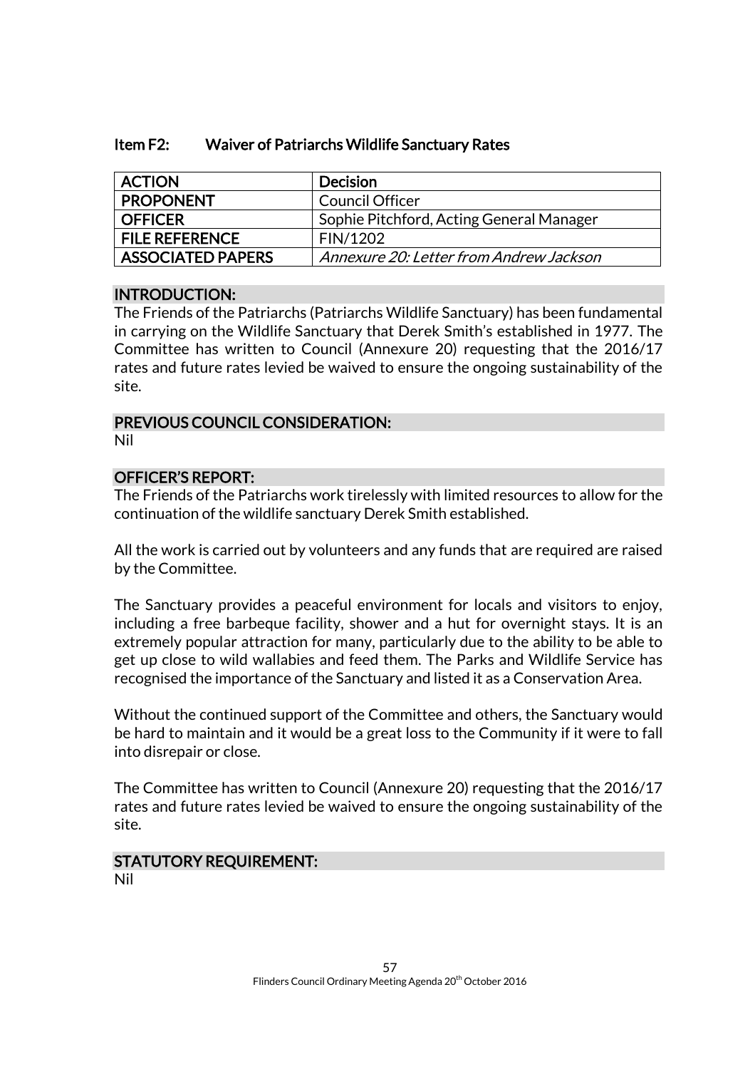## Item F2: Waiver of Patriarchs Wildlife Sanctuary Rates

| ACTION | Decision |
|---|---|
| PROPONENT | Council Officer |
| OFFICER | Sophie Pitchford, Acting General Manager |
| FILE REFERENCE | FIN/1202 |
| ASSOCIATED PAPERS | *Annexure 20: Letter from Andrew Jackson* |

### INTRODUCTION:

The Friends of the Patriarchs (Patriarchs Wildlife Sanctuary) has been fundamental in carrying on the Wildlife Sanctuary that Derek Smith's established in 1977. The Committee has written to Council (Annexure 20) requesting that the 2016/17 rates and future rates levied be waived to ensure the ongoing sustainability of the site.

### PREVIOUS COUNCIL CONSIDERATION:

Nil

### OFFICER'S REPORT:

The Friends of the Patriarchs work tirelessly with limited resources to allow for the continuation of the wildlife sanctuary Derek Smith established.

All the work is carried out by volunteers and any funds that are required are raised by the Committee.

The Sanctuary provides a peaceful environment for locals and visitors to enjoy, including a free barbeque facility, shower and a hut for overnight stays. It is an extremely popular attraction for many, particularly due to the ability to be able to get up close to wild wallabies and feed them. The Parks and Wildlife Service has recognised the importance of the Sanctuary and listed it as a Conservation Area.

Without the continued support of the Committee and others, the Sanctuary would be hard to maintain and it would be a great loss to the Community if it were to fall into disrepair or close.

The Committee has written to Council (Annexure 20) requesting that the 2016/17 rates and future rates levied be waived to ensure the ongoing sustainability of the site.

### STATUTORY REQUIREMENT:

Nil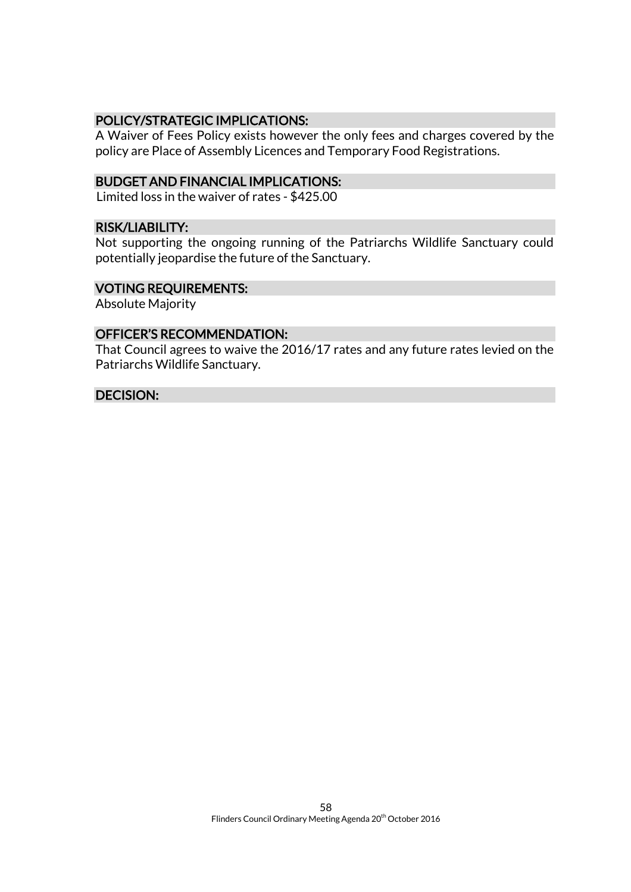## POLICY/STRATEGIC IMPLICATIONS:

A Waiver of Fees Policy exists however the only fees and charges covered by the policy are Place of Assembly Licences and Temporary Food Registrations.

## BUDGET AND FINANCIAL IMPLICATIONS:

Limited loss in the waiver of rates - $425.00

## RISK/LIABILITY:

Not supporting the ongoing running of the Patriarchs Wildlife Sanctuary could potentially jeopardise the future of the Sanctuary.

## VOTING REQUIREMENTS:

Absolute Majority

## OFFICER'S RECOMMENDATION:

That Council agrees to waive the 2016/17 rates and any future rates levied on the Patriarchs Wildlife Sanctuary.

## DECISION: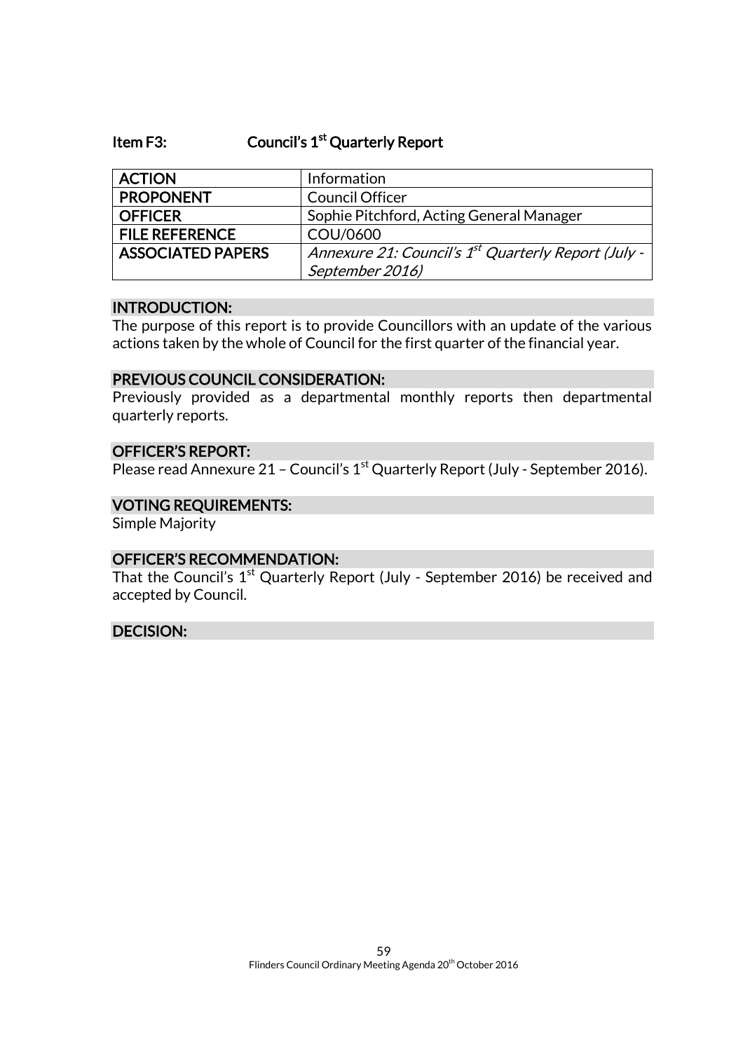## Item F3: Council's 1st Quarterly Report

| ACTION | Information |
|---|---|
| PROPONENT | Council Officer |
| OFFICER | Sophie Pitchford, Acting General Manager |
| FILE REFERENCE | COU/0600 |
| ASSOCIATED PAPERS | *Annexure 21: Council's 1st Quarterly Report (July - September 2016)* |

### INTRODUCTION:

The purpose of this report is to provide Councillors with an update of the various actions taken by the whole of Council for the first quarter of the financial year.

### PREVIOUS COUNCIL CONSIDERATION:

Previously provided as a departmental monthly reports then departmental quarterly reports.

### OFFICER'S REPORT:

Please read Annexure 21 – Council's 1st Quarterly Report (July - September 2016).

### VOTING REQUIREMENTS:

Simple Majority

### OFFICER'S RECOMMENDATION:

That the Council's 1st Quarterly Report (July - September 2016) be received and accepted by Council.

### DECISION: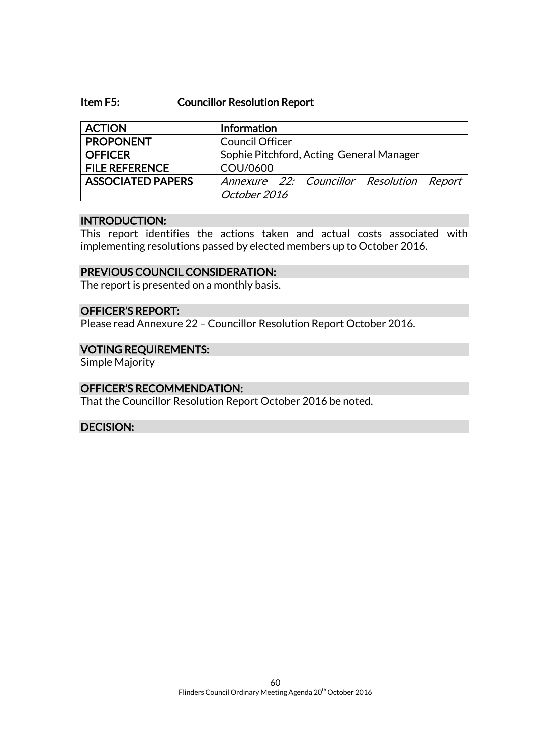### Item F5: Councillor Resolution Report

| ACTION | Information |
|---|---|
| PROPONENT | Council Officer |
| OFFICER | Sophie Pitchford, Acting General Manager |
| FILE REFERENCE | COU/0600 |
| ASSOCIATED PAPERS | *Annexure 22: Councillor Resolution Report October 2016* |

#### INTRODUCTION:

This report identifies the actions taken and actual costs associated with implementing resolutions passed by elected members up to October 2016.

#### PREVIOUS COUNCIL CONSIDERATION:

The report is presented on a monthly basis.

#### OFFICER'S REPORT:

Please read Annexure 22 – Councillor Resolution Report October 2016.

#### VOTING REQUIREMENTS:

Simple Majority

#### OFFICER'S RECOMMENDATION:

That the Councillor Resolution Report October 2016 be noted.

#### DECISION: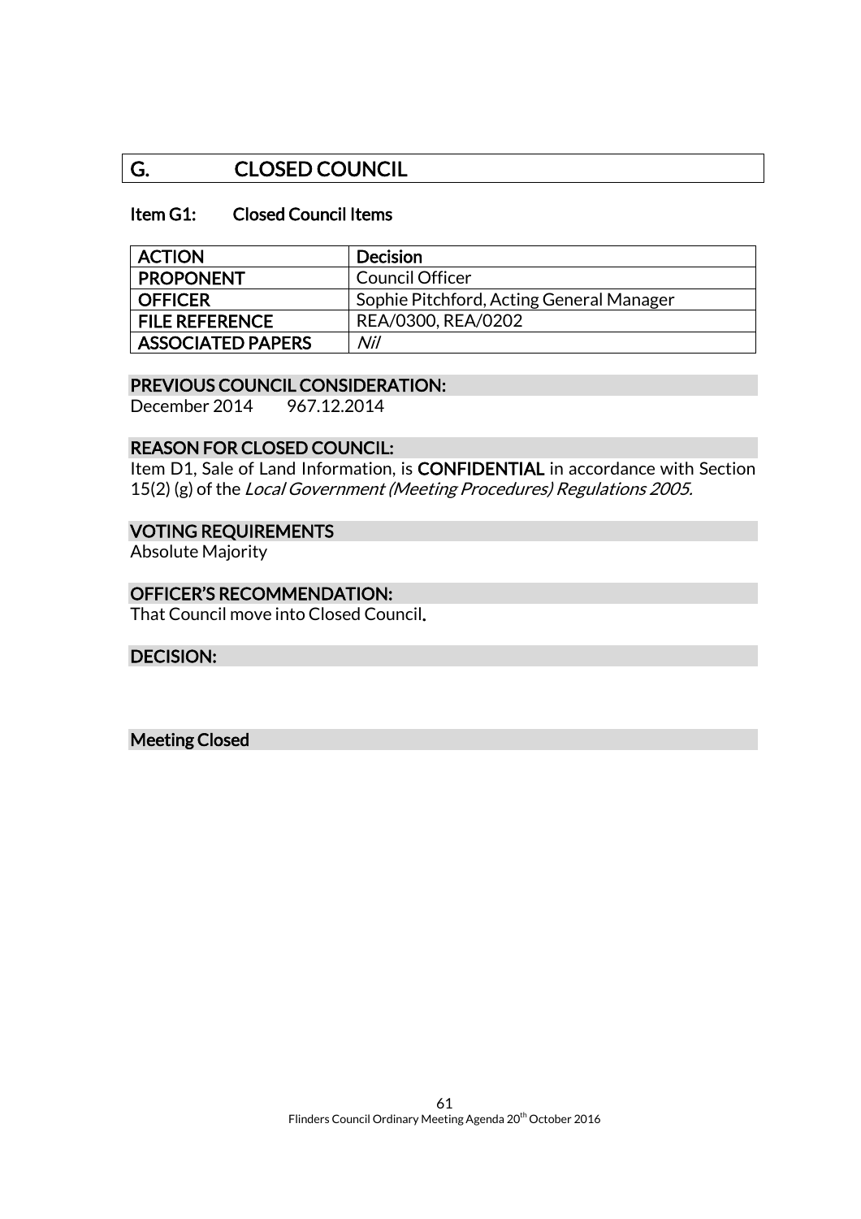# G. CLOSED COUNCIL

## Item G1: Closed Council Items

| | |
|---|---|
| **ACTION** | **Decision** |
| **PROPONENT** | Council Officer |
| **OFFICER** | Sophie Pitchford, Acting General Manager |
| **FILE REFERENCE** | REA/0300, REA/0202 |
| **ASSOCIATED PAPERS** | *Nil* |

### PREVIOUS COUNCIL CONSIDERATION:

December 2014 967.12.2014

### REASON FOR CLOSED COUNCIL:

Item D1, Sale of Land Information, is **CONFIDENTIAL** in accordance with Section 15(2) (g) of the *Local Government (Meeting Procedures) Regulations 2005.*

### VOTING REQUIREMENTS

Absolute Majority

### OFFICER'S RECOMMENDATION:

That Council move into Closed Council.

### DECISION:

### Meeting Closed